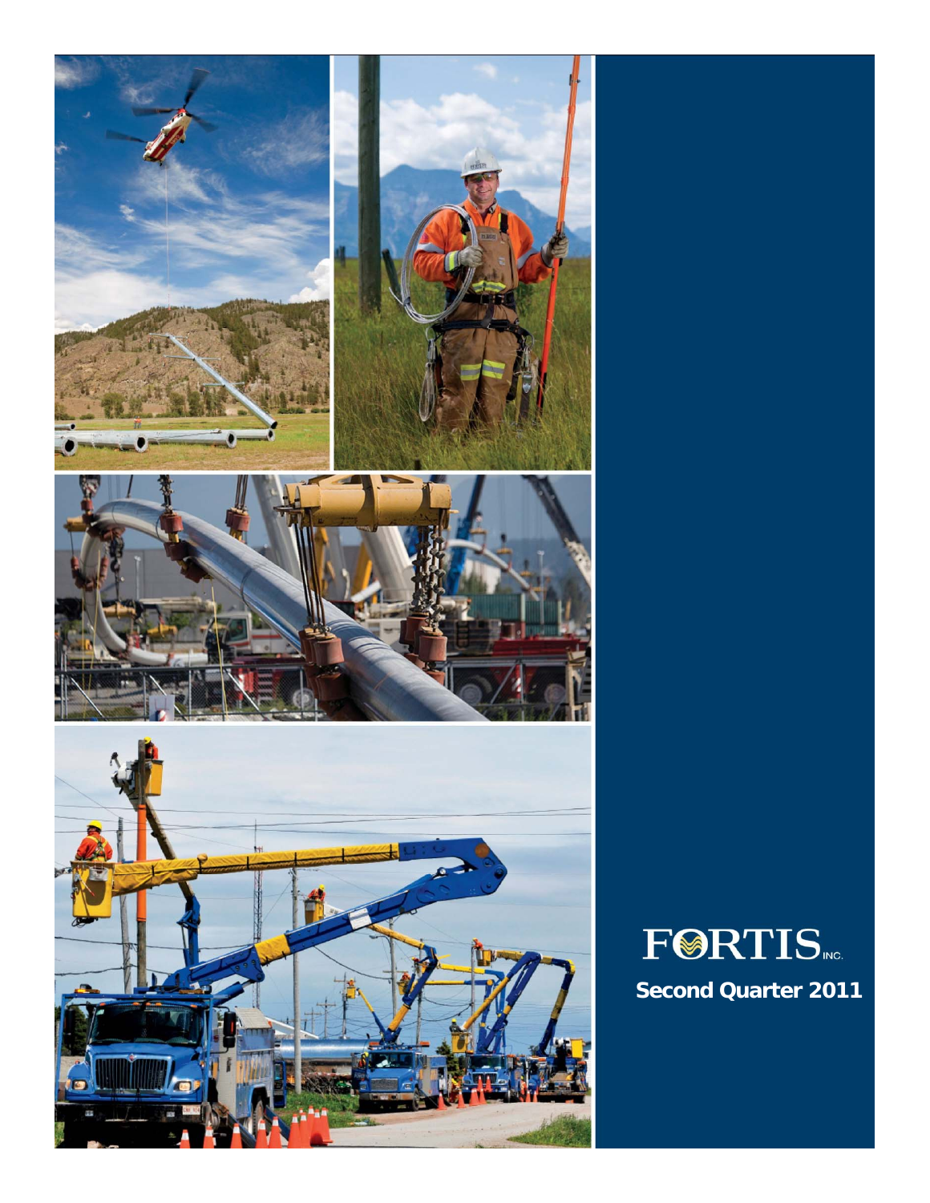# FORTIS INC.

**Second Quarter 2011**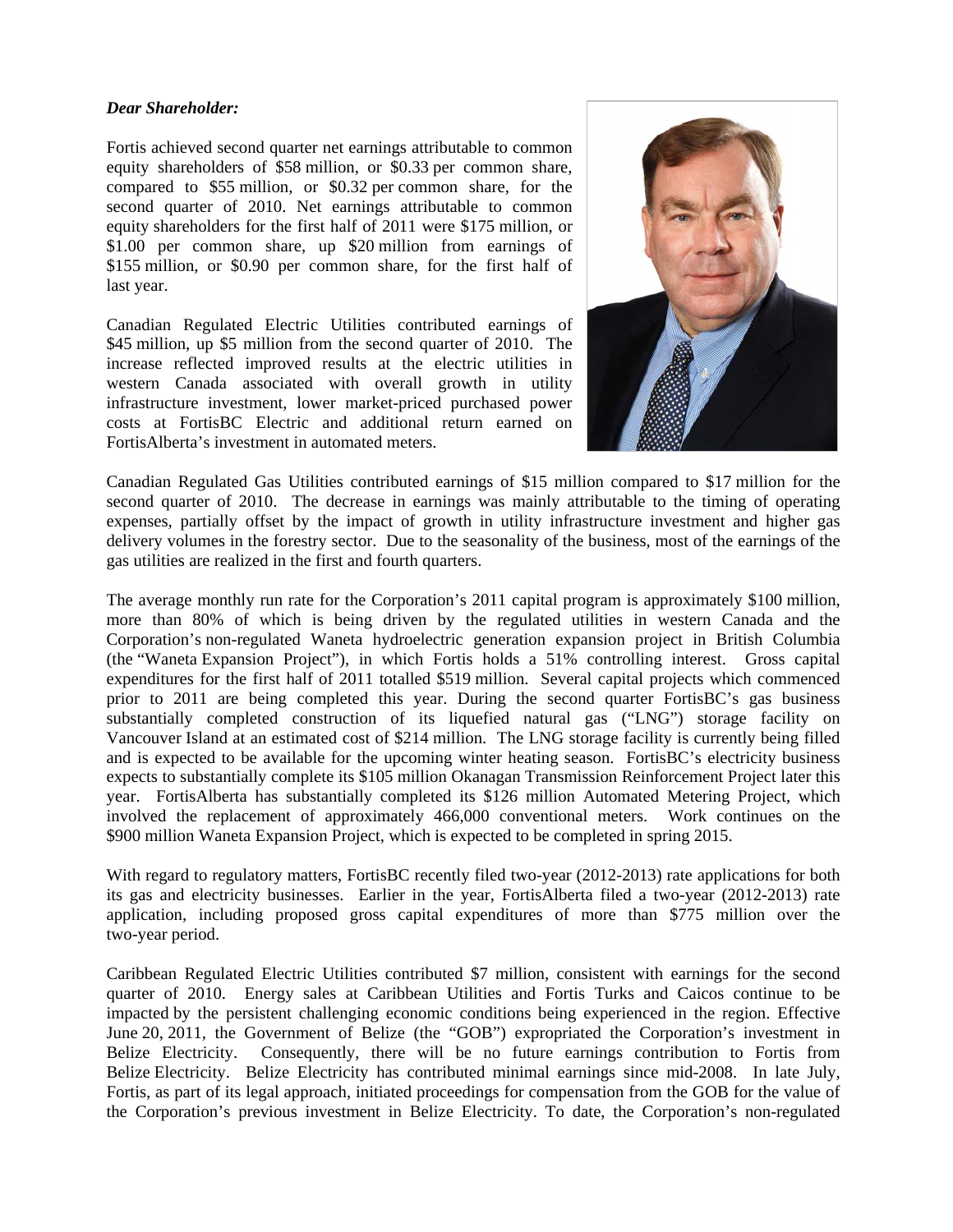***Dear Shareholder:***

Fortis achieved second quarter net earnings attributable to common equity shareholders of $58 million, or $0.33 per common share, compared to $55 million, or $0.32 per common share, for the second quarter of 2010. Net earnings attributable to common equity shareholders for the first half of 2011 were $175 million, or $1.00 per common share, up $20 million from earnings of $155 million, or $0.90 per common share, for the first half of last year.

Canadian Regulated Electric Utilities contributed earnings of $45 million, up $5 million from the second quarter of 2010. The increase reflected improved results at the electric utilities in western Canada associated with overall growth in utility infrastructure investment, lower market-priced purchased power costs at FortisBC Electric and additional return earned on FortisAlberta's investment in automated meters.

Canadian Regulated Gas Utilities contributed earnings of $15 million compared to $17 million for the second quarter of 2010. The decrease in earnings was mainly attributable to the timing of operating expenses, partially offset by the impact of growth in utility infrastructure investment and higher gas delivery volumes in the forestry sector. Due to the seasonality of the business, most of the earnings of the gas utilities are realized in the first and fourth quarters.

The average monthly run rate for the Corporation's 2011 capital program is approximately $100 million, more than 80% of which is being driven by the regulated utilities in western Canada and the Corporation's non-regulated Waneta hydroelectric generation expansion project in British Columbia (the "Waneta Expansion Project"), in which Fortis holds a 51% controlling interest. Gross capital expenditures for the first half of 2011 totalled $519 million. Several capital projects which commenced prior to 2011 are being completed this year. During the second quarter FortisBC's gas business substantially completed construction of its liquefied natural gas ("LNG") storage facility on Vancouver Island at an estimated cost of $214 million. The LNG storage facility is currently being filled and is expected to be available for the upcoming winter heating season. FortisBC's electricity business expects to substantially complete its $105 million Okanagan Transmission Reinforcement Project later this year. FortisAlberta has substantially completed its $126 million Automated Metering Project, which involved the replacement of approximately 466,000 conventional meters. Work continues on the $900 million Waneta Expansion Project, which is expected to be completed in spring 2015.

With regard to regulatory matters, FortisBC recently filed two-year (2012-2013) rate applications for both its gas and electricity businesses. Earlier in the year, FortisAlberta filed a two-year (2012-2013) rate application, including proposed gross capital expenditures of more than $775 million over the two-year period.

Caribbean Regulated Electric Utilities contributed $7 million, consistent with earnings for the second quarter of 2010. Energy sales at Caribbean Utilities and Fortis Turks and Caicos continue to be impacted by the persistent challenging economic conditions being experienced in the region. Effective June 20, 2011, the Government of Belize (the "GOB") expropriated the Corporation's investment in Belize Electricity. Consequently, there will be no future earnings contribution to Fortis from Belize Electricity. Belize Electricity has contributed minimal earnings since mid-2008. In late July, Fortis, as part of its legal approach, initiated proceedings for compensation from the GOB for the value of the Corporation's previous investment in Belize Electricity. To date, the Corporation's non-regulated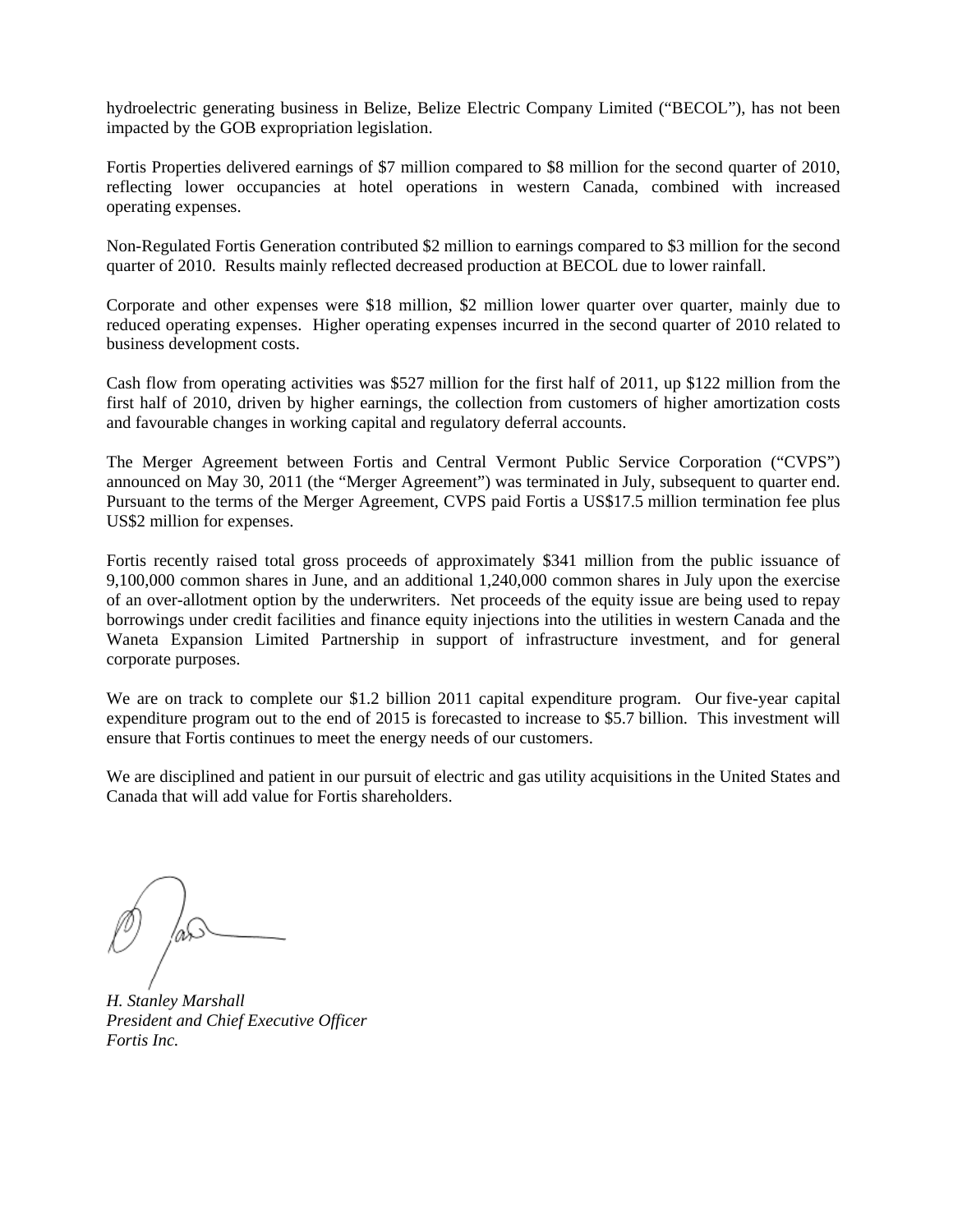hydroelectric generating business in Belize, Belize Electric Company Limited ("BECOL"), has not been impacted by the GOB expropriation legislation.

Fortis Properties delivered earnings of $7 million compared to $8 million for the second quarter of 2010, reflecting lower occupancies at hotel operations in western Canada, combined with increased operating expenses.

Non-Regulated Fortis Generation contributed $2 million to earnings compared to $3 million for the second quarter of 2010. Results mainly reflected decreased production at BECOL due to lower rainfall.

Corporate and other expenses were $18 million, $2 million lower quarter over quarter, mainly due to reduced operating expenses. Higher operating expenses incurred in the second quarter of 2010 related to business development costs.

Cash flow from operating activities was $527 million for the first half of 2011, up $122 million from the first half of 2010, driven by higher earnings, the collection from customers of higher amortization costs and favourable changes in working capital and regulatory deferral accounts.

The Merger Agreement between Fortis and Central Vermont Public Service Corporation ("CVPS") announced on May 30, 2011 (the "Merger Agreement") was terminated in July, subsequent to quarter end. Pursuant to the terms of the Merger Agreement, CVPS paid Fortis a US$17.5 million termination fee plus US$2 million for expenses.

Fortis recently raised total gross proceeds of approximately $341 million from the public issuance of 9,100,000 common shares in June, and an additional 1,240,000 common shares in July upon the exercise of an over-allotment option by the underwriters. Net proceeds of the equity issue are being used to repay borrowings under credit facilities and finance equity injections into the utilities in western Canada and the Waneta Expansion Limited Partnership in support of infrastructure investment, and for general corporate purposes.

We are on track to complete our $1.2 billion 2011 capital expenditure program. Our five-year capital expenditure program out to the end of 2015 is forecasted to increase to $5.7 billion. This investment will ensure that Fortis continues to meet the energy needs of our customers.

We are disciplined and patient in our pursuit of electric and gas utility acquisitions in the United States and Canada that will add value for Fortis shareholders.

*H. Stanley Marshall*
*President and Chief Executive Officer*
*Fortis Inc.*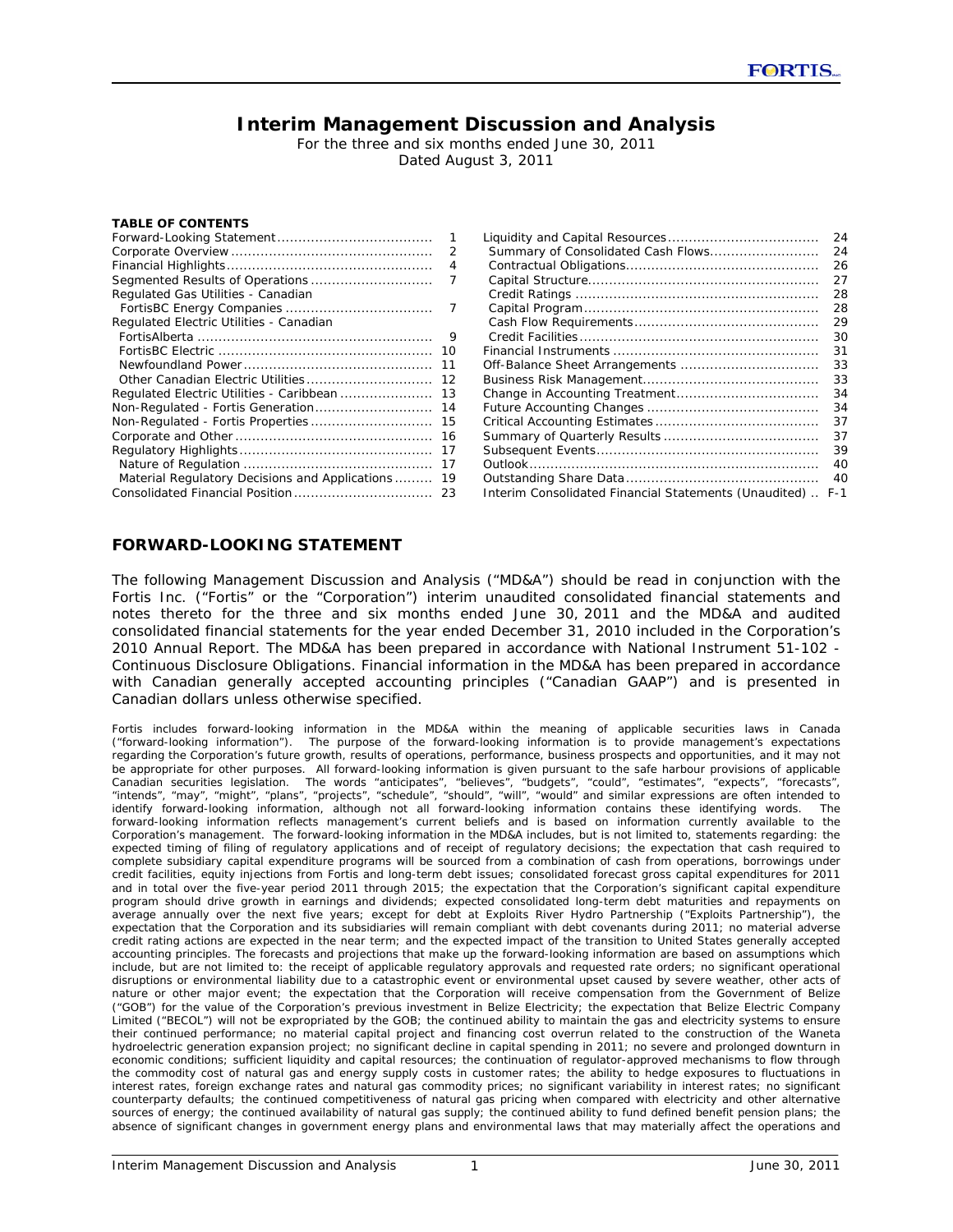# Interim Management Discussion and Analysis

For the three and six months ended June 30, 2011
Dated August 3, 2011

**TABLE OF CONTENTS**

| | | | |
|---|---|---|---|
| Forward-Looking Statement | 1 | Liquidity and Capital Resources | 24 |
| Corporate Overview | 2 | Summary of Consolidated Cash Flows | 24 |
| Financial Highlights | 4 | Contractual Obligations | 26 |
| Segmented Results of Operations | 7 | Capital Structure | 27 |
| Regulated Gas Utilities - Canadian | | Credit Ratings | 28 |
| FortisBC Energy Companies | 7 | Capital Program | 28 |
| Regulated Electric Utilities - Canadian | | Cash Flow Requirements | 29 |
| FortisAlberta | 9 | Credit Facilities | 30 |
| FortisBC Electric | 10 | Financial Instruments | 31 |
| Newfoundland Power | 11 | Off-Balance Sheet Arrangements | 33 |
| Other Canadian Electric Utilities | 12 | Business Risk Management | 33 |
| Regulated Electric Utilities - Caribbean | 13 | Change in Accounting Treatment | 34 |
| Non-Regulated - Fortis Generation | 14 | Future Accounting Changes | 34 |
| Non-Regulated - Fortis Properties | 15 | Critical Accounting Estimates | 37 |
| Corporate and Other | 16 | Summary of Quarterly Results | 37 |
| Regulatory Highlights | 17 | Subsequent Events | 39 |
| Nature of Regulation | 17 | Outlook | 40 |
| Material Regulatory Decisions and Applications | 19 | Outstanding Share Data | 40 |
| Consolidated Financial Position | 23 | Interim Consolidated Financial Statements (Unaudited) | F-1 |

## FORWARD-LOOKING STATEMENT

The following Management Discussion and Analysis ("MD&A") should be read in conjunction with the Fortis Inc. ("Fortis" or the "Corporation") interim unaudited consolidated financial statements and notes thereto for the three and six months ended June 30, 2011 and the MD&A and audited consolidated financial statements for the year ended December 31, 2010 included in the Corporation's 2010 Annual Report. The MD&A has been prepared in accordance with National Instrument 51-102 - Continuous Disclosure Obligations. Financial information in the MD&A has been prepared in accordance with Canadian generally accepted accounting principles ("Canadian GAAP") and is presented in Canadian dollars unless otherwise specified.

Fortis includes forward-looking information in the MD&A within the meaning of applicable securities laws in Canada ("forward-looking information"). The purpose of the forward-looking information is to provide management's expectations regarding the Corporation's future growth, results of operations, performance, business prospects and opportunities, and it may not be appropriate for other purposes. All forward-looking information is given pursuant to the safe harbour provisions of applicable Canadian securities legislation. The words "anticipates", "believes", "budgets", "could", "estimates", "expects", "forecasts", "intends", "may", "might", "plans", "projects", "schedule", "should", "will", "would" and similar expressions are often intended to identify forward-looking information, although not all forward-looking information contains these identifying words. The forward-looking information reflects management's current beliefs and is based on information currently available to the Corporation's management. The forward-looking information in the MD&A includes, but is not limited to, statements regarding: the expected timing of filing of regulatory applications and of receipt of regulatory decisions; the expectation that cash required to complete subsidiary capital expenditure programs will be sourced from a combination of cash from operations, borrowings under credit facilities, equity injections from Fortis and long-term debt issues; consolidated forecast gross capital expenditures for 2011 and in total over the five-year period 2011 through 2015; the expectation that the Corporation's significant capital expenditure program should drive growth in earnings and dividends; expected consolidated long-term debt maturities and repayments on average annually over the next five years; except for debt at Exploits River Hydro Partnership ("Exploits Partnership"), the expectation that the Corporation and its subsidiaries will remain compliant with debt covenants during 2011; no material adverse credit rating actions are expected in the near term; and the expected impact of the transition to United States generally accepted accounting principles. The forecasts and projections that make up the forward-looking information are based on assumptions which include, but are not limited to: the receipt of applicable regulatory approvals and requested rate orders; no significant operational disruptions or environmental liability due to a catastrophic event or environmental upset caused by severe weather, other acts of nature or other major event; the expectation that the Corporation will receive compensation from the Government of Belize ("GOB") for the value of the Corporation's previous investment in Belize Electricity; the expectation that Belize Electric Company Limited ("BECOL") will not be expropriated by the GOB; the continued ability to maintain the gas and electricity systems to ensure their continued performance; no material capital project and financing cost overrun related to the construction of the Waneta hydroelectric generation expansion project; no significant decline in capital spending in 2011; no severe and prolonged downturn in economic conditions; sufficient liquidity and capital resources; the continuation of regulator-approved mechanisms to flow through the commodity cost of natural gas and energy supply costs in customer rates; the ability to hedge exposures to fluctuations in interest rates, foreign exchange rates and natural gas commodity prices; no significant variability in interest rates; no significant counterparty defaults; the continued competitiveness of natural gas pricing when compared with electricity and other alternative sources of energy; the continued availability of natural gas supply; the continued ability to fund defined benefit pension plans; the absence of significant changes in government energy plans and environmental laws that may materially affect the operations and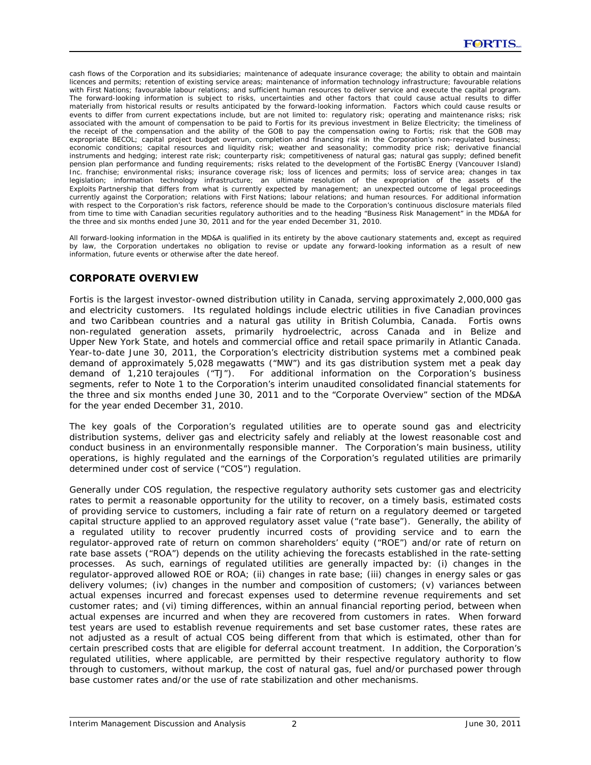cash flows of the Corporation and its subsidiaries; maintenance of adequate insurance coverage; the ability to obtain and maintain licences and permits; retention of existing service areas; maintenance of information technology infrastructure; favourable relations with First Nations; favourable labour relations; and sufficient human resources to deliver service and execute the capital program. The forward-looking information is subject to risks, uncertainties and other factors that could cause actual results to differ materially from historical results or results anticipated by the forward-looking information. Factors which could cause results or events to differ from current expectations include, but are not limited to: regulatory risk; operating and maintenance risks; risk associated with the amount of compensation to be paid to Fortis for its previous investment in Belize Electricity; the timeliness of the receipt of the compensation and the ability of the GOB to pay the compensation owing to Fortis; risk that the GOB may expropriate BECOL; capital project budget overrun, completion and financing risk in the Corporation's non-regulated business; economic conditions; capital resources and liquidity risk; weather and seasonality; commodity price risk; derivative financial instruments and hedging; interest rate risk; counterparty risk; competitiveness of natural gas; natural gas supply; defined benefit pension plan performance and funding requirements; risks related to the development of the FortisBC Energy (Vancouver Island) Inc. franchise; environmental risks; insurance coverage risk; loss of licences and permits; loss of service area; changes in tax legislation; information technology infrastructure; an ultimate resolution of the expropriation of the assets of the Exploits Partnership that differs from what is currently expected by management; an unexpected outcome of legal proceedings currently against the Corporation; relations with First Nations; labour relations; and human resources. For additional information with respect to the Corporation's risk factors, reference should be made to the Corporation's continuous disclosure materials filed from time to time with Canadian securities regulatory authorities and to the heading "Business Risk Management" in the MD&A for the three and six months ended June 30, 2011 and for the year ended December 31, 2010.

All forward-looking information in the MD&A is qualified in its entirety by the above cautionary statements and, except as required by law, the Corporation undertakes no obligation to revise or update any forward-looking information as a result of new information, future events or otherwise after the date hereof.

## CORPORATE OVERVIEW

Fortis is the largest investor-owned distribution utility in Canada, serving approximately 2,000,000 gas and electricity customers. Its regulated holdings include electric utilities in five Canadian provinces and two Caribbean countries and a natural gas utility in British Columbia, Canada. Fortis owns non-regulated generation assets, primarily hydroelectric, across Canada and in Belize and Upper New York State, and hotels and commercial office and retail space primarily in Atlantic Canada. Year-to-date June 30, 2011, the Corporation's electricity distribution systems met a combined peak demand of approximately 5,028 megawatts ("MW") and its gas distribution system met a peak day demand of 1,210 terajoules ("TJ"). For additional information on the Corporation's business segments, refer to Note 1 to the Corporation's interim unaudited consolidated financial statements for the three and six months ended June 30, 2011 and to the "Corporate Overview" section of the MD&A for the year ended December 31, 2010.

The key goals of the Corporation's regulated utilities are to operate sound gas and electricity distribution systems, deliver gas and electricity safely and reliably at the lowest reasonable cost and conduct business in an environmentally responsible manner. The Corporation's main business, utility operations, is highly regulated and the earnings of the Corporation's regulated utilities are primarily determined under cost of service ("COS") regulation.

Generally under COS regulation, the respective regulatory authority sets customer gas and electricity rates to permit a reasonable opportunity for the utility to recover, on a timely basis, estimated costs of providing service to customers, including a fair rate of return on a regulatory deemed or targeted capital structure applied to an approved regulatory asset value ("rate base"). Generally, the ability of a regulated utility to recover prudently incurred costs of providing service and to earn the regulator-approved rate of return on common shareholders' equity ("ROE") and/or rate of return on rate base assets ("ROA") depends on the utility achieving the forecasts established in the rate-setting processes. As such, earnings of regulated utilities are generally impacted by: (i) changes in the regulator-approved allowed ROE or ROA; (ii) changes in rate base; (iii) changes in energy sales or gas delivery volumes; (iv) changes in the number and composition of customers; (v) variances between actual expenses incurred and forecast expenses used to determine revenue requirements and set customer rates; and (vi) timing differences, within an annual financial reporting period, between when actual expenses are incurred and when they are recovered from customers in rates. When forward test years are used to establish revenue requirements and set base customer rates, these rates are not adjusted as a result of actual COS being different from that which is estimated, other than for certain prescribed costs that are eligible for deferral account treatment. In addition, the Corporation's regulated utilities, where applicable, are permitted by their respective regulatory authority to flow through to customers, without markup, the cost of natural gas, fuel and/or purchased power through base customer rates and/or the use of rate stabilization and other mechanisms.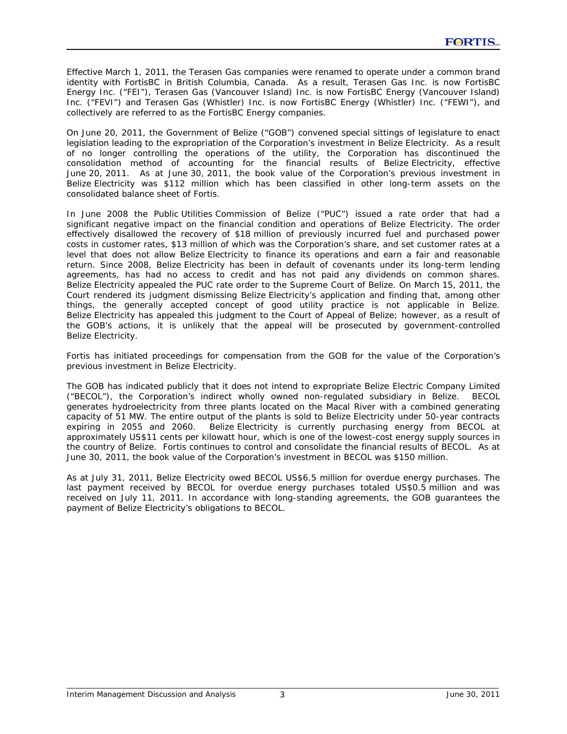Effective March 1, 2011, the Terasen Gas companies were renamed to operate under a common brand identity with FortisBC in British Columbia, Canada. As a result, Terasen Gas Inc. is now FortisBC Energy Inc. ("FEI"), Terasen Gas (Vancouver Island) Inc. is now FortisBC Energy (Vancouver Island) Inc. ("FEVI") and Terasen Gas (Whistler) Inc. is now FortisBC Energy (Whistler) Inc. ("FEWI"), and collectively are referred to as the FortisBC Energy companies.

On June 20, 2011, the Government of Belize ("GOB") convened special sittings of legislature to enact legislation leading to the expropriation of the Corporation's investment in Belize Electricity. As a result of no longer controlling the operations of the utility, the Corporation has discontinued the consolidation method of accounting for the financial results of Belize Electricity, effective June 20, 2011. As at June 30, 2011, the book value of the Corporation's previous investment in Belize Electricity was $112 million which has been classified in other long-term assets on the consolidated balance sheet of Fortis.

In June 2008 the Public Utilities Commission of Belize ("PUC") issued a rate order that had a significant negative impact on the financial condition and operations of Belize Electricity. The order effectively disallowed the recovery of $18 million of previously incurred fuel and purchased power costs in customer rates, $13 million of which was the Corporation's share, and set customer rates at a level that does not allow Belize Electricity to finance its operations and earn a fair and reasonable return. Since 2008, Belize Electricity has been in default of covenants under its long-term lending agreements, has had no access to credit and has not paid any dividends on common shares. Belize Electricity appealed the PUC rate order to the Supreme Court of Belize. On March 15, 2011, the Court rendered its judgment dismissing Belize Electricity's application and finding that, among other things, the generally accepted concept of good utility practice is not applicable in Belize. Belize Electricity has appealed this judgment to the Court of Appeal of Belize; however, as a result of the GOB's actions, it is unlikely that the appeal will be prosecuted by government-controlled Belize Electricity.

Fortis has initiated proceedings for compensation from the GOB for the value of the Corporation's previous investment in Belize Electricity.

The GOB has indicated publicly that it does not intend to expropriate Belize Electric Company Limited ("BECOL"), the Corporation's indirect wholly owned non-regulated subsidiary in Belize. BECOL generates hydroelectricity from three plants located on the Macal River with a combined generating capacity of 51 MW. The entire output of the plants is sold to Belize Electricity under 50-year contracts expiring in 2055 and 2060. Belize Electricity is currently purchasing energy from BECOL at approximately US$11 cents per kilowatt hour, which is one of the lowest-cost energy supply sources in the country of Belize. Fortis continues to control and consolidate the financial results of BECOL. As at June 30, 2011, the book value of the Corporation's investment in BECOL was $150 million.

As at July 31, 2011, Belize Electricity owed BECOL US$6.5 million for overdue energy purchases. The last payment received by BECOL for overdue energy purchases totaled US$0.5 million and was received on July 11, 2011. In accordance with long-standing agreements, the GOB guarantees the payment of Belize Electricity's obligations to BECOL.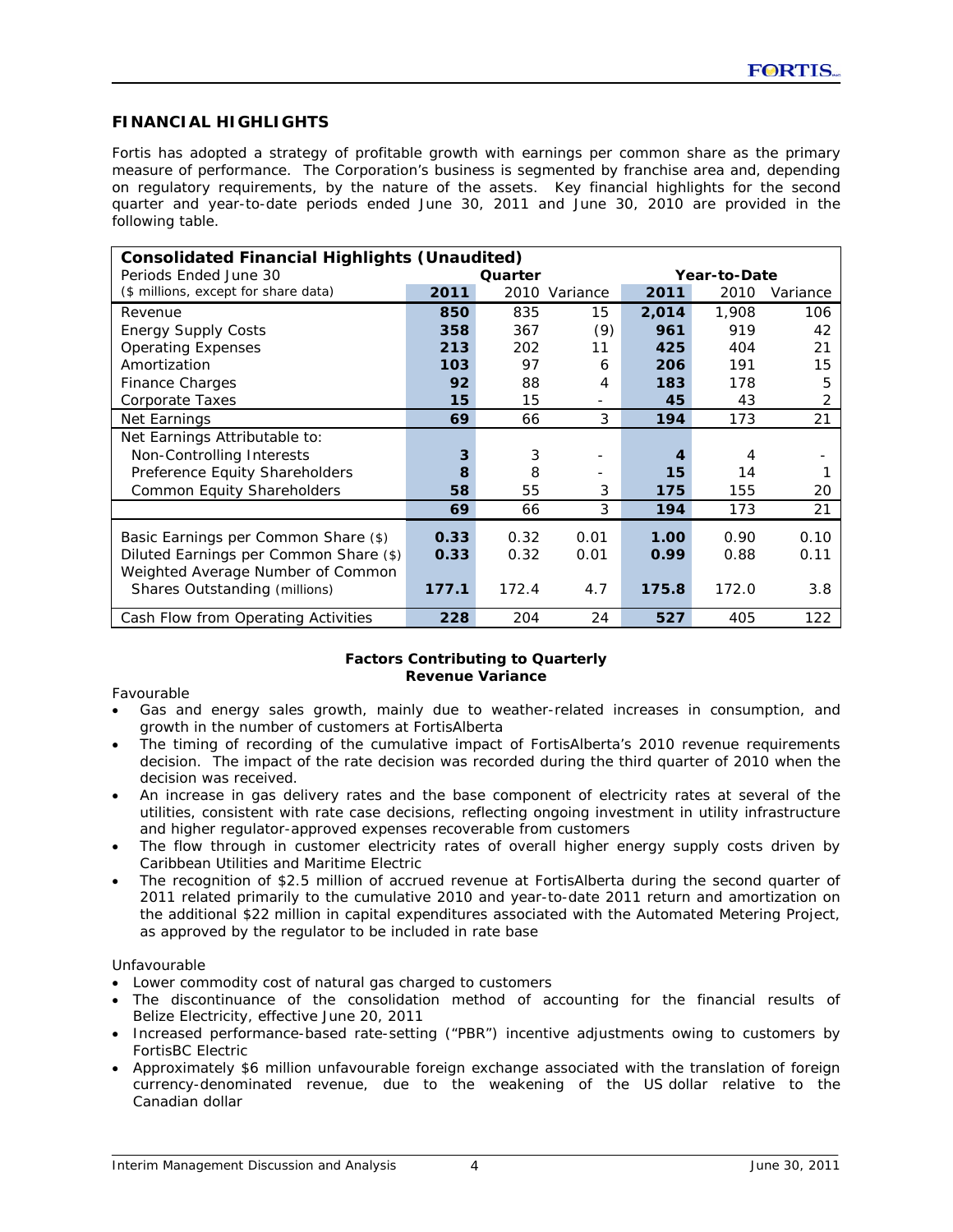## FINANCIAL HIGHLIGHTS

Fortis has adopted a strategy of profitable growth with earnings per common share as the primary measure of performance. The Corporation's business is segmented by franchise area and, depending on regulatory requirements, by the nature of the assets. Key financial highlights for the second quarter and year-to-date periods ended June 30, 2011 and June 30, 2010 are provided in the following table.

| **Consolidated Financial Highlights (Unaudited)** | | | | | | |
|---|---|---|---|---|---|---|
| Periods Ended June 30 | Quarter | | | Year-to-Date | | |
| ($ millions, except for share data) | **2011** | 2010 | Variance | **2011** | 2010 | Variance |
| Revenue | **850** | 835 | 15 | **2,014** | 1,908 | 106 |
| Energy Supply Costs | **358** | 367 | (9) | **961** | 919 | 42 |
| Operating Expenses | **213** | 202 | 11 | **425** | 404 | 21 |
| Amortization | **103** | 97 | 6 | **206** | 191 | 15 |
| Finance Charges | **92** | 88 | 4 | **183** | 178 | 5 |
| Corporate Taxes | **15** | 15 | - | **45** | 43 | 2 |
| Net Earnings | **69** | 66 | 3 | **194** | 173 | 21 |
| Net Earnings Attributable to: | | | | | | |
| Non-Controlling Interests | **3** | 3 | - | **4** | 4 | - |
| Preference Equity Shareholders | **8** | 8 | - | **15** | 14 | 1 |
| Common Equity Shareholders | **58** | 55 | 3 | **175** | 155 | 20 |
| | **69** | 66 | 3 | **194** | 173 | 21 |
| Basic Earnings per Common Share ($) | **0.33** | 0.32 | 0.01 | **1.00** | 0.90 | 0.10 |
| Diluted Earnings per Common Share ($) | **0.33** | 0.32 | 0.01 | **0.99** | 0.88 | 0.11 |
| Weighted Average Number of Common Shares Outstanding (millions) | **177.1** | 172.4 | 4.7 | **175.8** | 172.0 | 3.8 |
| Cash Flow from Operating Activities | **228** | 204 | 24 | **527** | 405 | 122 |

**Factors Contributing to Quarterly Revenue Variance**

Favourable

- Gas and energy sales growth, mainly due to weather-related increases in consumption, and growth in the number of customers at FortisAlberta
- The timing of recording of the cumulative impact of FortisAlberta's 2010 revenue requirements decision. The impact of the rate decision was recorded during the third quarter of 2010 when the decision was received.
- An increase in gas delivery rates and the base component of electricity rates at several of the utilities, consistent with rate case decisions, reflecting ongoing investment in utility infrastructure and higher regulator-approved expenses recoverable from customers
- The flow through in customer electricity rates of overall higher energy supply costs driven by Caribbean Utilities and Maritime Electric
- The recognition of $2.5 million of accrued revenue at FortisAlberta during the second quarter of 2011 related primarily to the cumulative 2010 and year-to-date 2011 return and amortization on the additional $22 million in capital expenditures associated with the Automated Metering Project, as approved by the regulator to be included in rate base

Unfavourable

- Lower commodity cost of natural gas charged to customers
- The discontinuance of the consolidation method of accounting for the financial results of Belize Electricity, effective June 20, 2011
- Increased performance-based rate-setting ("PBR") incentive adjustments owing to customers by FortisBC Electric
- Approximately $6 million unfavourable foreign exchange associated with the translation of foreign currency-denominated revenue, due to the weakening of the US dollar relative to the Canadian dollar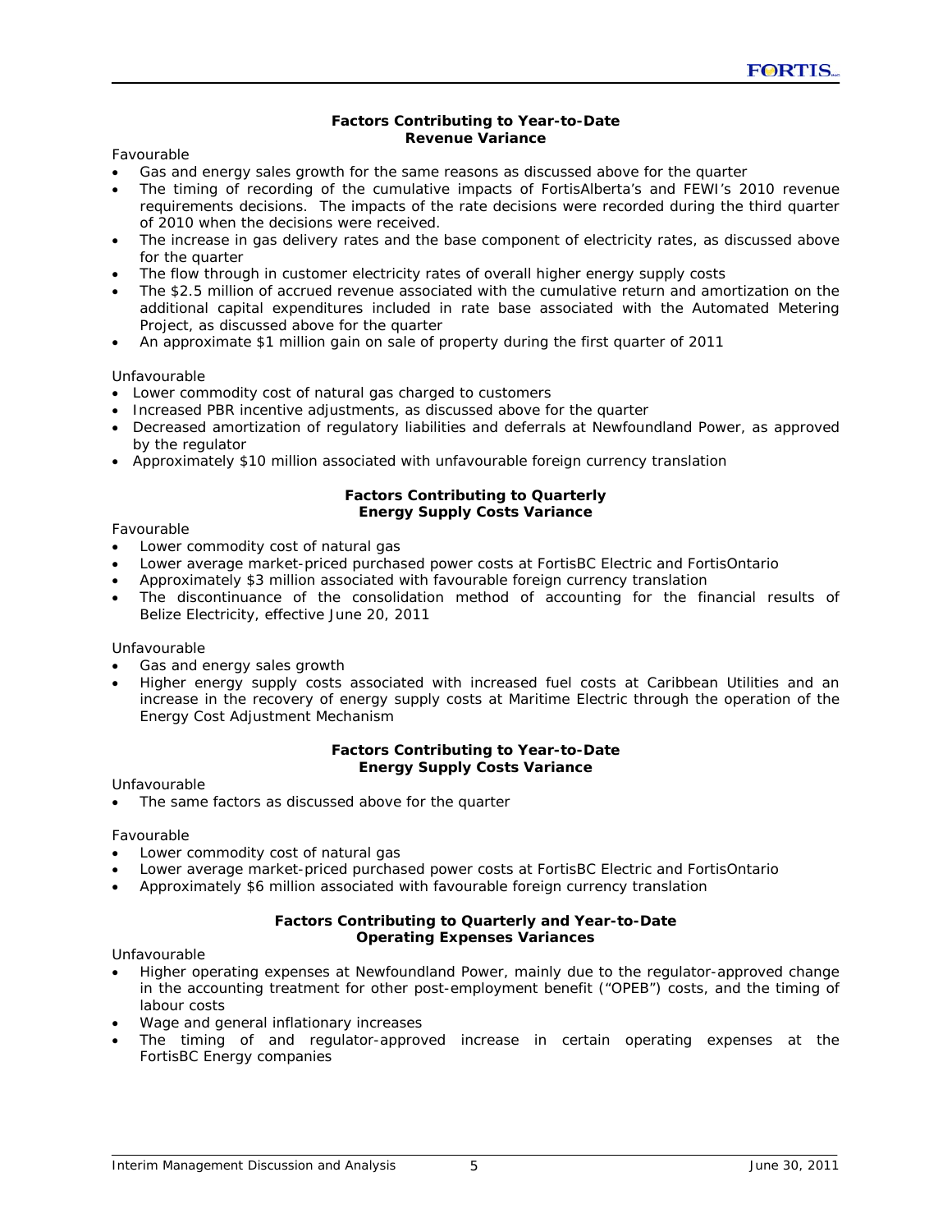**Factors Contributing to Year-to-Date Revenue Variance**

Favourable

- Gas and energy sales growth for the same reasons as discussed above for the quarter
- The timing of recording of the cumulative impacts of FortisAlberta's and FEWI's 2010 revenue requirements decisions. The impacts of the rate decisions were recorded during the third quarter of 2010 when the decisions were received.
- The increase in gas delivery rates and the base component of electricity rates, as discussed above for the quarter
- The flow through in customer electricity rates of overall higher energy supply costs
- The $2.5 million of accrued revenue associated with the cumulative return and amortization on the additional capital expenditures included in rate base associated with the Automated Metering Project, as discussed above for the quarter
- An approximate $1 million gain on sale of property during the first quarter of 2011

Unfavourable

- Lower commodity cost of natural gas charged to customers
- Increased PBR incentive adjustments, as discussed above for the quarter
- Decreased amortization of regulatory liabilities and deferrals at Newfoundland Power, as approved by the regulator
- Approximately $10 million associated with unfavourable foreign currency translation

**Factors Contributing to Quarterly Energy Supply Costs Variance**

Favourable

- Lower commodity cost of natural gas
- Lower average market-priced purchased power costs at FortisBC Electric and FortisOntario
- Approximately $3 million associated with favourable foreign currency translation
- The discontinuance of the consolidation method of accounting for the financial results of Belize Electricity, effective June 20, 2011

Unfavourable

- Gas and energy sales growth
- Higher energy supply costs associated with increased fuel costs at Caribbean Utilities and an increase in the recovery of energy supply costs at Maritime Electric through the operation of the Energy Cost Adjustment Mechanism

**Factors Contributing to Year-to-Date Energy Supply Costs Variance**

Unfavourable

- The same factors as discussed above for the quarter

Favourable

- Lower commodity cost of natural gas
- Lower average market-priced purchased power costs at FortisBC Electric and FortisOntario
- Approximately $6 million associated with favourable foreign currency translation

**Factors Contributing to Quarterly and Year-to-Date Operating Expenses Variances**

Unfavourable

- Higher operating expenses at Newfoundland Power, mainly due to the regulator-approved change in the accounting treatment for other post-employment benefit ("OPEB") costs, and the timing of labour costs
- Wage and general inflationary increases
- The timing of and regulator-approved increase in certain operating expenses at the FortisBC Energy companies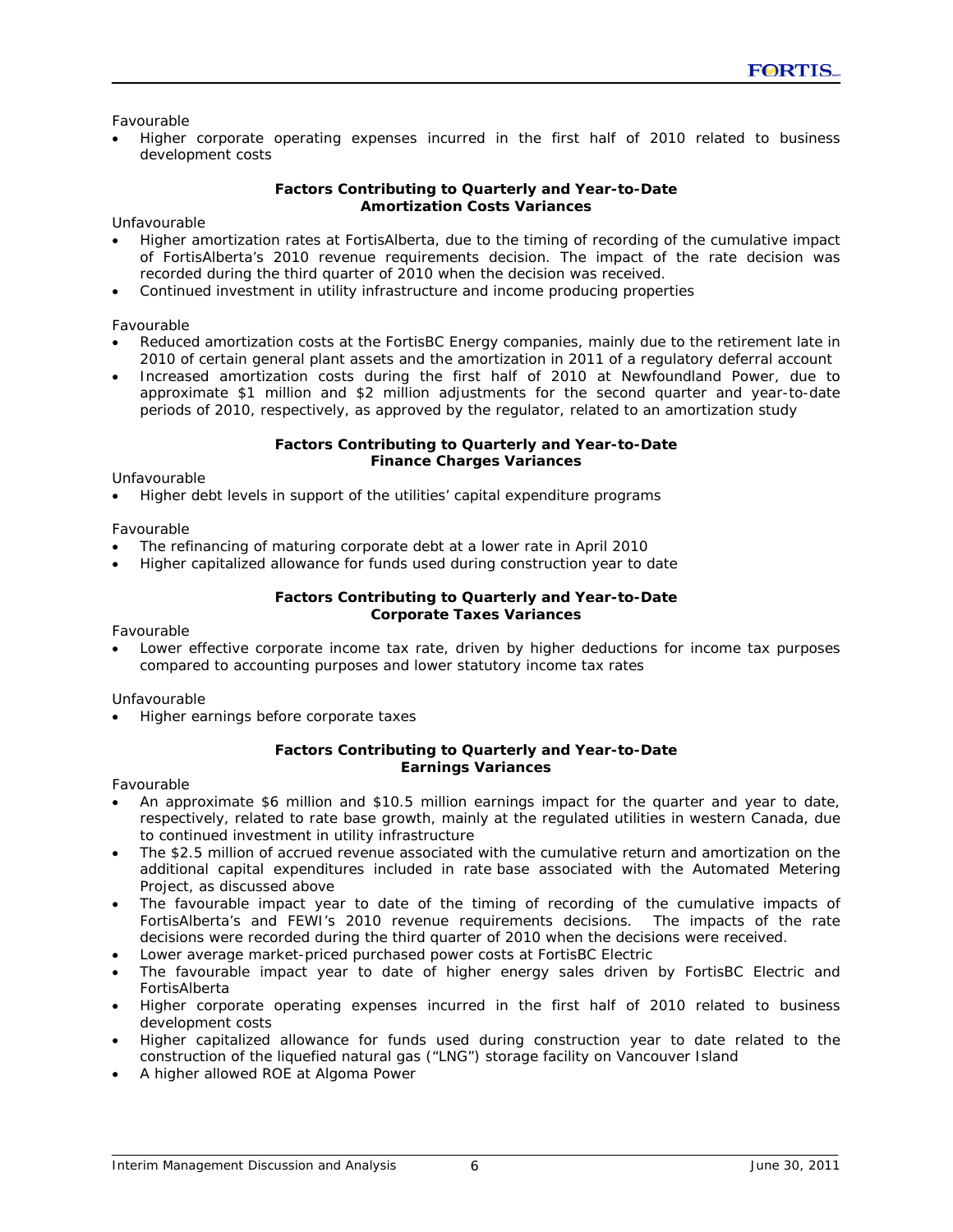Favourable

- Higher corporate operating expenses incurred in the first half of 2010 related to business development costs

**Factors Contributing to Quarterly and Year-to-Date Amortization Costs Variances**

Unfavourable

- Higher amortization rates at FortisAlberta, due to the timing of recording of the cumulative impact of FortisAlberta's 2010 revenue requirements decision. The impact of the rate decision was recorded during the third quarter of 2010 when the decision was received.
- Continued investment in utility infrastructure and income producing properties

Favourable

- Reduced amortization costs at the FortisBC Energy companies, mainly due to the retirement late in 2010 of certain general plant assets and the amortization in 2011 of a regulatory deferral account
- Increased amortization costs during the first half of 2010 at Newfoundland Power, due to approximate $1 million and $2 million adjustments for the second quarter and year-to-date periods of 2010, respectively, as approved by the regulator, related to an amortization study

**Factors Contributing to Quarterly and Year-to-Date Finance Charges Variances**

Unfavourable

- Higher debt levels in support of the utilities' capital expenditure programs

Favourable

- The refinancing of maturing corporate debt at a lower rate in April 2010
- Higher capitalized allowance for funds used during construction year to date

**Factors Contributing to Quarterly and Year-to-Date Corporate Taxes Variances**

Favourable

- Lower effective corporate income tax rate, driven by higher deductions for income tax purposes compared to accounting purposes and lower statutory income tax rates

Unfavourable

- Higher earnings before corporate taxes

**Factors Contributing to Quarterly and Year-to-Date Earnings Variances**

Favourable

- An approximate $6 million and $10.5 million earnings impact for the quarter and year to date, respectively, related to rate base growth, mainly at the regulated utilities in western Canada, due to continued investment in utility infrastructure
- The $2.5 million of accrued revenue associated with the cumulative return and amortization on the additional capital expenditures included in rate base associated with the Automated Metering Project, as discussed above
- The favourable impact year to date of the timing of recording of the cumulative impacts of FortisAlberta's and FEWI's 2010 revenue requirements decisions. The impacts of the rate decisions were recorded during the third quarter of 2010 when the decisions were received.
- Lower average market-priced purchased power costs at FortisBC Electric
- The favourable impact year to date of higher energy sales driven by FortisBC Electric and FortisAlberta
- Higher corporate operating expenses incurred in the first half of 2010 related to business development costs
- Higher capitalized allowance for funds used during construction year to date related to the construction of the liquefied natural gas ("LNG") storage facility on Vancouver Island
- A higher allowed ROE at Algoma Power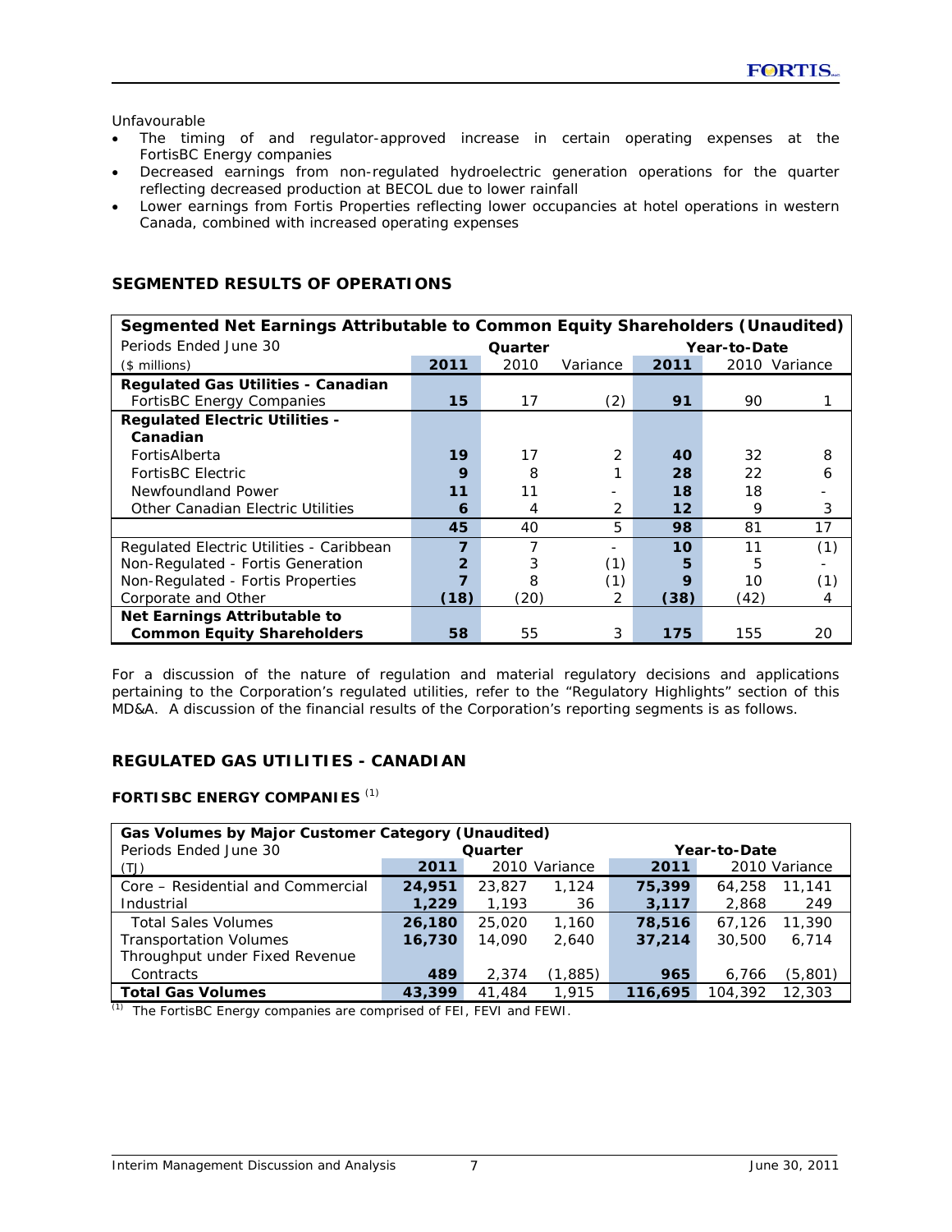Unfavourable

- The timing of and regulator-approved increase in certain operating expenses at the FortisBC Energy companies
- Decreased earnings from non-regulated hydroelectric generation operations for the quarter reflecting decreased production at BECOL due to lower rainfall
- Lower earnings from Fortis Properties reflecting lower occupancies at hotel operations in western Canada, combined with increased operating expenses

## SEGMENTED RESULTS OF OPERATIONS

| Segmented Net Earnings Attributable to Common Equity Shareholders (Unaudited) | | | | | | |
|---|---|---|---|---|---|---|
| Periods Ended June 30 | Quarter | | | Year-to-Date | | |
| ($ millions) | **2011** | 2010 | Variance | **2011** | 2010 | Variance |
| **Regulated Gas Utilities - Canadian** | | | | | | |
| FortisBC Energy Companies | **15** | 17 | (2) | **91** | 90 | 1 |
| **Regulated Electric Utilities - Canadian** | | | | | | |
| FortisAlberta | **19** | 17 | 2 | **40** | 32 | 8 |
| FortisBC Electric | **9** | 8 | 1 | **28** | 22 | 6 |
| Newfoundland Power | **11** | 11 | - | **18** | 18 | - |
| Other Canadian Electric Utilities | **6** | 4 | 2 | **12** | 9 | 3 |
| | **45** | 40 | 5 | **98** | 81 | 17 |
| Regulated Electric Utilities - Caribbean | **7** | 7 | - | **10** | 11 | (1) |
| Non-Regulated - Fortis Generation | **2** | 3 | (1) | **5** | 5 | - |
| Non-Regulated - Fortis Properties | **7** | 8 | (1) | **9** | 10 | (1) |
| Corporate and Other | **(18)** | (20) | 2 | **(38)** | (42) | 4 |
| **Net Earnings Attributable to Common Equity Shareholders** | **58** | 55 | 3 | **175** | 155 | 20 |

For a discussion of the nature of regulation and material regulatory decisions and applications pertaining to the Corporation's regulated utilities, refer to the "Regulatory Highlights" section of this MD&A. A discussion of the financial results of the Corporation's reporting segments is as follows.

## REGULATED GAS UTILITIES - CANADIAN

### FORTISBC ENERGY COMPANIES [(1)]

| Gas Volumes by Major Customer Category (Unaudited) | | | | | | |
|---|---|---|---|---|---|---|
| Periods Ended June 30 | Quarter | | | Year-to-Date | | |
| (TJ) | **2011** | 2010 | Variance | **2011** | 2010 | Variance |
| Core – Residential and Commercial | **24,951** | 23,827 | 1,124 | **75,399** | 64,258 | 11,141 |
| Industrial | **1,229** | 1,193 | 36 | **3,117** | 2,868 | 249 |
| Total Sales Volumes | **26,180** | 25,020 | 1,160 | **78,516** | 67,126 | 11,390 |
| Transportation Volumes | **16,730** | 14,090 | 2,640 | **37,214** | 30,500 | 6,714 |
| Throughput under Fixed Revenue Contracts | **489** | 2,374 | (1,885) | **965** | 6,766 | (5,801) |
| **Total Gas Volumes** | **43,399** | 41,484 | 1,915 | **116,695** | 104,392 | 12,303 |

(1) The FortisBC Energy companies are comprised of FEI, FEVI and FEWI.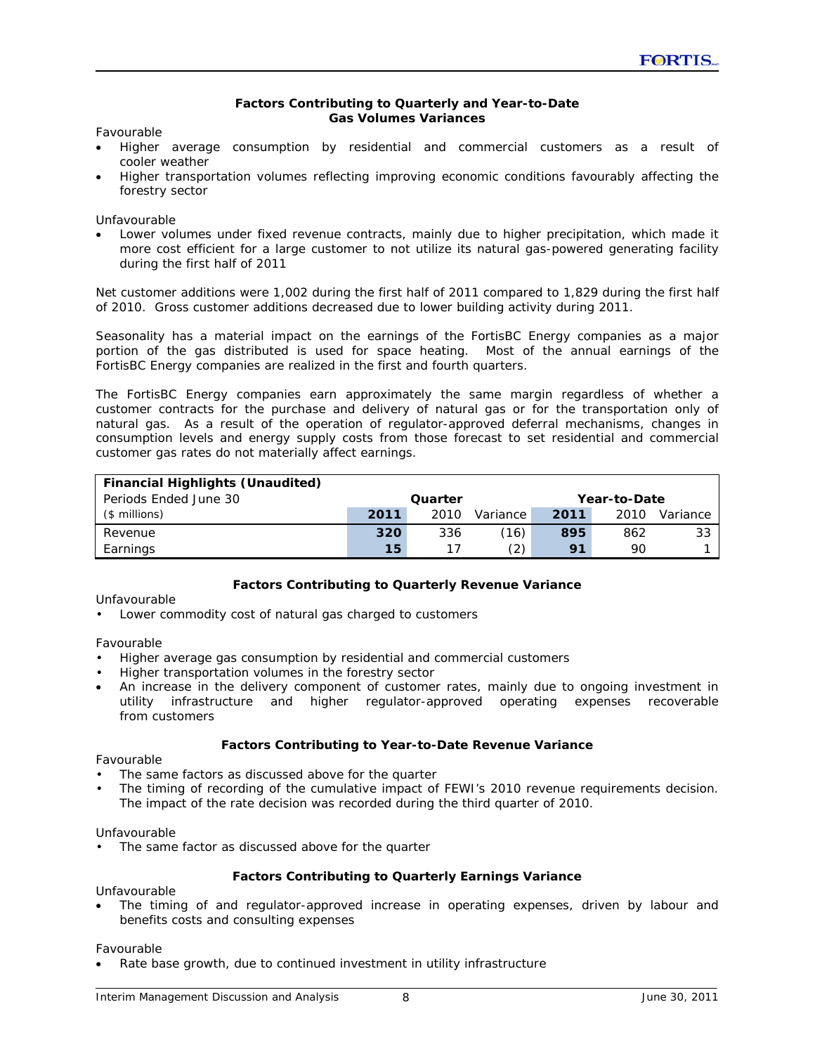#### Factors Contributing to Quarterly and Year-to-Date Gas Volumes Variances

Favourable

- Higher average consumption by residential and commercial customers as a result of cooler weather
- Higher transportation volumes reflecting improving economic conditions favourably affecting the forestry sector

Unfavourable

- Lower volumes under fixed revenue contracts, mainly due to higher precipitation, which made it more cost efficient for a large customer to not utilize its natural gas-powered generating facility during the first half of 2011

Net customer additions were 1,002 during the first half of 2011 compared to 1,829 during the first half of 2010. Gross customer additions decreased due to lower building activity during 2011.

Seasonality has a material impact on the earnings of the FortisBC Energy companies as a major portion of the gas distributed is used for space heating. Most of the annual earnings of the FortisBC Energy companies are realized in the first and fourth quarters.

The FortisBC Energy companies earn approximately the same margin regardless of whether a customer contracts for the purchase and delivery of natural gas or for the transportation only of natural gas. As a result of the operation of regulator-approved deferral mechanisms, changes in consumption levels and energy supply costs from those forecast to set residential and commercial customer gas rates do not materially affect earnings.

| **Financial Highlights (Unaudited)** | | | | | | |
|---|---|---|---|---|---|---|
| Periods Ended June 30 | | **Quarter** | | | **Year-to-Date** | |
| ($ millions) | **2011** | 2010 | Variance | **2011** | 2010 | Variance |
| Revenue | **320** | 336 | (16) | **895** | 862 | 33 |
| Earnings | **15** | 17 | (2) | **91** | 90 | 1 |

#### Factors Contributing to Quarterly Revenue Variance

Unfavourable

- Lower commodity cost of natural gas charged to customers

Favourable

- Higher average gas consumption by residential and commercial customers
- Higher transportation volumes in the forestry sector
- An increase in the delivery component of customer rates, mainly due to ongoing investment in utility infrastructure and higher regulator-approved operating expenses recoverable from customers

#### Factors Contributing to Year-to-Date Revenue Variance

Favourable

- The same factors as discussed above for the quarter
- The timing of recording of the cumulative impact of FEWI's 2010 revenue requirements decision. The impact of the rate decision was recorded during the third quarter of 2010.

Unfavourable

- The same factor as discussed above for the quarter

#### Factors Contributing to Quarterly Earnings Variance

Unfavourable

- The timing of and regulator-approved increase in operating expenses, driven by labour and benefits costs and consulting expenses

Favourable

- Rate base growth, due to continued investment in utility infrastructure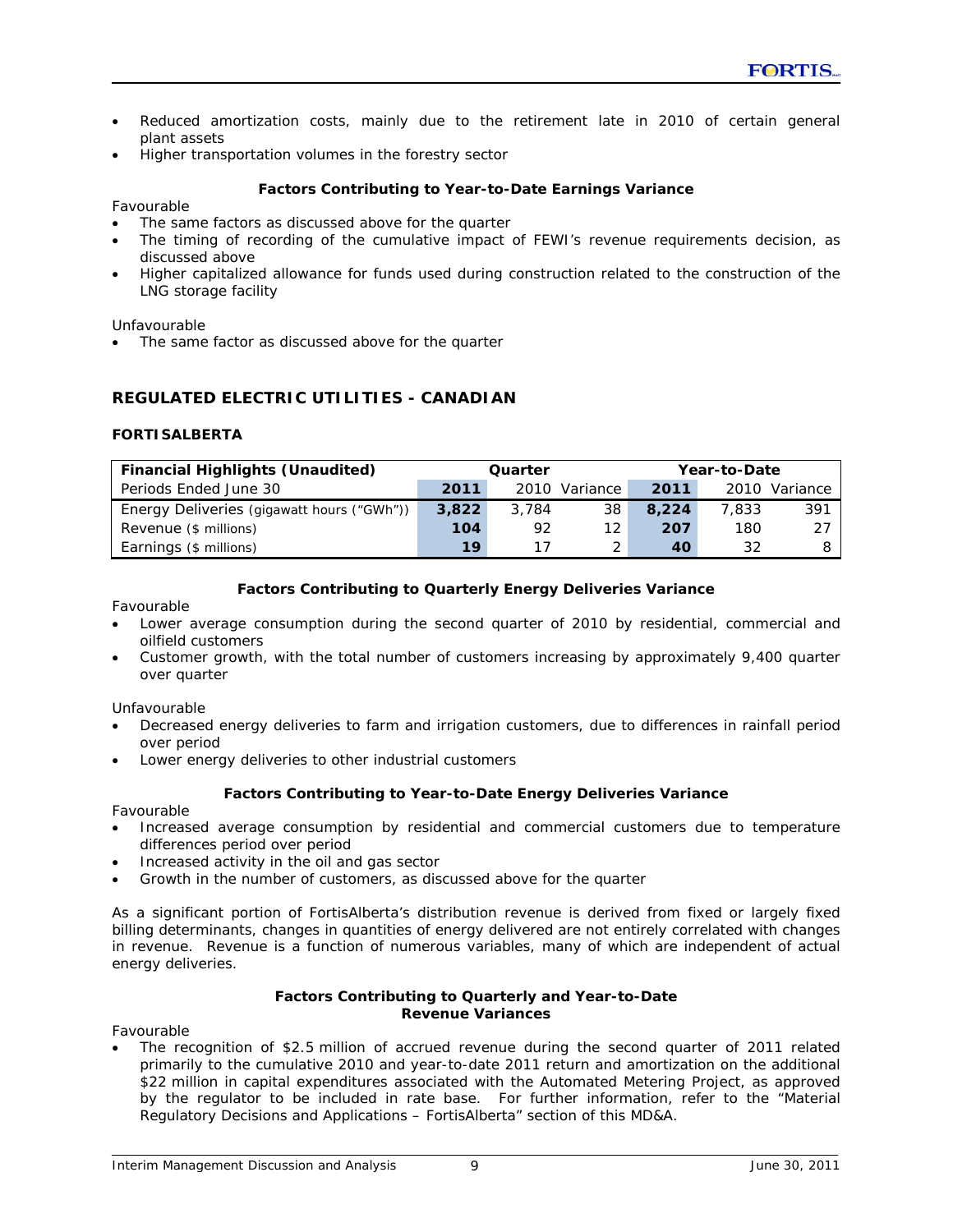- Reduced amortization costs, mainly due to the retirement late in 2010 of certain general plant assets
- Higher transportation volumes in the forestry sector

**Factors Contributing to Year-to-Date Earnings Variance**

Favourable
- The same factors as discussed above for the quarter
- The timing of recording of the cumulative impact of FEWI's revenue requirements decision, as discussed above
- Higher capitalized allowance for funds used during construction related to the construction of the LNG storage facility

Unfavourable
- The same factor as discussed above for the quarter

## REGULATED ELECTRIC UTILITIES - CANADIAN

### FORTISALBERTA

| Financial Highlights (Unaudited) | Quarter | | | Year-to-Date | | |
|---|---|---|---|---|---|---|
| Periods Ended June 30 | **2011** | 2010 | Variance | **2011** | 2010 | Variance |
| Energy Deliveries (gigawatt hours ("GWh")) | **3,822** | 3,784 | 38 | **8,224** | 7,833 | 391 |
| Revenue ($ millions) | **104** | 92 | 12 | **207** | 180 | 27 |
| Earnings ($ millions) | **19** | 17 | 2 | **40** | 32 | 8 |

**Factors Contributing to Quarterly Energy Deliveries Variance**

Favourable
- Lower average consumption during the second quarter of 2010 by residential, commercial and oilfield customers
- Customer growth, with the total number of customers increasing by approximately 9,400 quarter over quarter

Unfavourable
- Decreased energy deliveries to farm and irrigation customers, due to differences in rainfall period over period
- Lower energy deliveries to other industrial customers

**Factors Contributing to Year-to-Date Energy Deliveries Variance**

Favourable
- Increased average consumption by residential and commercial customers due to temperature differences period over period
- Increased activity in the oil and gas sector
- Growth in the number of customers, as discussed above for the quarter

As a significant portion of FortisAlberta's distribution revenue is derived from fixed or largely fixed billing determinants, changes in quantities of energy delivered are not entirely correlated with changes in revenue. Revenue is a function of numerous variables, many of which are independent of actual energy deliveries.

**Factors Contributing to Quarterly and Year-to-Date Revenue Variances**

Favourable
- The recognition of $2.5 million of accrued revenue during the second quarter of 2011 related primarily to the cumulative 2010 and year-to-date 2011 return and amortization on the additional $22 million in capital expenditures associated with the Automated Metering Project, as approved by the regulator to be included in rate base. For further information, refer to the "Material Regulatory Decisions and Applications – FortisAlberta" section of this MD&A.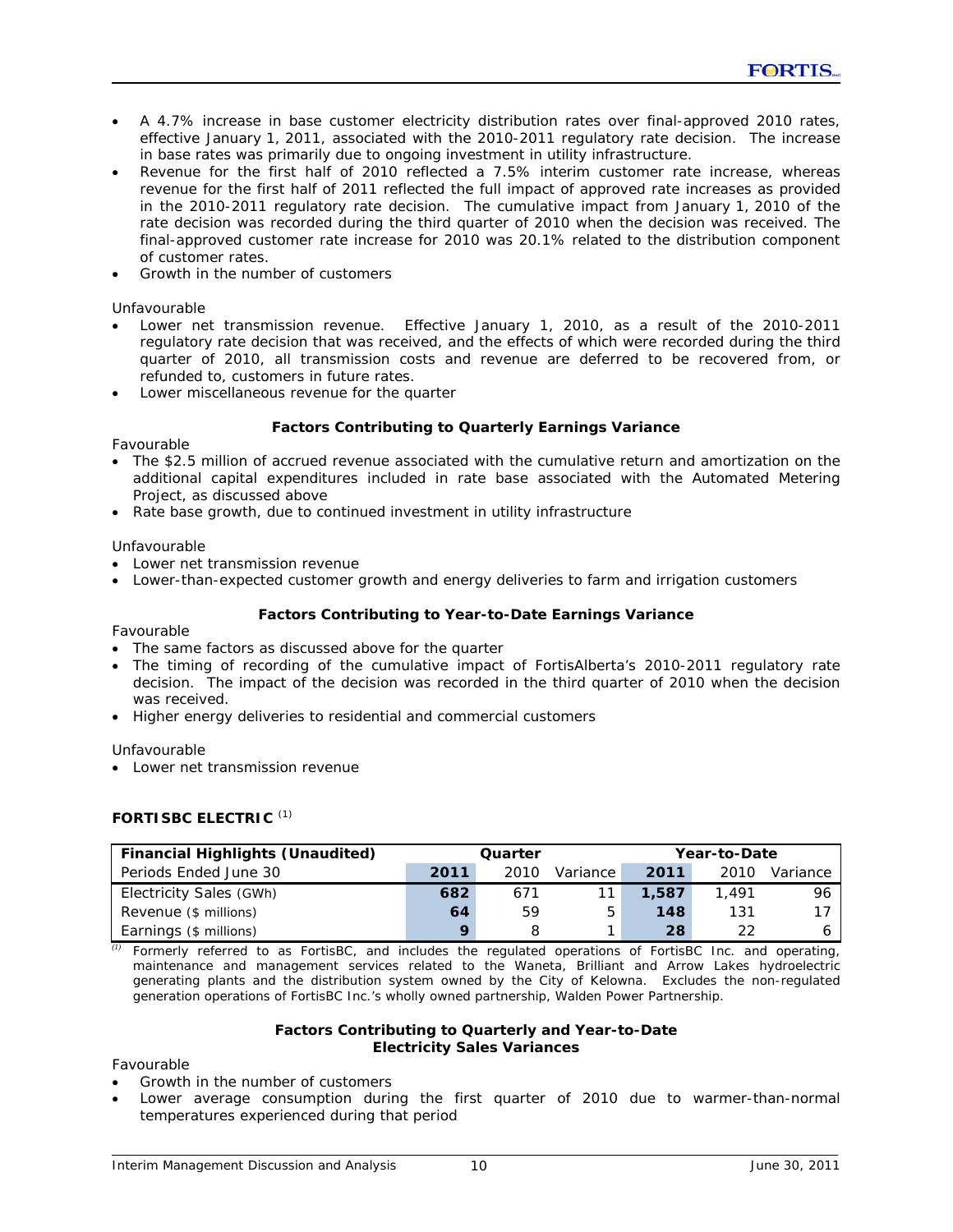- A 4.7% increase in base customer electricity distribution rates over final-approved 2010 rates, effective January 1, 2011, associated with the 2010-2011 regulatory rate decision. The increase in base rates was primarily due to ongoing investment in utility infrastructure.
- Revenue for the first half of 2010 reflected a 7.5% interim customer rate increase, whereas revenue for the first half of 2011 reflected the full impact of approved rate increases as provided in the 2010-2011 regulatory rate decision. The cumulative impact from January 1, 2010 of the rate decision was recorded during the third quarter of 2010 when the decision was received. The final-approved customer rate increase for 2010 was 20.1% related to the distribution component of customer rates.
- Growth in the number of customers

Unfavourable

- Lower net transmission revenue. Effective January 1, 2010, as a result of the 2010-2011 regulatory rate decision that was received, and the effects of which were recorded during the third quarter of 2010, all transmission costs and revenue are deferred to be recovered from, or refunded to, customers in future rates.
- Lower miscellaneous revenue for the quarter

**Factors Contributing to Quarterly Earnings Variance**

Favourable

- The $2.5 million of accrued revenue associated with the cumulative return and amortization on the additional capital expenditures included in rate base associated with the Automated Metering Project, as discussed above
- Rate base growth, due to continued investment in utility infrastructure

Unfavourable

- Lower net transmission revenue
- Lower-than-expected customer growth and energy deliveries to farm and irrigation customers

**Factors Contributing to Year-to-Date Earnings Variance**

Favourable

- The same factors as discussed above for the quarter
- The timing of recording of the cumulative impact of FortisAlberta's 2010-2011 regulatory rate decision. The impact of the decision was recorded in the third quarter of 2010 when the decision was received.
- Higher energy deliveries to residential and commercial customers

Unfavourable

- Lower net transmission revenue

## FORTISBC ELECTRIC [1]

| Financial Highlights (Unaudited) | Quarter | | | Year-to-Date | | |
|---|---|---|---|---|---|---|
| Periods Ended June 30 | **2011** | 2010 | Variance | **2011** | 2010 | Variance |
| Electricity Sales (GWh) | **682** | 671 | 11 | **1,587** | 1,491 | 96 |
| Revenue ($ millions) | **64** | 59 | 5 | **148** | 131 | 17 |
| Earnings ($ millions) | **9** | 8 | 1 | **28** | 22 | 6 |

[1] Formerly referred to as FortisBC, and includes the regulated operations of FortisBC Inc. and operating, maintenance and management services related to the Waneta, Brilliant and Arrow Lakes hydroelectric generating plants and the distribution system owned by the City of Kelowna. Excludes the non-regulated generation operations of FortisBC Inc.'s wholly owned partnership, Walden Power Partnership.

**Factors Contributing to Quarterly and Year-to-Date Electricity Sales Variances**

Favourable

- Growth in the number of customers
- Lower average consumption during the first quarter of 2010 due to warmer-than-normal temperatures experienced during that period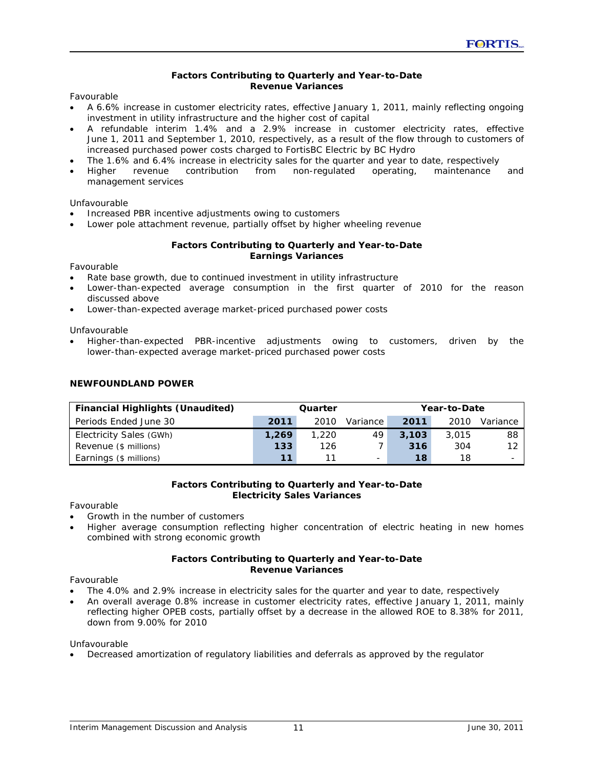**Factors Contributing to Quarterly and Year-to-Date**
**Revenue Variances**

Favourable

- A 6.6% increase in customer electricity rates, effective January 1, 2011, mainly reflecting ongoing investment in utility infrastructure and the higher cost of capital
- A refundable interim 1.4% and a 2.9% increase in customer electricity rates, effective June 1, 2011 and September 1, 2010, respectively, as a result of the flow through to customers of increased purchased power costs charged to FortisBC Electric by BC Hydro
- The 1.6% and 6.4% increase in electricity sales for the quarter and year to date, respectively
- Higher revenue contribution from non-regulated operating, maintenance and management services

Unfavourable

- Increased PBR incentive adjustments owing to customers
- Lower pole attachment revenue, partially offset by higher wheeling revenue

**Factors Contributing to Quarterly and Year-to-Date**
**Earnings Variances**

Favourable

- Rate base growth, due to continued investment in utility infrastructure
- Lower-than-expected average consumption in the first quarter of 2010 for the reason discussed above
- Lower-than-expected average market-priced purchased power costs

Unfavourable

- Higher-than-expected PBR-incentive adjustments owing to customers, driven by the lower-than-expected average market-priced purchased power costs

## NEWFOUNDLAND POWER

| Financial Highlights (Unaudited) | Quarter | | | Year-to-Date | | |
|---|---|---|---|---|---|---|
| Periods Ended June 30 | **2011** | 2010 | Variance | **2011** | 2010 | Variance |
| Electricity Sales (GWh) | **1,269** | 1,220 | 49 | **3,103** | 3,015 | 88 |
| Revenue ($ millions) | **133** | 126 | 7 | **316** | 304 | 12 |
| Earnings ($ millions) | **11** | 11 | - | **18** | 18 | - |

**Factors Contributing to Quarterly and Year-to-Date**
**Electricity Sales Variances**

Favourable

- Growth in the number of customers
- Higher average consumption reflecting higher concentration of electric heating in new homes combined with strong economic growth

**Factors Contributing to Quarterly and Year-to-Date**
**Revenue Variances**

Favourable

- The 4.0% and 2.9% increase in electricity sales for the quarter and year to date, respectively
- An overall average 0.8% increase in customer electricity rates, effective January 1, 2011, mainly reflecting higher OPEB costs, partially offset by a decrease in the allowed ROE to 8.38% for 2011, down from 9.00% for 2010

Unfavourable

- Decreased amortization of regulatory liabilities and deferrals as approved by the regulator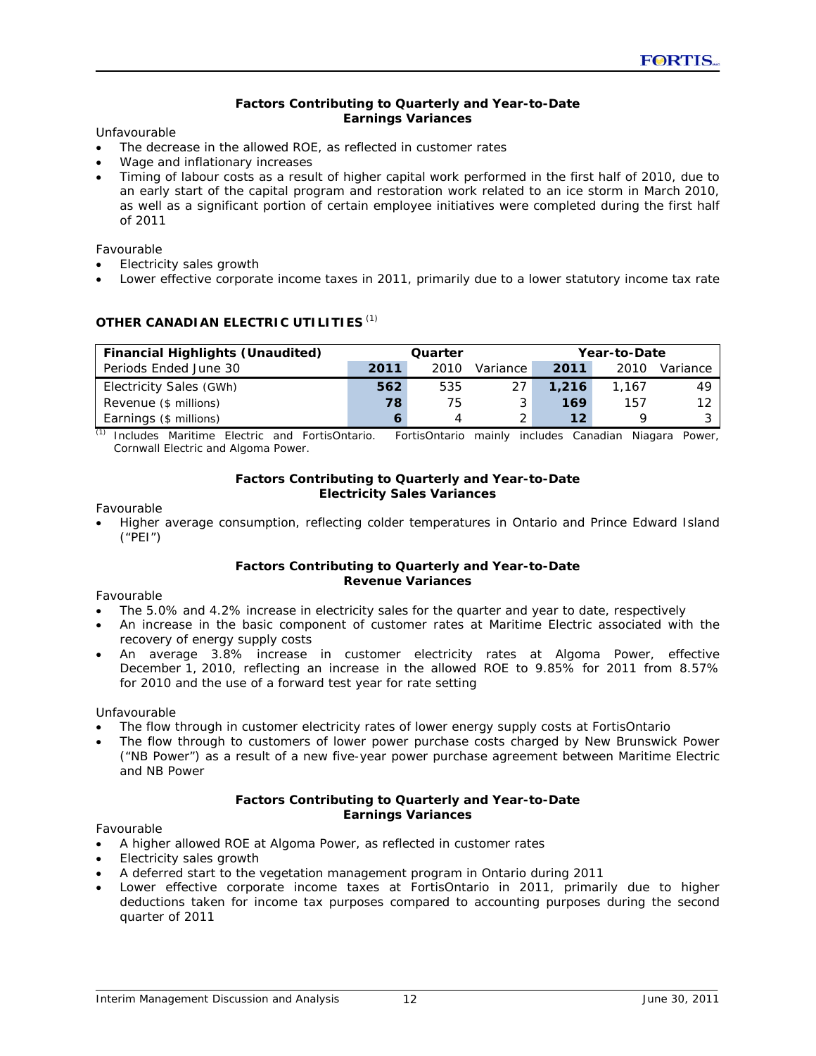**Factors Contributing to Quarterly and Year-to-Date Earnings Variances**

Unfavourable

- The decrease in the allowed ROE, as reflected in customer rates
- Wage and inflationary increases
- Timing of labour costs as a result of higher capital work performed in the first half of 2010, due to an early start of the capital program and restoration work related to an ice storm in March 2010, as well as a significant portion of certain employee initiatives were completed during the first half of 2011

Favourable

- Electricity sales growth
- Lower effective corporate income taxes in 2011, primarily due to a lower statutory income tax rate

## OTHER CANADIAN ELECTRIC UTILITIES [(1)]

| Financial Highlights (Unaudited) | Quarter | | | Year-to-Date | | |
|---|---|---|---|---|---|---|
| Periods Ended June 30 | **2011** | 2010 | Variance | **2011** | 2010 | Variance |
| Electricity Sales (GWh) | **562** | 535 | 27 | **1,216** | 1,167 | 49 |
| Revenue ($ millions) | **78** | 75 | 3 | **169** | 157 | 12 |
| Earnings ($ millions) | **6** | 4 | 2 | **12** | 9 | 3 |

[(1)] Includes Maritime Electric and FortisOntario. FortisOntario mainly includes Canadian Niagara Power, Cornwall Electric and Algoma Power.

**Factors Contributing to Quarterly and Year-to-Date Electricity Sales Variances**

Favourable

- Higher average consumption, reflecting colder temperatures in Ontario and Prince Edward Island ("PEI")

**Factors Contributing to Quarterly and Year-to-Date Revenue Variances**

Favourable

- The 5.0% and 4.2% increase in electricity sales for the quarter and year to date, respectively
- An increase in the basic component of customer rates at Maritime Electric associated with the recovery of energy supply costs
- An average 3.8% increase in customer electricity rates at Algoma Power, effective December 1, 2010, reflecting an increase in the allowed ROE to 9.85% for 2011 from 8.57% for 2010 and the use of a forward test year for rate setting

Unfavourable

- The flow through in customer electricity rates of lower energy supply costs at FortisOntario
- The flow through to customers of lower power purchase costs charged by New Brunswick Power ("NB Power") as a result of a new five-year power purchase agreement between Maritime Electric and NB Power

**Factors Contributing to Quarterly and Year-to-Date Earnings Variances**

Favourable

- A higher allowed ROE at Algoma Power, as reflected in customer rates
- Electricity sales growth
- A deferred start to the vegetation management program in Ontario during 2011
- Lower effective corporate income taxes at FortisOntario in 2011, primarily due to higher deductions taken for income tax purposes compared to accounting purposes during the second quarter of 2011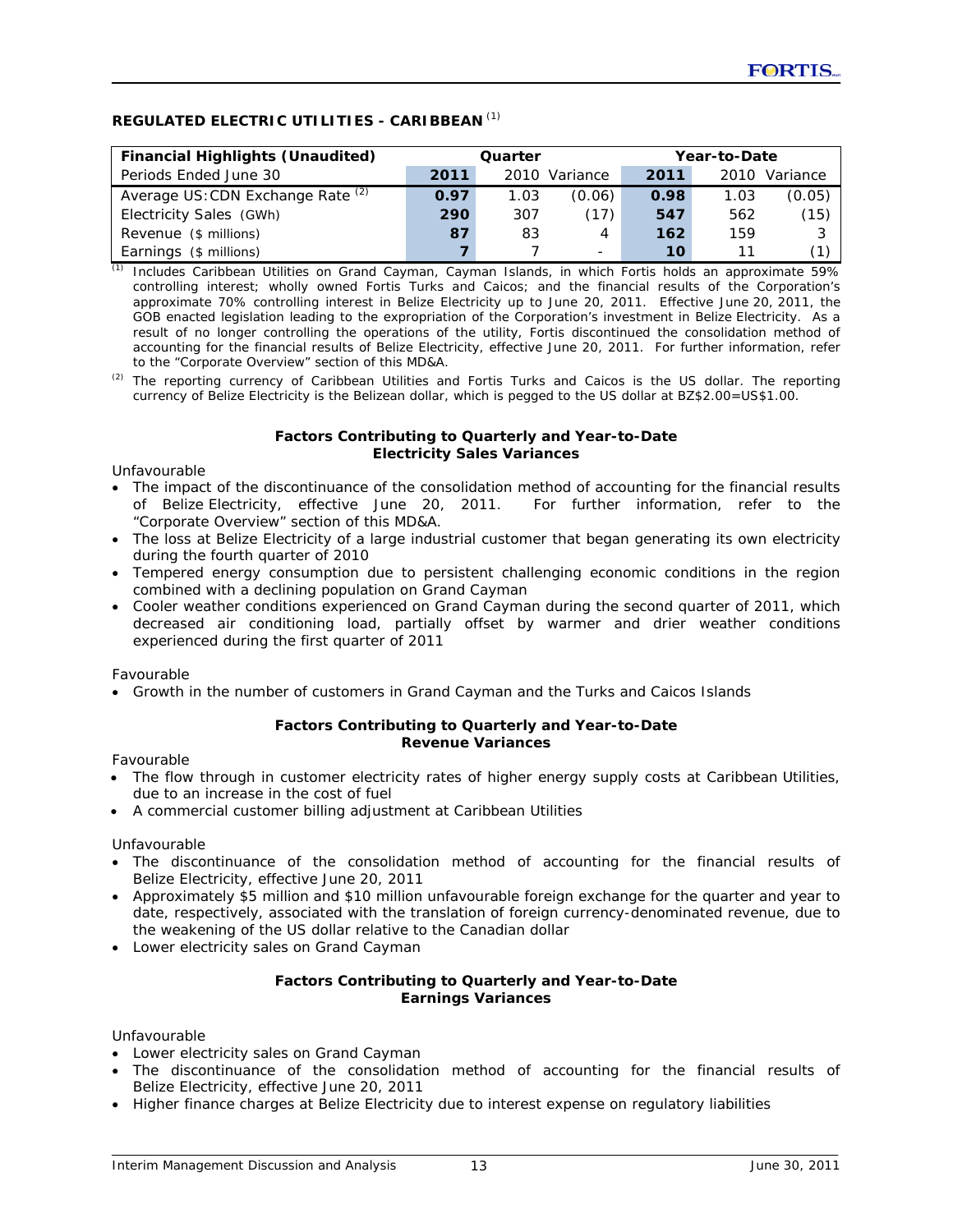## REGULATED ELECTRIC UTILITIES - CARIBBEAN [(1)]

| Financial Highlights (Unaudited) | Quarter | | | Year-to-Date | | |
|---|---|---|---|---|---|---|
| Periods Ended June 30 | 2011 | 2010 | Variance | 2011 | 2010 | Variance |
| Average US:CDN Exchange Rate [(2)] | 0.97 | 1.03 | (0.06) | 0.98 | 1.03 | (0.05) |
| Electricity Sales (GWh) | 290 | 307 | (17) | 547 | 562 | (15) |
| Revenue ($ millions) | 87 | 83 | 4 | 162 | 159 | 3 |
| Earnings ($ millions) | 7 | 7 | - | 10 | 11 | (1) |

(1) Includes Caribbean Utilities on Grand Cayman, Cayman Islands, in which Fortis holds an approximate 59% controlling interest; wholly owned Fortis Turks and Caicos; and the financial results of the Corporation's approximate 70% controlling interest in Belize Electricity up to June 20, 2011. Effective June 20, 2011, the GOB enacted legislation leading to the expropriation of the Corporation's investment in Belize Electricity. As a result of no longer controlling the operations of the utility, Fortis discontinued the consolidation method of accounting for the financial results of Belize Electricity, effective June 20, 2011. For further information, refer to the "Corporate Overview" section of this MD&A.

(2) The reporting currency of Caribbean Utilities and Fortis Turks and Caicos is the US dollar. The reporting currency of Belize Electricity is the Belizean dollar, which is pegged to the US dollar at BZ$2.00=US$1.00.

**Factors Contributing to Quarterly and Year-to-Date Electricity Sales Variances**

Unfavourable

- The impact of the discontinuance of the consolidation method of accounting for the financial results of Belize Electricity, effective June 20, 2011. For further information, refer to the "Corporate Overview" section of this MD&A.
- The loss at Belize Electricity of a large industrial customer that began generating its own electricity during the fourth quarter of 2010
- Tempered energy consumption due to persistent challenging economic conditions in the region combined with a declining population on Grand Cayman
- Cooler weather conditions experienced on Grand Cayman during the second quarter of 2011, which decreased air conditioning load, partially offset by warmer and drier weather conditions experienced during the first quarter of 2011

Favourable

- Growth in the number of customers in Grand Cayman and the Turks and Caicos Islands

**Factors Contributing to Quarterly and Year-to-Date Revenue Variances**

Favourable

- The flow through in customer electricity rates of higher energy supply costs at Caribbean Utilities, due to an increase in the cost of fuel
- A commercial customer billing adjustment at Caribbean Utilities

Unfavourable

- The discontinuance of the consolidation method of accounting for the financial results of Belize Electricity, effective June 20, 2011
- Approximately $5 million and $10 million unfavourable foreign exchange for the quarter and year to date, respectively, associated with the translation of foreign currency-denominated revenue, due to the weakening of the US dollar relative to the Canadian dollar
- Lower electricity sales on Grand Cayman

**Factors Contributing to Quarterly and Year-to-Date Earnings Variances**

Unfavourable

- Lower electricity sales on Grand Cayman
- The discontinuance of the consolidation method of accounting for the financial results of Belize Electricity, effective June 20, 2011
- Higher finance charges at Belize Electricity due to interest expense on regulatory liabilities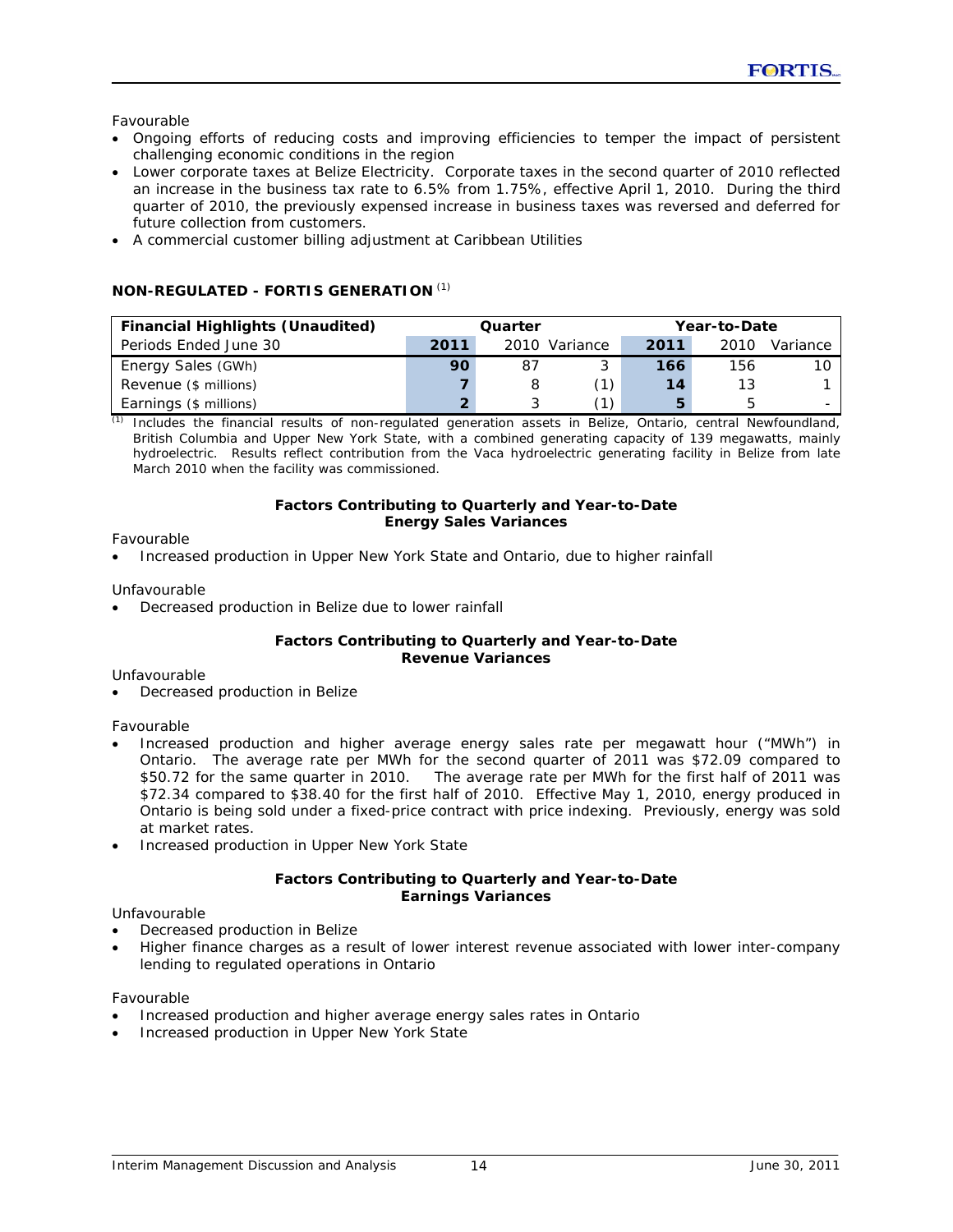Favourable

- Ongoing efforts of reducing costs and improving efficiencies to temper the impact of persistent challenging economic conditions in the region
- Lower corporate taxes at Belize Electricity. Corporate taxes in the second quarter of 2010 reflected an increase in the business tax rate to 6.5% from 1.75%, effective April 1, 2010. During the third quarter of 2010, the previously expensed increase in business taxes was reversed and deferred for future collection from customers.
- A commercial customer billing adjustment at Caribbean Utilities

### NON-REGULATED - FORTIS GENERATION [1]

| Financial Highlights (Unaudited) | Quarter | | | Year-to-Date | | |
|---|---|---|---|---|---|---|
| Periods Ended June 30 | **2011** | 2010 | Variance | **2011** | 2010 | Variance |
| Energy Sales (GWh) | **90** | 87 | 3 | **166** | 156 | 10 |
| Revenue ($ millions) | **7** | 8 | (1) | **14** | 13 | 1 |
| Earnings ($ millions) | **2** | 3 | (1) | **5** | 5 | - |

[1] Includes the financial results of non-regulated generation assets in Belize, Ontario, central Newfoundland, British Columbia and Upper New York State, with a combined generating capacity of 139 megawatts, mainly hydroelectric. Results reflect contribution from the Vaca hydroelectric generating facility in Belize from late March 2010 when the facility was commissioned.

**Factors Contributing to Quarterly and Year-to-Date Energy Sales Variances**

Favourable

- Increased production in Upper New York State and Ontario, due to higher rainfall

Unfavourable

- Decreased production in Belize due to lower rainfall

**Factors Contributing to Quarterly and Year-to-Date Revenue Variances**

Unfavourable

- Decreased production in Belize

Favourable

- Increased production and higher average energy sales rate per megawatt hour ("MWh") in Ontario. The average rate per MWh for the second quarter of 2011 was $72.09 compared to $50.72 for the same quarter in 2010. The average rate per MWh for the first half of 2011 was $72.34 compared to $38.40 for the first half of 2010. Effective May 1, 2010, energy produced in Ontario is being sold under a fixed-price contract with price indexing. Previously, energy was sold at market rates.
- Increased production in Upper New York State

**Factors Contributing to Quarterly and Year-to-Date Earnings Variances**

Unfavourable

- Decreased production in Belize
- Higher finance charges as a result of lower interest revenue associated with lower inter-company lending to regulated operations in Ontario

Favourable

- Increased production and higher average energy sales rates in Ontario
- Increased production in Upper New York State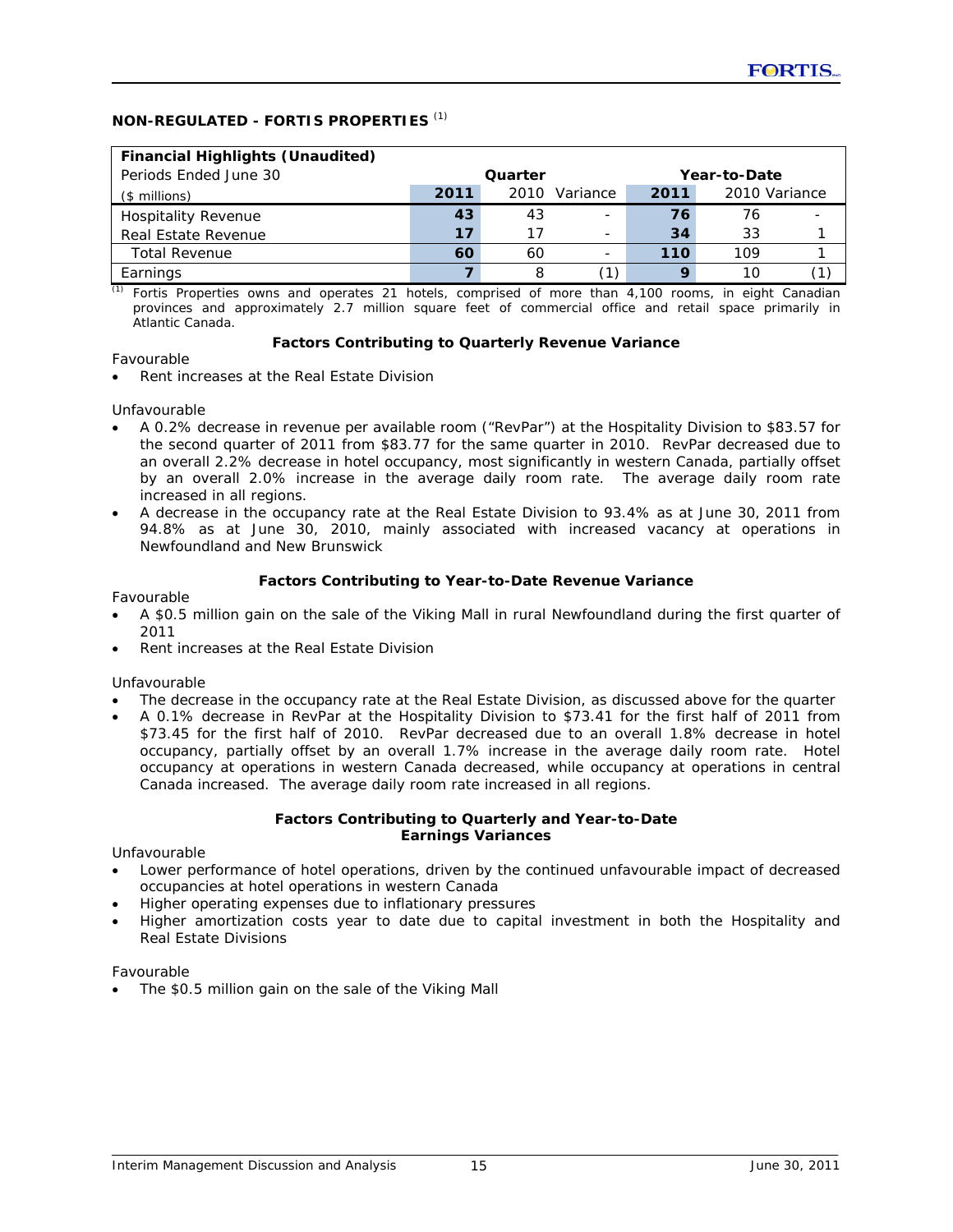## NON-REGULATED - FORTIS PROPERTIES [(1)]

| Financial Highlights (Unaudited) | | | | | | |
|---|---|---|---|---|---|---|
| Periods Ended June 30 | Quarter | | | Year-to-Date | | |
| ($ millions) | **2011** | 2010 | Variance | **2011** | 2010 | Variance |
| Hospitality Revenue | **43** | 43 | - | **76** | 76 | - |
| Real Estate Revenue | **17** | 17 | - | **34** | 33 | 1 |
| Total Revenue | **60** | 60 | - | **110** | 109 | 1 |
| Earnings | **7** | 8 | (1) | **9** | 10 | (1) |

(1) Fortis Properties owns and operates 21 hotels, comprised of more than 4,100 rooms, in eight Canadian provinces and approximately 2.7 million square feet of commercial office and retail space primarily in Atlantic Canada.

**Factors Contributing to Quarterly Revenue Variance**

Favourable

- Rent increases at the Real Estate Division

Unfavourable

- A 0.2% decrease in revenue per available room ("RevPar") at the Hospitality Division to $83.57 for the second quarter of 2011 from $83.77 for the same quarter in 2010. RevPar decreased due to an overall 2.2% decrease in hotel occupancy, most significantly in western Canada, partially offset by an overall 2.0% increase in the average daily room rate. The average daily room rate increased in all regions.
- A decrease in the occupancy rate at the Real Estate Division to 93.4% as at June 30, 2011 from 94.8% as at June 30, 2010, mainly associated with increased vacancy at operations in Newfoundland and New Brunswick

**Factors Contributing to Year-to-Date Revenue Variance**

Favourable

- A $0.5 million gain on the sale of the Viking Mall in rural Newfoundland during the first quarter of 2011
- Rent increases at the Real Estate Division

Unfavourable

- The decrease in the occupancy rate at the Real Estate Division, as discussed above for the quarter
- A 0.1% decrease in RevPar at the Hospitality Division to $73.41 for the first half of 2011 from $73.45 for the first half of 2010. RevPar decreased due to an overall 1.8% decrease in hotel occupancy, partially offset by an overall 1.7% increase in the average daily room rate. Hotel occupancy at operations in western Canada decreased, while occupancy at operations in central Canada increased. The average daily room rate increased in all regions.

**Factors Contributing to Quarterly and Year-to-Date Earnings Variances**

Unfavourable

- Lower performance of hotel operations, driven by the continued unfavourable impact of decreased occupancies at hotel operations in western Canada
- Higher operating expenses due to inflationary pressures
- Higher amortization costs year to date due to capital investment in both the Hospitality and Real Estate Divisions

Favourable

- The $0.5 million gain on the sale of the Viking Mall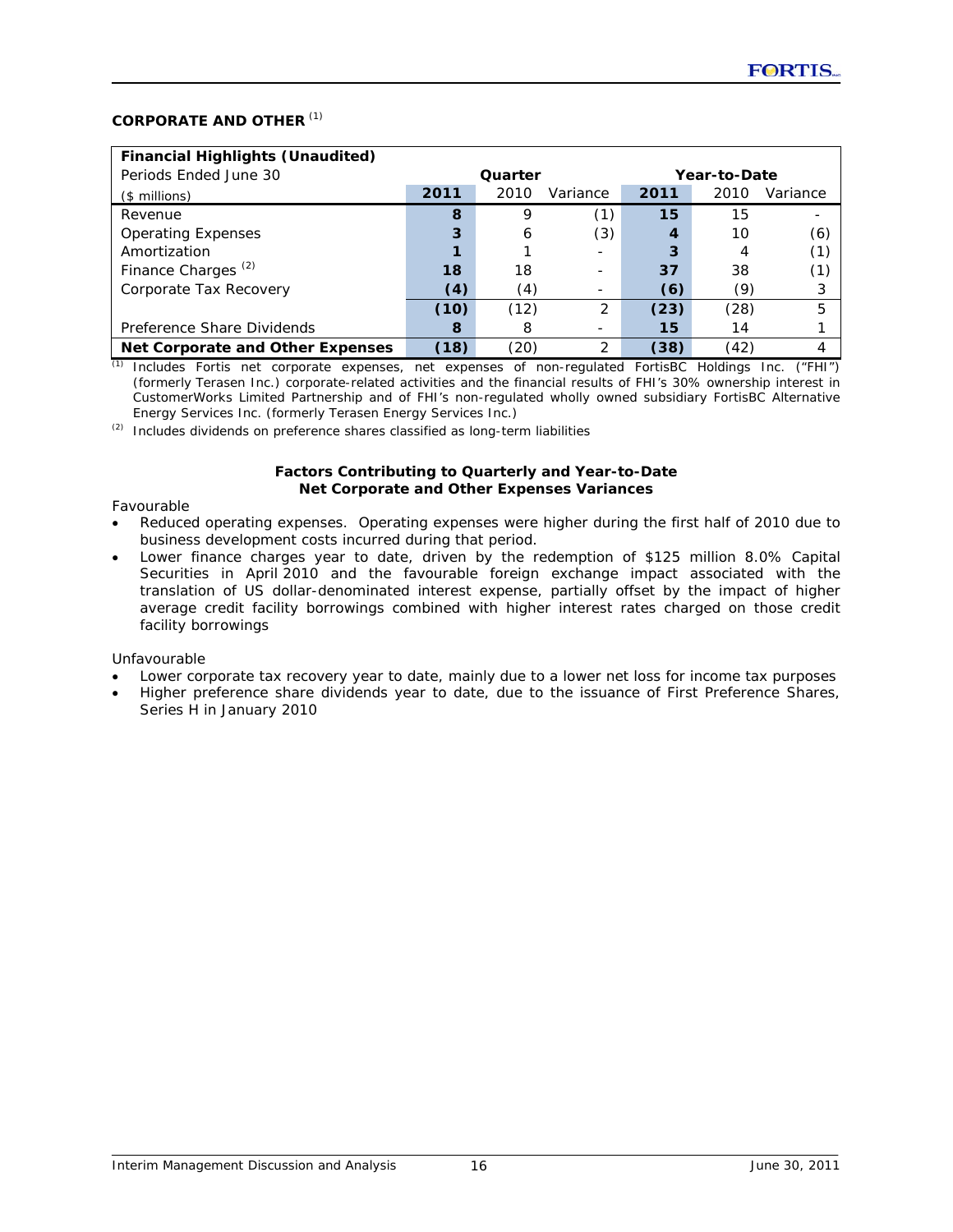## CORPORATE AND OTHER [(1)]

| Financial Highlights (Unaudited) | | | | | | |
|---|---|---|---|---|---|---|
| Periods Ended June 30 | Quarter | | | Year-to-Date | | |
| ($ millions) | **2011** | 2010 | Variance | **2011** | 2010 | Variance |
| Revenue | **8** | 9 | (1) | **15** | 15 | - |
| Operating Expenses | **3** | 6 | (3) | **4** | 10 | (6) |
| Amortization | **1** | 1 | - | **3** | 4 | (1) |
| Finance Charges [(2)] | **18** | 18 | - | **37** | 38 | (1) |
| Corporate Tax Recovery | **(4)** | (4) | - | **(6)** | (9) | 3 |
| | **(10)** | (12) | 2 | **(23)** | (28) | 5 |
| Preference Share Dividends | **8** | 8 | - | **15** | 14 | 1 |
| **Net Corporate and Other Expenses** | **(18)** | (20) | 2 | **(38)** | (42) | 4 |

(1) Includes Fortis net corporate expenses, net expenses of non-regulated FortisBC Holdings Inc. ("FHI") (formerly Terasen Inc.) corporate-related activities and the financial results of FHI's 30% ownership interest in CustomerWorks Limited Partnership and of FHI's non-regulated wholly owned subsidiary FortisBC Alternative Energy Services Inc. (formerly Terasen Energy Services Inc.)

(2) Includes dividends on preference shares classified as long-term liabilities

**Factors Contributing to Quarterly and Year-to-Date Net Corporate and Other Expenses Variances**

Favourable

- Reduced operating expenses. Operating expenses were higher during the first half of 2010 due to business development costs incurred during that period.
- Lower finance charges year to date, driven by the redemption of $125 million 8.0% Capital Securities in April 2010 and the favourable foreign exchange impact associated with the translation of US dollar-denominated interest expense, partially offset by the impact of higher average credit facility borrowings combined with higher interest rates charged on those credit facility borrowings

Unfavourable

- Lower corporate tax recovery year to date, mainly due to a lower net loss for income tax purposes
- Higher preference share dividends year to date, due to the issuance of First Preference Shares, Series H in January 2010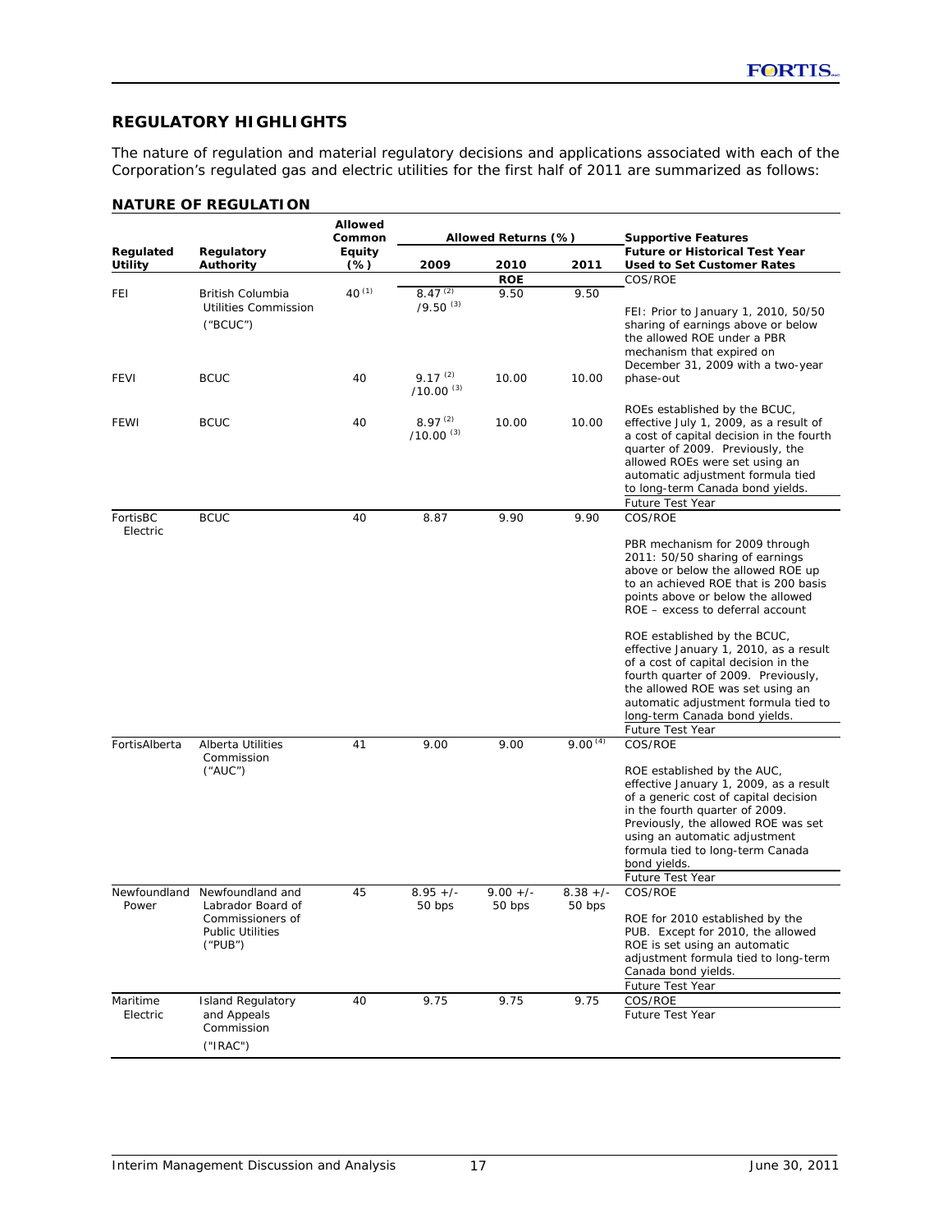## REGULATORY HIGHLIGHTS

The nature of regulation and material regulatory decisions and applications associated with each of the Corporation's regulated gas and electric utilities for the first half of 2011 are summarized as follows:

### NATURE OF REGULATION

| Regulated Utility | Regulatory Authority | Allowed Common Equity (%) | Allowed Returns (%) | | | Supportive Features Future or Historical Test Year Used to Set Customer Rates |
|---|---|---|---|---|---|---|
| | | | 2009 | 2010 | 2011 | |
| | | | | ROE | | |
| FEI | British Columbia Utilities Commission ("BCUC") | 40 [(1)] | 8.47 [(2)] /9.50 [(3)] | 9.50 | 9.50 | COS/ROE<br><br>FEI: Prior to January 1, 2010, 50/50 sharing of earnings above or below the allowed ROE under a PBR mechanism that expired on December 31, 2009 with a two-year phase-out |
| FEVI | BCUC | 40 | 9.17 [(2)] /10.00 [(3)] | 10.00 | 10.00 | ROEs established by the BCUC, effective July 1, 2009, as a result of a cost of capital decision in the fourth quarter of 2009. Previously, the allowed ROEs were set using an automatic adjustment formula tied to long-term Canada bond yields. |
| FEWI | BCUC | 40 | 8.97 [(2)] /10.00 [(3)] | 10.00 | 10.00 | Future Test Year |
| FortisBC Electric | BCUC | 40 | 8.87 | 9.90 | 9.90 | COS/ROE<br><br>PBR mechanism for 2009 through 2011: 50/50 sharing of earnings above or below the allowed ROE up to an achieved ROE that is 200 basis points above or below the allowed ROE – excess to deferral account<br><br>ROE established by the BCUC, effective January 1, 2010, as a result of a cost of capital decision in the fourth quarter of 2009. Previously, the allowed ROE was set using an automatic adjustment formula tied to long-term Canada bond yields.<br><br>Future Test Year |
| FortisAlberta | Alberta Utilities Commission ("AUC") | 41 | 9.00 | 9.00 | 9.00 [(4)] | COS/ROE<br><br>ROE established by the AUC, effective January 1, 2009, as a result of a generic cost of capital decision in the fourth quarter of 2009. Previously, the allowed ROE was set using an automatic adjustment formula tied to long-term Canada bond yields.<br><br>Future Test Year |
| Newfoundland Power | Newfoundland and Labrador Board of Commissioners of Public Utilities ("PUB") | 45 | 8.95 +/- 50 bps | 9.00 +/- 50 bps | 8.38 +/- 50 bps | COS/ROE<br><br>ROE for 2010 established by the PUB. Except for 2010, the allowed ROE is set using an automatic adjustment formula tied to long-term Canada bond yields.<br><br>Future Test Year |
| Maritime Electric | Island Regulatory and Appeals Commission ("IRAC") | 40 | 9.75 | 9.75 | 9.75 | COS/ROE<br><br>Future Test Year |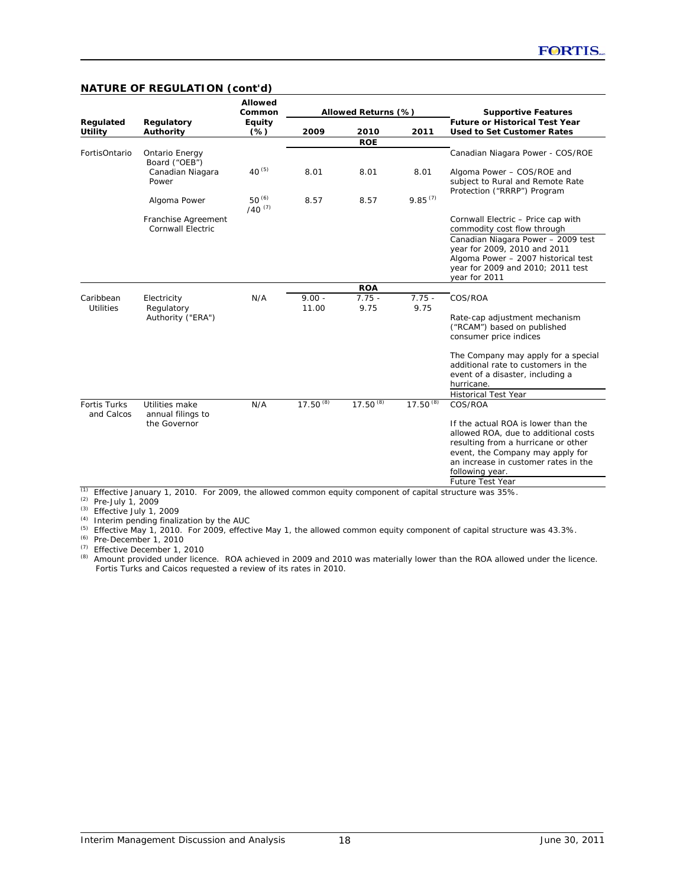## NATURE OF REGULATION (cont'd)

| Regulated Utility | Regulatory Authority | Allowed Common Equity (%) | Allowed Returns (%) 2009 | 2010 | 2011 | Supportive Features Future or Historical Test Year Used to Set Customer Rates |
|---|---|---|---|---|---|---|
| | | | | ROE | | |
| FortisOntario | Ontario Energy Board ("OEB") | | | | | Canadian Niagara Power - COS/ROE |
| | Canadian Niagara Power | 40 [5] | 8.01 | 8.01 | 8.01 | Algoma Power – COS/ROE and subject to Rural and Remote Rate Protection ("RRRP") Program |
| | Algoma Power | 50 [6] /40 [7] | 8.57 | 8.57 | 9.85 [7] | |
| | Franchise Agreement Cornwall Electric | | | | | Cornwall Electric – Price cap with commodity cost flow through |
| | | | | | | Canadian Niagara Power – 2009 test year for 2009, 2010 and 2011 Algoma Power – 2007 historical test year for 2009 and 2010; 2011 test year for 2011 |
| | | | | ROA | | |
| Caribbean Utilities | Electricity Regulatory Authority ("ERA") | N/A | 9.00 - 11.00 | 7.75 - 9.75 | 7.75 - 9.75 | COS/ROA<br><br>Rate-cap adjustment mechanism ("RCAM") based on published consumer price indices<br><br>The Company may apply for a special additional rate to customers in the event of a disaster, including a hurricane. |
| | | | | | | Historical Test Year |
| Fortis Turks and Calcos | Utilities make annual filings to the Governor | N/A | 17.50 [8] | 17.50 [8] | 17.50 [8] | COS/ROA<br><br>If the actual ROA is lower than the allowed ROA, due to additional costs resulting from a hurricane or other event, the Company may apply for an increase in customer rates in the following year. |
| | | | | | | Future Test Year |

(1) Effective January 1, 2010. For 2009, the allowed common equity component of capital structure was 35%.
(2) Pre-July 1, 2009
(3) Effective July 1, 2009
(4) Interim pending finalization by the AUC
(5) Effective May 1, 2010. For 2009, effective May 1, the allowed common equity component of capital structure was 43.3%.
(6) Pre-December 1, 2010
(7) Effective December 1, 2010
(8) Amount provided under licence. ROA achieved in 2009 and 2010 was materially lower than the ROA allowed under the licence. Fortis Turks and Caicos requested a review of its rates in 2010.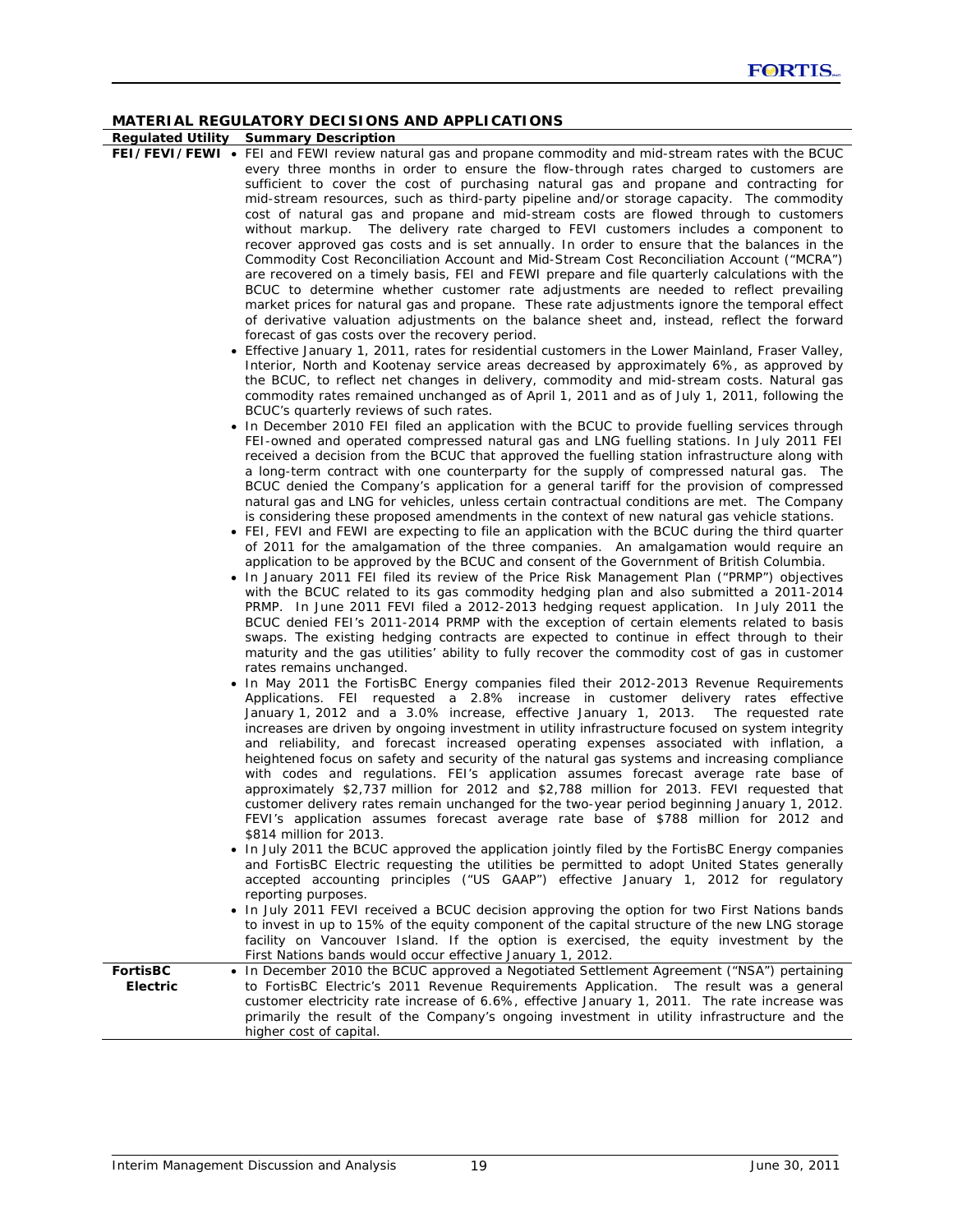## MATERIAL REGULATORY DECISIONS AND APPLICATIONS

| Regulated Utility | Summary Description |
|---|---|
| **FEI/FEVI/FEWI** | • FEI and FEWI review natural gas and propane commodity and mid-stream rates with the BCUC every three months in order to ensure the flow-through rates charged to customers are sufficient to cover the cost of purchasing natural gas and propane and contracting for mid-stream resources, such as third-party pipeline and/or storage capacity. The commodity cost of natural gas and propane and mid-stream costs are flowed through to customers without markup. The delivery rate charged to FEVI customers includes a component to recover approved gas costs and is set annually. In order to ensure that the balances in the Commodity Cost Reconciliation Account and Mid-Stream Cost Reconciliation Account ("MCRA") are recovered on a timely basis, FEI and FEWI prepare and file quarterly calculations with the BCUC to determine whether customer rate adjustments are needed to reflect prevailing market prices for natural gas and propane. These rate adjustments ignore the temporal effect of derivative valuation adjustments on the balance sheet and, instead, reflect the forward forecast of gas costs over the recovery period.<br>• Effective January 1, 2011, rates for residential customers in the Lower Mainland, Fraser Valley, Interior, North and Kootenay service areas decreased by approximately 6%, as approved by the BCUC, to reflect net changes in delivery, commodity and mid-stream costs. Natural gas commodity rates remained unchanged as of April 1, 2011 and as of July 1, 2011, following the BCUC's quarterly reviews of such rates.<br>• In December 2010 FEI filed an application with the BCUC to provide fuelling services through FEI-owned and operated compressed natural gas and LNG fuelling stations. In July 2011 FEI received a decision from the BCUC that approved the fuelling station infrastructure along with a long-term contract with one counterparty for the supply of compressed natural gas. The BCUC denied the Company's application for a general tariff for the provision of compressed natural gas and LNG for vehicles, unless certain contractual conditions are met. The Company is considering these proposed amendments in the context of new natural gas vehicle stations.<br>• FEI, FEVI and FEWI are expecting to file an application with the BCUC during the third quarter of 2011 for the amalgamation of the three companies. An amalgamation would require an application to be approved by the BCUC and consent of the Government of British Columbia.<br>• In January 2011 FEI filed its review of the Price Risk Management Plan ("PRMP") objectives with the BCUC related to its gas commodity hedging plan and also submitted a 2011-2014 PRMP. In June 2011 FEVI filed a 2012-2013 hedging request application. In July 2011 the BCUC denied FEI's 2011-2014 PRMP with the exception of certain elements related to basis swaps. The existing hedging contracts are expected to continue in effect through to their maturity and the gas utilities' ability to fully recover the commodity cost of gas in customer rates remains unchanged.<br>• In May 2011 the FortisBC Energy companies filed their 2012-2013 Revenue Requirements Applications. FEI requested a 2.8% increase in customer delivery rates effective January 1, 2012 and a 3.0% increase, effective January 1, 2013. The requested rate increases are driven by ongoing investment in utility infrastructure focused on system integrity and reliability, and forecast increased operating expenses associated with inflation, a heightened focus on safety and security of the natural gas systems and increasing compliance with codes and regulations. FEI's application assumes forecast average rate base of approximately $2,737 million for 2012 and $2,788 million for 2013. FEVI requested that customer delivery rates remain unchanged for the two-year period beginning January 1, 2012. FEVI's application assumes forecast average rate base of $788 million for 2012 and $814 million for 2013.<br>• In July 2011 the BCUC approved the application jointly filed by the FortisBC Energy companies and FortisBC Electric requesting the utilities be permitted to adopt United States generally accepted accounting principles ("US GAAP") effective January 1, 2012 for regulatory reporting purposes.<br>• In July 2011 FEVI received a BCUC decision approving the option for two First Nations bands to invest in up to 15% of the equity component of the capital structure of the new LNG storage facility on Vancouver Island. If the option is exercised, the equity investment by the First Nations bands would occur effective January 1, 2012. |
| **FortisBC Electric** | • In December 2010 the BCUC approved a Negotiated Settlement Agreement ("NSA") pertaining to FortisBC Electric's 2011 Revenue Requirements Application. The result was a general customer electricity rate increase of 6.6%, effective January 1, 2011. The rate increase was primarily the result of the Company's ongoing investment in utility infrastructure and the higher cost of capital. |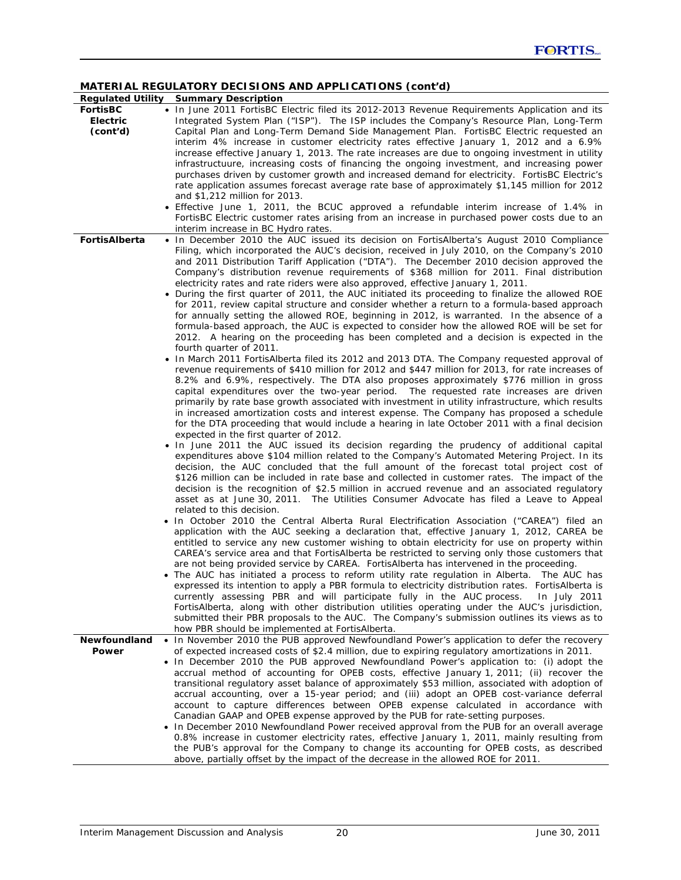## MATERIAL REGULATORY DECISIONS AND APPLICATIONS (cont'd)

| Regulated Utility | Summary Description |
|---|---|
| **FortisBC Electric (cont'd)** | • In June 2011 FortisBC Electric filed its 2012-2013 Revenue Requirements Application and its Integrated System Plan ("ISP"). The ISP includes the Company's Resource Plan, Long-Term Capital Plan and Long-Term Demand Side Management Plan. FortisBC Electric requested an interim 4% increase in customer electricity rates effective January 1, 2012 and a 6.9% increase effective January 1, 2013. The rate increases are due to ongoing investment in utility infrastructuure, increasing costs of financing the ongoing investment, and increasing power purchases driven by customer growth and increased demand for electricity. FortisBC Electric's rate application assumes forecast average rate base of approximately $1,145 million for 2012 and $1,212 million for 2013.<br>• Effective June 1, 2011, the BCUC approved a refundable interim increase of 1.4% in FortisBC Electric customer rates arising from an increase in purchased power costs due to an interim increase in BC Hydro rates. |
| **FortisAlberta** | • In December 2010 the AUC issued its decision on FortisAlberta's August 2010 Compliance Filing, which incorporated the AUC's decision, received in July 2010, on the Company's 2010 and 2011 Distribution Tariff Application ("DTA"). The December 2010 decision approved the Company's distribution revenue requirements of $368 million for 2011. Final distribution electricity rates and rate riders were also approved, effective January 1, 2011.<br>• During the first quarter of 2011, the AUC initiated its proceeding to finalize the allowed ROE for 2011, review capital structure and consider whether a return to a formula-based approach for annually setting the allowed ROE, beginning in 2012, is warranted. In the absence of a formula-based approach, the AUC is expected to consider how the allowed ROE will be set for 2012. A hearing on the proceeding has been completed and a decision is expected in the fourth quarter of 2011.<br>• In March 2011 FortisAlberta filed its 2012 and 2013 DTA. The Company requested approval of revenue requirements of $410 million for 2012 and $447 million for 2013, for rate increases of 8.2% and 6.9%, respectively. The DTA also proposes approximately $776 million in gross capital expenditures over the two-year period. The requested rate increases are driven primarily by rate base growth associated with investment in utility infrastructure, which results in increased amortization costs and interest expense. The Company has proposed a schedule for the DTA proceeding that would include a hearing in late October 2011 with a final decision expected in the first quarter of 2012.<br>• In June 2011 the AUC issued its decision regarding the prudency of additional capital expenditures above $104 million related to the Company's Automated Metering Project. In its decision, the AUC concluded that the full amount of the forecast total project cost of $126 million can be included in rate base and collected in customer rates. The impact of the decision is the recognition of $2.5 million in accrued revenue and an associated regulatory asset as at June 30, 2011. The Utilities Consumer Advocate has filed a Leave to Appeal related to this decision.<br>• In October 2010 the Central Alberta Rural Electrification Association ("CAREA") filed an application with the AUC seeking a declaration that, effective January 1, 2012, CAREA be entitled to service any new customer wishing to obtain electricity for use on property within CAREA's service area and that FortisAlberta be restricted to serving only those customers that are not being provided service by CAREA. FortisAlberta has intervened in the proceeding.<br>• The AUC has initiated a process to reform utility rate regulation in Alberta. The AUC has expressed its intention to apply a PBR formula to electricity distribution rates. FortisAlberta is currently assessing PBR and will participate fully in the AUC process. In July 2011 FortisAlberta, along with other distribution utilities operating under the AUC's jurisdiction, submitted their PBR proposals to the AUC. The Company's submission outlines its views as to how PBR should be implemented at FortisAlberta. |
| **Newfoundland Power** | • In November 2010 the PUB approved Newfoundland Power's application to defer the recovery of expected increased costs of $2.4 million, due to expiring regulatory amortizations in 2011.<br>• In December 2010 the PUB approved Newfoundland Power's application to: (i) adopt the accrual method of accounting for OPEB costs, effective January 1, 2011; (ii) recover the transitional regulatory asset balance of approximately $53 million, associated with adoption of accrual accounting, over a 15-year period; and (iii) adopt an OPEB cost-variance deferral account to capture differences between OPEB expense calculated in accordance with Canadian GAAP and OPEB expense approved by the PUB for rate-setting purposes.<br>• In December 2010 Newfoundland Power received approval from the PUB for an overall average 0.8% increase in customer electricity rates, effective January 1, 2011, mainly resulting from the PUB's approval for the Company to change its accounting for OPEB costs, as described above, partially offset by the impact of the decrease in the allowed ROE for 2011. |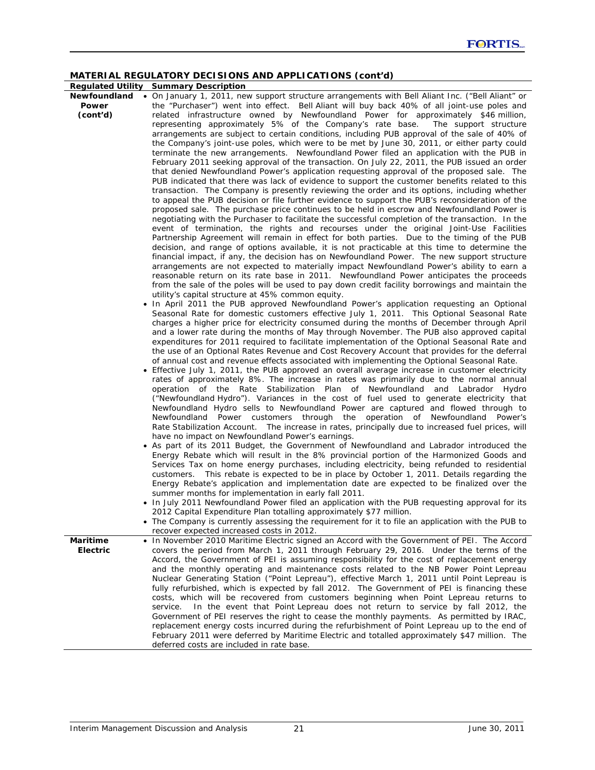### MATERIAL REGULATORY DECISIONS AND APPLICATIONS (cont'd)

| Regulated Utility | Summary Description |
|---|---|
| **Newfoundland Power (cont'd)** | • On January 1, 2011, new support structure arrangements with Bell Aliant Inc. ("Bell Aliant" or the "Purchaser") went into effect. Bell Aliant will buy back 40% of all joint-use poles and related infrastructure owned by Newfoundland Power for approximately $46 million, representing approximately 5% of the Company's rate base. The support structure arrangements are subject to certain conditions, including PUB approval of the sale of 40% of the Company's joint-use poles, which were to be met by June 30, 2011, or either party could terminate the new arrangements. Newfoundland Power filed an application with the PUB in February 2011 seeking approval of the transaction. On July 22, 2011, the PUB issued an order that denied Newfoundland Power's application requesting approval of the proposed sale. The PUB indicated that there was lack of evidence to support the customer benefits related to this transaction. The Company is presently reviewing the order and its options, including whether to appeal the PUB decision or file further evidence to support the PUB's reconsideration of the proposed sale. The purchase price continues to be held in escrow and Newfoundland Power is negotiating with the Purchaser to facilitate the successful completion of the transaction. In the event of termination, the rights and recourses under the original Joint-Use Facilities Partnership Agreement will remain in effect for both parties. Due to the timing of the PUB decision, and range of options available, it is not practicable at this time to determine the financial impact, if any, the decision has on Newfoundland Power. The new support structure arrangements are not expected to materially impact Newfoundland Power's ability to earn a reasonable return on its rate base in 2011. Newfoundland Power anticipates the proceeds from the sale of the poles will be used to pay down credit facility borrowings and maintain the utility's capital structure at 45% common equity.<br>• In April 2011 the PUB approved Newfoundland Power's application requesting an Optional Seasonal Rate for domestic customers effective July 1, 2011. This Optional Seasonal Rate charges a higher price for electricity consumed during the months of December through April and a lower rate during the months of May through November. The PUB also approved capital expenditures for 2011 required to facilitate implementation of the Optional Seasonal Rate and the use of an Optional Rates Revenue and Cost Recovery Account that provides for the deferral of annual cost and revenue effects associated with implementing the Optional Seasonal Rate.<br>• Effective July 1, 2011, the PUB approved an overall average increase in customer electricity rates of approximately 8%. The increase in rates was primarily due to the normal annual operation of the Rate Stabilization Plan of Newfoundland and Labrador Hydro ("Newfoundland Hydro"). Variances in the cost of fuel used to generate electricity that Newfoundland Hydro sells to Newfoundland Power are captured and flowed through to Newfoundland Power customers through the operation of Newfoundland Power's Rate Stabilization Account. The increase in rates, principally due to increased fuel prices, will have no impact on Newfoundland Power's earnings.<br>• As part of its 2011 Budget, the Government of Newfoundland and Labrador introduced the Energy Rebate which will result in the 8% provincial portion of the Harmonized Goods and Services Tax on home energy purchases, including electricity, being refunded to residential customers. This rebate is expected to be in place by October 1, 2011. Details regarding the Energy Rebate's application and implementation date are expected to be finalized over the summer months for implementation in early fall 2011.<br>• In July 2011 Newfoundland Power filed an application with the PUB requesting approval for its 2012 Capital Expenditure Plan totalling approximately $77 million.<br>• The Company is currently assessing the requirement for it to file an application with the PUB to recover expected increased costs in 2012. |
| **Maritime Electric** | • In November 2010 Maritime Electric signed an Accord with the Government of PEI. The Accord covers the period from March 1, 2011 through February 29, 2016. Under the terms of the Accord, the Government of PEI is assuming responsibility for the cost of replacement energy and the monthly operating and maintenance costs related to the NB Power Point Lepreau Nuclear Generating Station ("Point Lepreau"), effective March 1, 2011 until Point Lepreau is fully refurbished, which is expected by fall 2012. The Government of PEI is financing these costs, which will be recovered from customers beginning when Point Lepreau returns to service. In the event that Point Lepreau does not return to service by fall 2012, the Government of PEI reserves the right to cease the monthly payments. As permitted by IRAC, replacement energy costs incurred during the refurbishment of Point Lepreau up to the end of February 2011 were deferred by Maritime Electric and totalled approximately $47 million. The deferred costs are included in rate base. |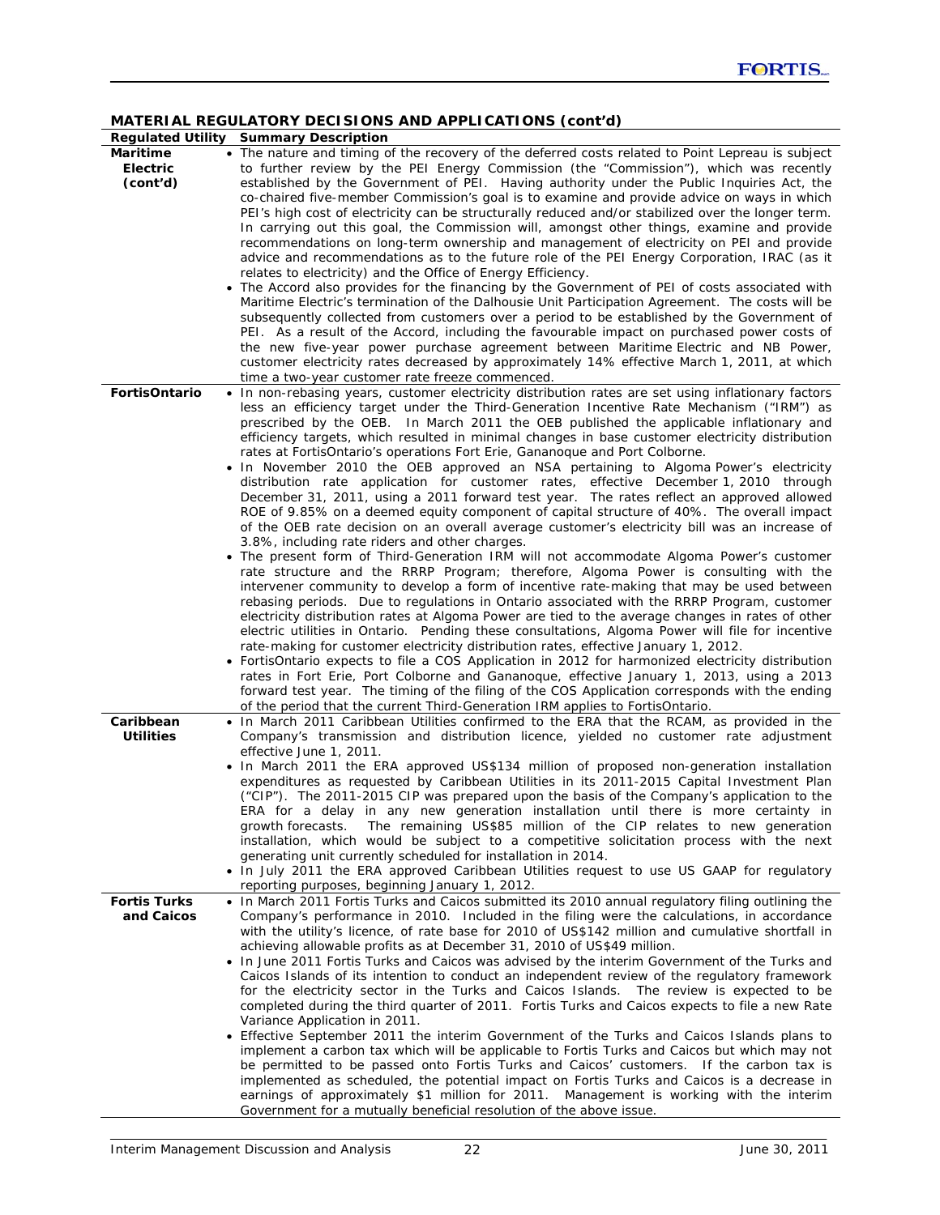## MATERIAL REGULATORY DECISIONS AND APPLICATIONS (cont'd)

| Regulated Utility | Summary Description |
|---|---|
| **Maritime Electric (cont'd)** | • The nature and timing of the recovery of the deferred costs related to Point Lepreau is subject to further review by the PEI Energy Commission (the "Commission"), which was recently established by the Government of PEI. Having authority under the Public Inquiries Act, the co-chaired five-member Commission's goal is to examine and provide advice on ways in which PEI's high cost of electricity can be structurally reduced and/or stabilized over the longer term. In carrying out this goal, the Commission will, amongst other things, examine and provide recommendations on long-term ownership and management of electricity on PEI and provide advice and recommendations as to the future role of the PEI Energy Corporation, IRAC (as it relates to electricity) and the Office of Energy Efficiency.<br>• The Accord also provides for the financing by the Government of PEI of costs associated with Maritime Electric's termination of the Dalhousie Unit Participation Agreement. The costs will be subsequently collected from customers over a period to be established by the Government of PEI. As a result of the Accord, including the favourable impact on purchased power costs of the new five-year power purchase agreement between Maritime Electric and NB Power, customer electricity rates decreased by approximately 14% effective March 1, 2011, at which time a two-year customer rate freeze commenced. |
| **FortisOntario** | • In non-rebasing years, customer electricity distribution rates are set using inflationary factors less an efficiency target under the Third-Generation Incentive Rate Mechanism ("IRM") as prescribed by the OEB. In March 2011 the OEB published the applicable inflationary and efficiency targets, which resulted in minimal changes in base customer electricity distribution rates at FortisOntario's operations Fort Erie, Gananoque and Port Colborne.<br>• In November 2010 the OEB approved an NSA pertaining to Algoma Power's electricity distribution rate application for customer rates, effective December 1, 2010 through December 31, 2011, using a 2011 forward test year. The rates reflect an approved allowed ROE of 9.85% on a deemed equity component of capital structure of 40%. The overall impact of the OEB rate decision on an overall average customer's electricity bill was an increase of 3.8%, including rate riders and other charges.<br>• The present form of Third-Generation IRM will not accommodate Algoma Power's customer rate structure and the RRRP Program; therefore, Algoma Power is consulting with the intervener community to develop a form of incentive rate-making that may be used between rebasing periods. Due to regulations in Ontario associated with the RRRP Program, customer electricity distribution rates at Algoma Power are tied to the average changes in rates of other electric utilities in Ontario. Pending these consultations, Algoma Power will file for incentive rate-making for customer electricity distribution rates, effective January 1, 2012.<br>• FortisOntario expects to file a COS Application in 2012 for harmonized electricity distribution rates in Fort Erie, Port Colborne and Gananoque, effective January 1, 2013, using a 2013 forward test year. The timing of the filing of the COS Application corresponds with the ending of the period that the current Third-Generation IRM applies to FortisOntario. |
| **Caribbean Utilities** | • In March 2011 Caribbean Utilities confirmed to the ERA that the RCAM, as provided in the Company's transmission and distribution licence, yielded no customer rate adjustment effective June 1, 2011.<br>• In March 2011 the ERA approved US$134 million of proposed non-generation installation expenditures as requested by Caribbean Utilities in its 2011-2015 Capital Investment Plan ("CIP"). The 2011-2015 CIP was prepared upon the basis of the Company's application to the ERA for a delay in any new generation installation until there is more certainty in growth forecasts. The remaining US$85 million of the CIP relates to new generation installation, which would be subject to a competitive solicitation process with the next generating unit currently scheduled for installation in 2014.<br>• In July 2011 the ERA approved Caribbean Utilities request to use US GAAP for regulatory reporting purposes, beginning January 1, 2012. |
| **Fortis Turks and Caicos** | • In March 2011 Fortis Turks and Caicos submitted its 2010 annual regulatory filing outlining the Company's performance in 2010. Included in the filing were the calculations, in accordance with the utility's licence, of rate base for 2010 of US$142 million and cumulative shortfall in achieving allowable profits as at December 31, 2010 of US$49 million.<br>• In June 2011 Fortis Turks and Caicos was advised by the interim Government of the Turks and Caicos Islands of its intention to conduct an independent review of the regulatory framework for the electricity sector in the Turks and Caicos Islands. The review is expected to be completed during the third quarter of 2011. Fortis Turks and Caicos expects to file a new Rate Variance Application in 2011.<br>• Effective September 2011 the interim Government of the Turks and Caicos Islands plans to implement a carbon tax which will be applicable to Fortis Turks and Caicos but which may not be permitted to be passed onto Fortis Turks and Caicos' customers. If the carbon tax is implemented as scheduled, the potential impact on Fortis Turks and Caicos is a decrease in earnings of approximately $1 million for 2011. Management is working with the interim Government for a mutually beneficial resolution of the above issue. |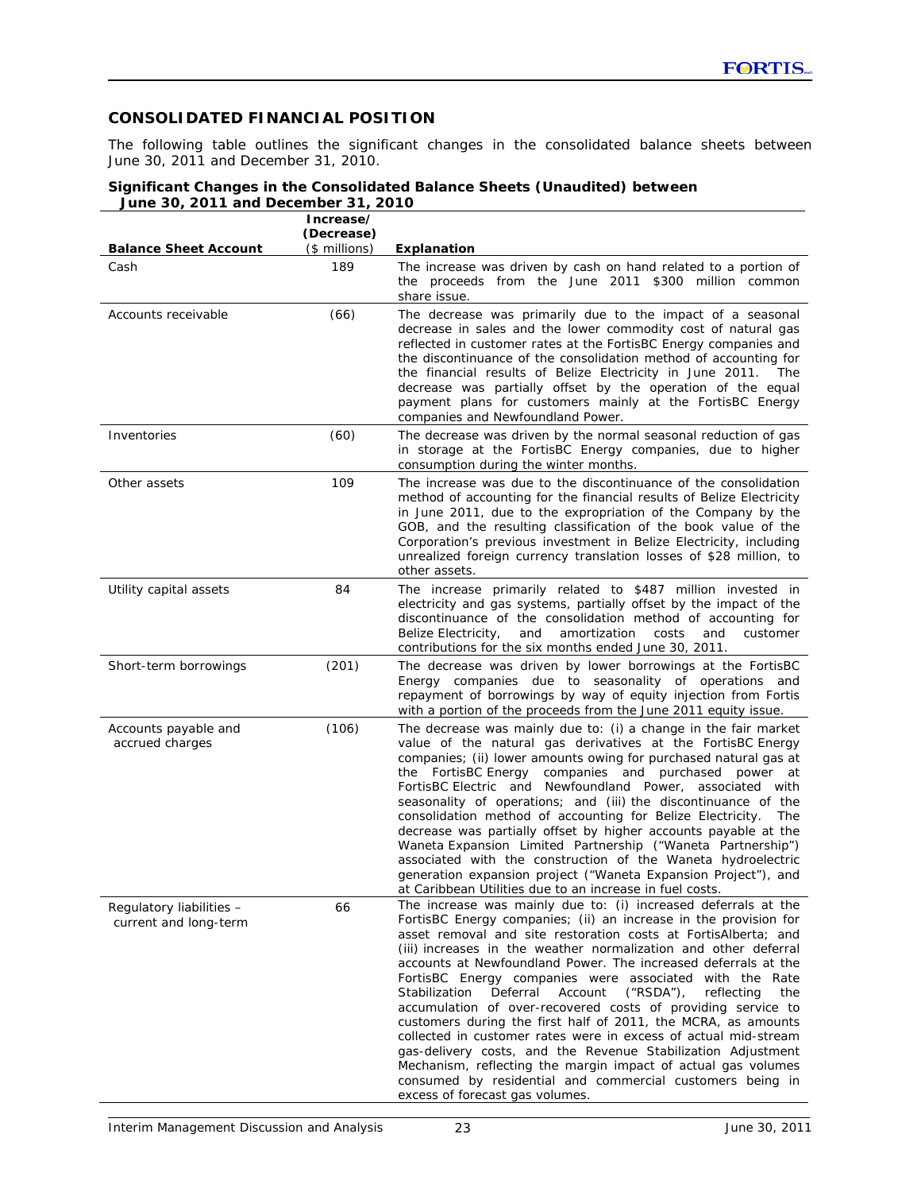## CONSOLIDATED FINANCIAL POSITION

The following table outlines the significant changes in the consolidated balance sheets between June 30, 2011 and December 31, 2010.

**Significant Changes in the Consolidated Balance Sheets (Unaudited) between June 30, 2011 and December 31, 2010**

| Balance Sheet Account | Increase/ (Decrease) ($ millions) | Explanation |
|---|---|---|
| Cash | 189 | The increase was driven by cash on hand related to a portion of the proceeds from the June 2011 $300 million common share issue. |
| Accounts receivable | (66) | The decrease was primarily due to the impact of a seasonal decrease in sales and the lower commodity cost of natural gas reflected in customer rates at the FortisBC Energy companies and the discontinuance of the consolidation method of accounting for the financial results of Belize Electricity in June 2011. The decrease was partially offset by the operation of the equal payment plans for customers mainly at the FortisBC Energy companies and Newfoundland Power. |
| Inventories | (60) | The decrease was driven by the normal seasonal reduction of gas in storage at the FortisBC Energy companies, due to higher consumption during the winter months. |
| Other assets | 109 | The increase was due to the discontinuance of the consolidation method of accounting for the financial results of Belize Electricity in June 2011, due to the expropriation of the Company by the GOB, and the resulting classification of the book value of the Corporation's previous investment in Belize Electricity, including unrealized foreign currency translation losses of $28 million, to other assets. |
| Utility capital assets | 84 | The increase primarily related to $487 million invested in electricity and gas systems, partially offset by the impact of the discontinuance of the consolidation method of accounting for Belize Electricity, and amortization costs and customer contributions for the six months ended June 30, 2011. |
| Short-term borrowings | (201) | The decrease was driven by lower borrowings at the FortisBC Energy companies due to seasonality of operations and repayment of borrowings by way of equity injection from Fortis with a portion of the proceeds from the June 2011 equity issue. |
| Accounts payable and accrued charges | (106) | The decrease was mainly due to: (i) a change in the fair market value of the natural gas derivatives at the FortisBC Energy companies; (ii) lower amounts owing for purchased natural gas at the FortisBC Energy companies and purchased power at FortisBC Electric and Newfoundland Power, associated with seasonality of operations; and (iii) the discontinuance of the consolidation method of accounting for Belize Electricity. The decrease was partially offset by higher accounts payable at the Waneta Expansion Limited Partnership ("Waneta Partnership") associated with the construction of the Waneta hydroelectric generation expansion project ("Waneta Expansion Project"), and at Caribbean Utilities due to an increase in fuel costs. |
| Regulatory liabilities – current and long-term | 66 | The increase was mainly due to: (i) increased deferrals at the FortisBC Energy companies; (ii) an increase in the provision for asset removal and site restoration costs at FortisAlberta; and (iii) increases in the weather normalization and other deferral accounts at Newfoundland Power. The increased deferrals at the FortisBC Energy companies were associated with the Rate Stabilization Deferral Account ("RSDA"), reflecting the accumulation of over-recovered costs of providing service to customers during the first half of 2011, the MCRA, as amounts collected in customer rates were in excess of actual mid-stream gas-delivery costs, and the Revenue Stabilization Adjustment Mechanism, reflecting the margin impact of actual gas volumes consumed by residential and commercial customers being in excess of forecast gas volumes. |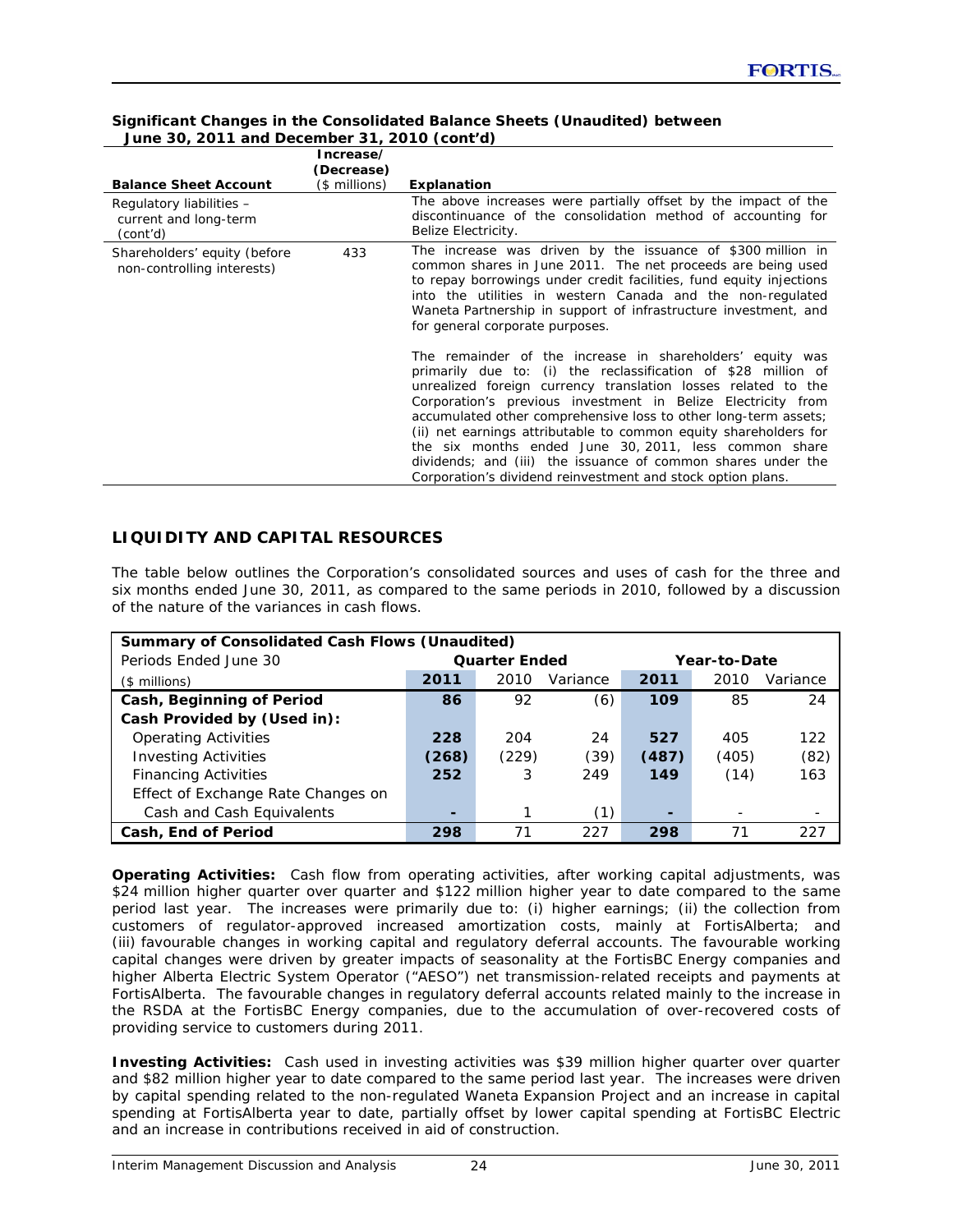**Significant Changes in the Consolidated Balance Sheets (Unaudited) between June 30, 2011 and December 31, 2010 (cont'd)**

| Balance Sheet Account | Increase/ (Decrease) ($ millions) | Explanation |
|---|---|---|
| Regulatory liabilities – current and long-term (cont'd) | | The above increases were partially offset by the impact of the discontinuance of the consolidation method of accounting for Belize Electricity. |
| Shareholders' equity (before non-controlling interests) | 433 | The increase was driven by the issuance of $300 million in common shares in June 2011. The net proceeds are being used to repay borrowings under credit facilities, fund equity injections into the utilities in western Canada and the non-regulated Waneta Partnership in support of infrastructure investment, and for general corporate purposes.<br><br>The remainder of the increase in shareholders' equity was primarily due to: (i) the reclassification of $28 million of unrealized foreign currency translation losses related to the Corporation's previous investment in Belize Electricity from accumulated other comprehensive loss to other long-term assets; (ii) net earnings attributable to common equity shareholders for the six months ended June 30, 2011, less common share dividends; and (iii) the issuance of common shares under the Corporation's dividend reinvestment and stock option plans. |

## LIQUIDITY AND CAPITAL RESOURCES

The table below outlines the Corporation's consolidated sources and uses of cash for the three and six months ended June 30, 2011, as compared to the same periods in 2010, followed by a discussion of the nature of the variances in cash flows.

| **Summary of Consolidated Cash Flows (Unaudited)** | | | | | | |
|---|---|---|---|---|---|---|
| Periods Ended June 30 | Quarter Ended | | | Year-to-Date | | |
| ($ millions) | **2011** | 2010 | Variance | **2011** | 2010 | Variance |
| **Cash, Beginning of Period** | **86** | 92 | (6) | **109** | 85 | 24 |
| **Cash Provided by (Used in):** | | | | | | |
| Operating Activities | **228** | 204 | 24 | **527** | 405 | 122 |
| Investing Activities | **(268)** | (229) | (39) | **(487)** | (405) | (82) |
| Financing Activities | **252** | 3 | 249 | **149** | (14) | 163 |
| Effect of Exchange Rate Changes on Cash and Cash Equivalents | **-** | 1 | (1) | **-** | - | - |
| **Cash, End of Period** | **298** | 71 | 227 | **298** | 71 | 227 |

**Operating Activities:** Cash flow from operating activities, after working capital adjustments, was $24 million higher quarter over quarter and $122 million higher year to date compared to the same period last year. The increases were primarily due to: (i) higher earnings; (ii) the collection from customers of regulator-approved increased amortization costs, mainly at FortisAlberta; and (iii) favourable changes in working capital and regulatory deferral accounts. The favourable working capital changes were driven by greater impacts of seasonality at the FortisBC Energy companies and higher Alberta Electric System Operator ("AESO") net transmission-related receipts and payments at FortisAlberta. The favourable changes in regulatory deferral accounts related mainly to the increase in the RSDA at the FortisBC Energy companies, due to the accumulation of over-recovered costs of providing service to customers during 2011.

**Investing Activities:** Cash used in investing activities was $39 million higher quarter over quarter and $82 million higher year to date compared to the same period last year. The increases were driven by capital spending related to the non-regulated Waneta Expansion Project and an increase in capital spending at FortisAlberta year to date, partially offset by lower capital spending at FortisBC Electric and an increase in contributions received in aid of construction.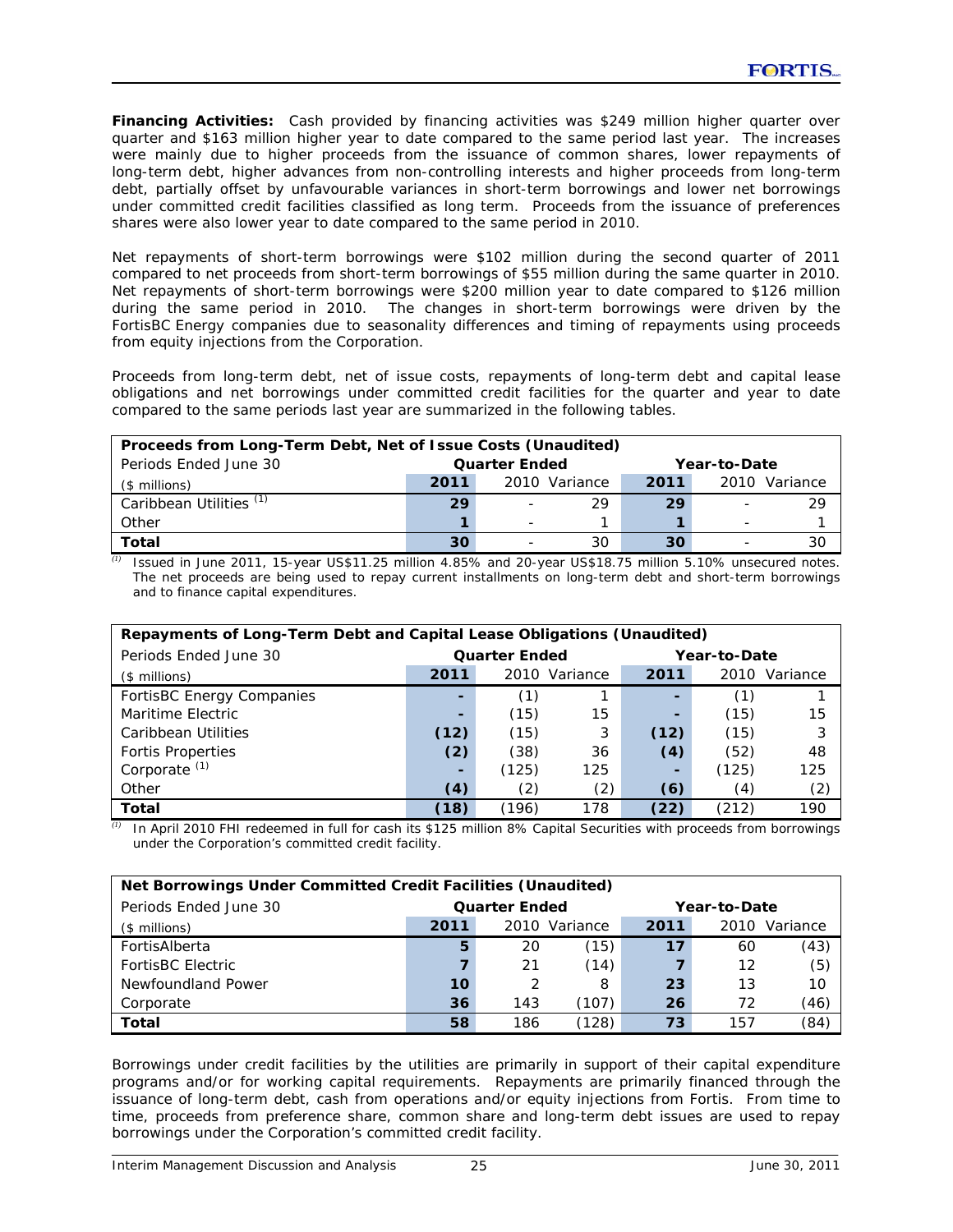**Financing Activities:** Cash provided by financing activities was $249 million higher quarter over quarter and $163 million higher year to date compared to the same period last year. The increases were mainly due to higher proceeds from the issuance of common shares, lower repayments of long-term debt, higher advances from non-controlling interests and higher proceeds from long-term debt, partially offset by unfavourable variances in short-term borrowings and lower net borrowings under committed credit facilities classified as long term. Proceeds from the issuance of preferences shares were also lower year to date compared to the same period in 2010.

Net repayments of short-term borrowings were $102 million during the second quarter of 2011 compared to net proceeds from short-term borrowings of $55 million during the same quarter in 2010. Net repayments of short-term borrowings were $200 million year to date compared to $126 million during the same period in 2010. The changes in short-term borrowings were driven by the FortisBC Energy companies due to seasonality differences and timing of repayments using proceeds from equity injections from the Corporation.

Proceeds from long-term debt, net of issue costs, repayments of long-term debt and capital lease obligations and net borrowings under committed credit facilities for the quarter and year to date compared to the same periods last year are summarized in the following tables.

| **Proceeds from Long-Term Debt, Net of Issue Costs (Unaudited)** | | | | | | |
|---|---|---|---|---|---|---|
| Periods Ended June 30 | **Quarter Ended** | | | **Year-to-Date** | | |
| ($ millions) | **2011** | 2010 | Variance | **2011** | 2010 | Variance |
| Caribbean Utilities [(1)] | **29** | - | 29 | **29** | - | 29 |
| Other | **1** | - | 1 | **1** | - | 1 |
| **Total** | **30** | - | 30 | **30** | - | 30 |

[(1)] Issued in June 2011, 15-year US$11.25 million 4.85% and 20-year US$18.75 million 5.10% unsecured notes. The net proceeds are being used to repay current installments on long-term debt and short-term borrowings and to finance capital expenditures.

| **Repayments of Long-Term Debt and Capital Lease Obligations (Unaudited)** | | | | | | |
|---|---|---|---|---|---|---|
| Periods Ended June 30 | **Quarter Ended** | | | **Year-to-Date** | | |
| ($ millions) | **2011** | 2010 | Variance | **2011** | 2010 | Variance |
| FortisBC Energy Companies | **-** | (1) | 1 | **-** | (1) | 1 |
| Maritime Electric | **-** | (15) | 15 | **-** | (15) | 15 |
| Caribbean Utilities | **(12)** | (15) | 3 | **(12)** | (15) | 3 |
| Fortis Properties | **(2)** | (38) | 36 | **(4)** | (52) | 48 |
| Corporate [(1)] | **-** | (125) | 125 | **-** | (125) | 125 |
| Other | **(4)** | (2) | (2) | **(6)** | (4) | (2) |
| **Total** | **(18)** | (196) | 178 | **(22)** | (212) | 190 |

[(1)] In April 2010 FHI redeemed in full for cash its $125 million 8% Capital Securities with proceeds from borrowings under the Corporation's committed credit facility.

| **Net Borrowings Under Committed Credit Facilities (Unaudited)** | | | | | | |
|---|---|---|---|---|---|---|
| Periods Ended June 30 | **Quarter Ended** | | | **Year-to-Date** | | |
| ($ millions) | **2011** | 2010 | Variance | **2011** | 2010 | Variance |
| FortisAlberta | **5** | 20 | (15) | **17** | 60 | (43) |
| FortisBC Electric | **7** | 21 | (14) | **7** | 12 | (5) |
| Newfoundland Power | **10** | 2 | 8 | **23** | 13 | 10 |
| Corporate | **36** | 143 | (107) | **26** | 72 | (46) |
| **Total** | **58** | 186 | (128) | **73** | 157 | (84) |

Borrowings under credit facilities by the utilities are primarily in support of their capital expenditure programs and/or for working capital requirements. Repayments are primarily financed through the issuance of long-term debt, cash from operations and/or equity injections from Fortis. From time to time, proceeds from preference share, common share and long-term debt issues are used to repay borrowings under the Corporation's committed credit facility.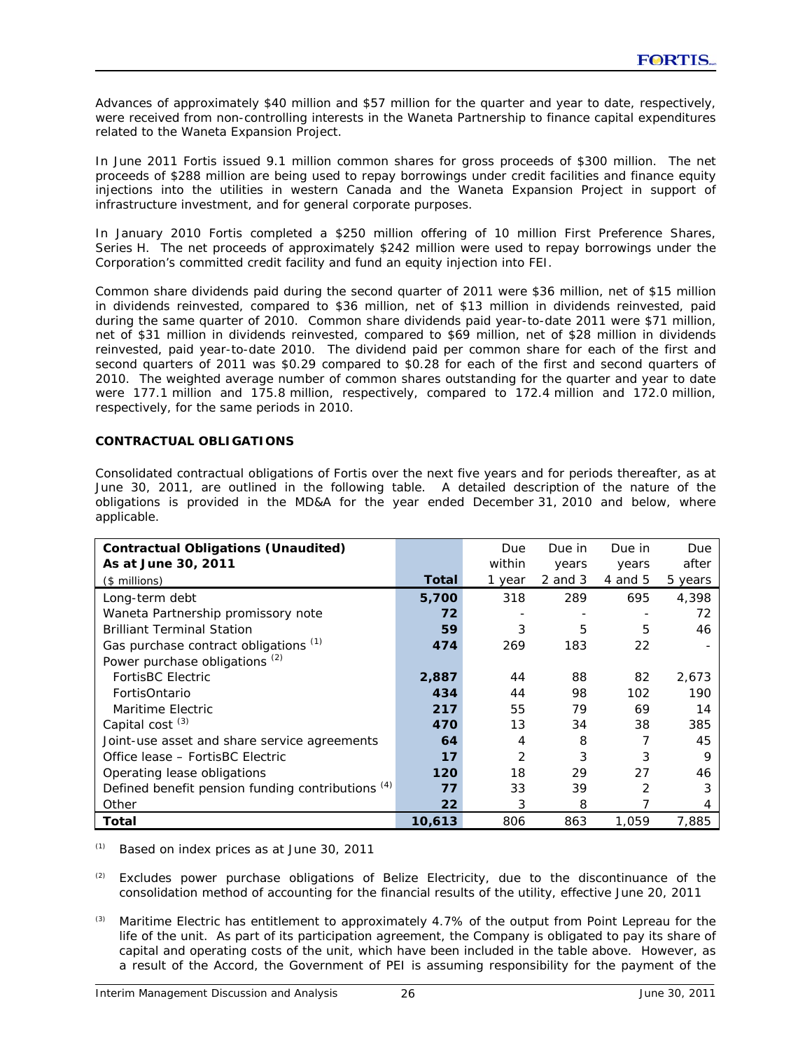Advances of approximately $40 million and $57 million for the quarter and year to date, respectively, were received from non-controlling interests in the Waneta Partnership to finance capital expenditures related to the Waneta Expansion Project.

In June 2011 Fortis issued 9.1 million common shares for gross proceeds of $300 million. The net proceeds of $288 million are being used to repay borrowings under credit facilities and finance equity injections into the utilities in western Canada and the Waneta Expansion Project in support of infrastructure investment, and for general corporate purposes.

In January 2010 Fortis completed a $250 million offering of 10 million First Preference Shares, Series H. The net proceeds of approximately $242 million were used to repay borrowings under the Corporation's committed credit facility and fund an equity injection into FEI.

Common share dividends paid during the second quarter of 2011 were $36 million, net of $15 million in dividends reinvested, compared to $36 million, net of $13 million in dividends reinvested, paid during the same quarter of 2010. Common share dividends paid year-to-date 2011 were $71 million, net of $31 million in dividends reinvested, compared to $69 million, net of $28 million in dividends reinvested, paid year-to-date 2010. The dividend paid per common share for each of the first and second quarters of 2011 was $0.29 compared to $0.28 for each of the first and second quarters of 2010. The weighted average number of common shares outstanding for the quarter and year to date were 177.1 million and 175.8 million, respectively, compared to 172.4 million and 172.0 million, respectively, for the same periods in 2010.

**CONTRACTUAL OBLIGATIONS**

Consolidated contractual obligations of Fortis over the next five years and for periods thereafter, as at June 30, 2011, are outlined in the following table. A detailed description of the nature of the obligations is provided in the MD&A for the year ended December 31, 2010 and below, where applicable.

| **Contractual Obligations (Unaudited)** **As at June 30, 2011** ($ millions) | **Total** | Due within 1 year | Due in years 2 and 3 | Due in years 4 and 5 | Due after 5 years |
|---|---|---|---|---|---|
| Long-term debt | **5,700** | 318 | 289 | 695 | 4,398 |
| Waneta Partnership promissory note | **72** | - | - | - | 72 |
| Brilliant Terminal Station | **59** | 3 | 5 | 5 | 46 |
| Gas purchase contract obligations (1) | **474** | 269 | 183 | 22 | - |
| Power purchase obligations (2) | | | | | |
| FortisBC Electric | **2,887** | 44 | 88 | 82 | 2,673 |
| FortisOntario | **434** | 44 | 98 | 102 | 190 |
| Maritime Electric | **217** | 55 | 79 | 69 | 14 |
| Capital cost (3) | **470** | 13 | 34 | 38 | 385 |
| Joint-use asset and share service agreements | **64** | 4 | 8 | 7 | 45 |
| Office lease – FortisBC Electric | **17** | 2 | 3 | 3 | 9 |
| Operating lease obligations | **120** | 18 | 29 | 27 | 46 |
| Defined benefit pension funding contributions (4) | **77** | 33 | 39 | 2 | 3 |
| Other | **22** | 3 | 8 | 7 | 4 |
| **Total** | **10,613** | 806 | 863 | 1,059 | 7,885 |

(1) Based on index prices as at June 30, 2011

(2) Excludes power purchase obligations of Belize Electricity, due to the discontinuance of the consolidation method of accounting for the financial results of the utility, effective June 20, 2011

(3) Maritime Electric has entitlement to approximately 4.7% of the output from Point Lepreau for the life of the unit. As part of its participation agreement, the Company is obligated to pay its share of capital and operating costs of the unit, which have been included in the table above. However, as a result of the Accord, the Government of PEI is assuming responsibility for the payment of the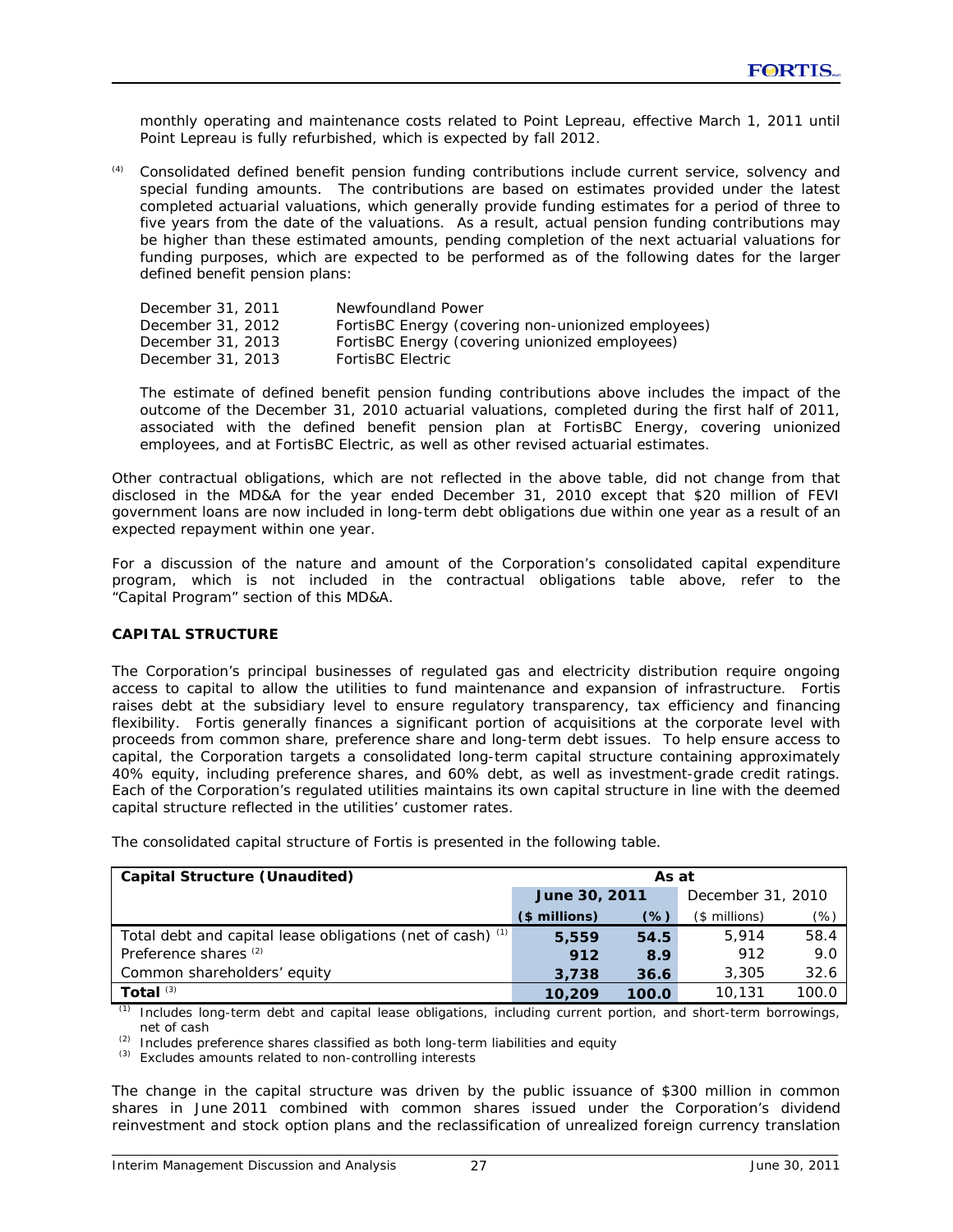monthly operating and maintenance costs related to Point Lepreau, effective March 1, 2011 until Point Lepreau is fully refurbished, which is expected by fall 2012.

(4) Consolidated defined benefit pension funding contributions include current service, solvency and special funding amounts. The contributions are based on estimates provided under the latest completed actuarial valuations, which generally provide funding estimates for a period of three to five years from the date of the valuations. As a result, actual pension funding contributions may be higher than these estimated amounts, pending completion of the next actuarial valuations for funding purposes, which are expected to be performed as of the following dates for the larger defined benefit pension plans:

| | |
|---|---|
| December 31, 2011 | Newfoundland Power |
| December 31, 2012 | FortisBC Energy (covering non-unionized employees) |
| December 31, 2013 | FortisBC Energy (covering unionized employees) |
| December 31, 2013 | FortisBC Electric |

The estimate of defined benefit pension funding contributions above includes the impact of the outcome of the December 31, 2010 actuarial valuations, completed during the first half of 2011, associated with the defined benefit pension plan at FortisBC Energy, covering unionized employees, and at FortisBC Electric, as well as other revised actuarial estimates.

Other contractual obligations, which are not reflected in the above table, did not change from that disclosed in the MD&A for the year ended December 31, 2010 except that $20 million of FEVI government loans are now included in long-term debt obligations due within one year as a result of an expected repayment within one year.

For a discussion of the nature and amount of the Corporation's consolidated capital expenditure program, which is not included in the contractual obligations table above, refer to the "Capital Program" section of this MD&A.

**CAPITAL STRUCTURE**

The Corporation's principal businesses of regulated gas and electricity distribution require ongoing access to capital to allow the utilities to fund maintenance and expansion of infrastructure. Fortis raises debt at the subsidiary level to ensure regulatory transparency, tax efficiency and financing flexibility. Fortis generally finances a significant portion of acquisitions at the corporate level with proceeds from common share, preference share and long-term debt issues. To help ensure access to capital, the Corporation targets a consolidated long-term capital structure containing approximately 40% equity, including preference shares, and 60% debt, as well as investment-grade credit ratings. Each of the Corporation's regulated utilities maintains its own capital structure in line with the deemed capital structure reflected in the utilities' customer rates.

The consolidated capital structure of Fortis is presented in the following table.

| Capital Structure (Unaudited) | As at | | | |
|---|---|---|---|---|
| | **June 30, 2011** | | December 31, 2010 | |
| | **($ millions)** | **(%)** | ($ millions) | (%) |
| Total debt and capital lease obligations (net of cash) (1) | **5,559** | **54.5** | 5,914 | 58.4 |
| Preference shares (2) | **912** | **8.9** | 912 | 9.0 |
| Common shareholders' equity | **3,738** | **36.6** | 3,305 | 32.6 |
| **Total** (3) | **10,209** | **100.0** | 10,131 | 100.0 |

(1) Includes long-term debt and capital lease obligations, including current portion, and short-term borrowings, net of cash
(2) Includes preference shares classified as both long-term liabilities and equity
(3) Excludes amounts related to non-controlling interests

The change in the capital structure was driven by the public issuance of $300 million in common shares in June 2011 combined with common shares issued under the Corporation's dividend reinvestment and stock option plans and the reclassification of unrealized foreign currency translation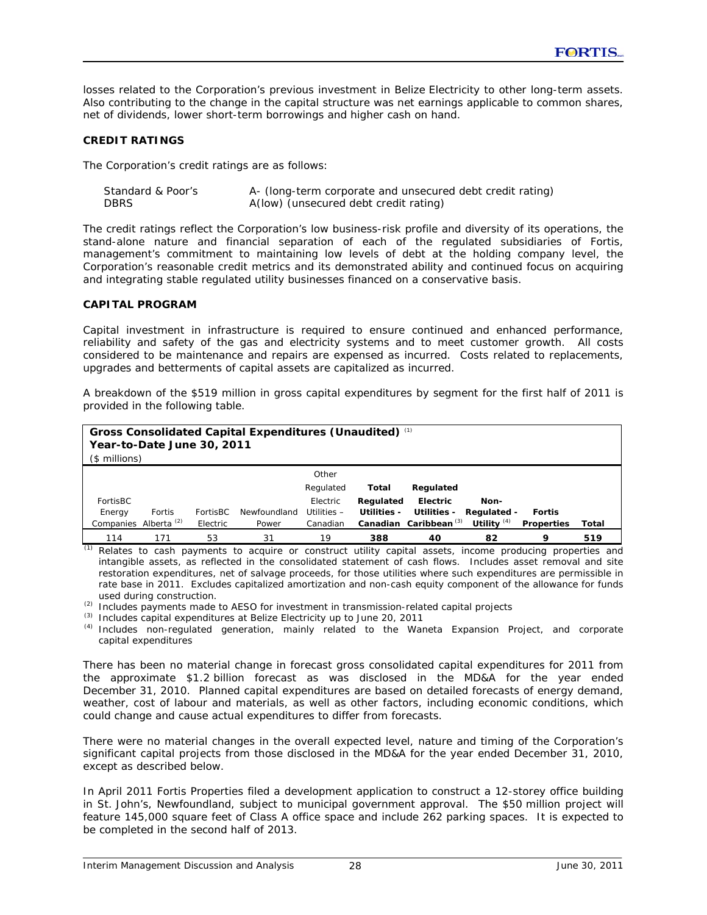losses related to the Corporation's previous investment in Belize Electricity to other long-term assets. Also contributing to the change in the capital structure was net earnings applicable to common shares, net of dividends, lower short-term borrowings and higher cash on hand.

**CREDIT RATINGS**

The Corporation's credit ratings are as follows:

| | |
|---|---|
| Standard & Poor's | A- (long-term corporate and unsecured debt credit rating) |
| DBRS | A(low) (unsecured debt credit rating) |

The credit ratings reflect the Corporation's low business-risk profile and diversity of its operations, the stand-alone nature and financial separation of each of the regulated subsidiaries of Fortis, management's commitment to maintaining low levels of debt at the holding company level, the Corporation's reasonable credit metrics and its demonstrated ability and continued focus on acquiring and integrating stable regulated utility businesses financed on a conservative basis.

**CAPITAL PROGRAM**

Capital investment in infrastructure is required to ensure continued and enhanced performance, reliability and safety of the gas and electricity systems and to meet customer growth. All costs considered to be maintenance and repairs are expensed as incurred. Costs related to replacements, upgrades and betterments of capital assets are capitalized as incurred.

A breakdown of the $519 million in gross capital expenditures by segment for the first half of 2011 is provided in the following table.

**Gross Consolidated Capital Expenditures (Unaudited)** [(1)]
**Year-to-Date June 30, 2011**
($ millions)

| FortisBC Energy Companies | Fortis Alberta [(2)] | FortisBC Electric | Newfoundland Power | Other Regulated Electric Utilities – Canadian | **Total Regulated Utilities - Canadian** | **Regulated Electric Utilities - Caribbean** [(3)] | **Non-Regulated - Utility** [(4)] | **Fortis Properties** | **Total** |
|---|---|---|---|---|---|---|---|---|---|
| 114 | 171 | 53 | 31 | 19 | **388** | **40** | **82** | **9** | **519** |

[(1)] Relates to cash payments to acquire or construct utility capital assets, income producing properties and intangible assets, as reflected in the consolidated statement of cash flows. Includes asset removal and site restoration expenditures, net of salvage proceeds, for those utilities where such expenditures are permissible in rate base in 2011. Excludes capitalized amortization and non-cash equity component of the allowance for funds used during construction.
[(2)] Includes payments made to AESO for investment in transmission-related capital projects
[(3)] Includes capital expenditures at Belize Electricity up to June 20, 2011
[(4)] Includes non-regulated generation, mainly related to the Waneta Expansion Project, and corporate capital expenditures

There has been no material change in forecast gross consolidated capital expenditures for 2011 from the approximate $1.2 billion forecast as was disclosed in the MD&A for the year ended December 31, 2010. Planned capital expenditures are based on detailed forecasts of energy demand, weather, cost of labour and materials, as well as other factors, including economic conditions, which could change and cause actual expenditures to differ from forecasts.

There were no material changes in the overall expected level, nature and timing of the Corporation's significant capital projects from those disclosed in the MD&A for the year ended December 31, 2010, except as described below.

In April 2011 Fortis Properties filed a development application to construct a 12-storey office building in St. John's, Newfoundland, subject to municipal government approval. The $50 million project will feature 145,000 square feet of Class A office space and include 262 parking spaces. It is expected to be completed in the second half of 2013.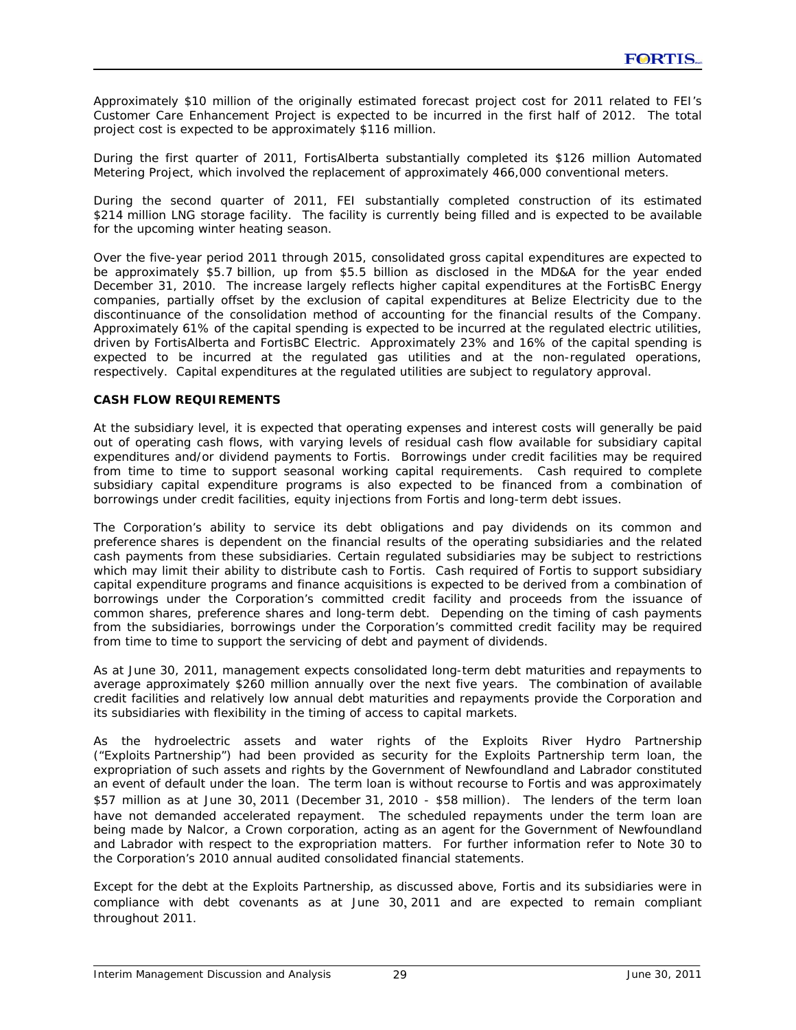Approximately $10 million of the originally estimated forecast project cost for 2011 related to FEI's Customer Care Enhancement Project is expected to be incurred in the first half of 2012. The total project cost is expected to be approximately $116 million.

During the first quarter of 2011, FortisAlberta substantially completed its $126 million Automated Metering Project, which involved the replacement of approximately 466,000 conventional meters.

During the second quarter of 2011, FEI substantially completed construction of its estimated $214 million LNG storage facility. The facility is currently being filled and is expected to be available for the upcoming winter heating season.

Over the five-year period 2011 through 2015, consolidated gross capital expenditures are expected to be approximately $5.7 billion, up from $5.5 billion as disclosed in the MD&A for the year ended December 31, 2010. The increase largely reflects higher capital expenditures at the FortisBC Energy companies, partially offset by the exclusion of capital expenditures at Belize Electricity due to the discontinuance of the consolidation method of accounting for the financial results of the Company. Approximately 61% of the capital spending is expected to be incurred at the regulated electric utilities, driven by FortisAlberta and FortisBC Electric. Approximately 23% and 16% of the capital spending is expected to be incurred at the regulated gas utilities and at the non-regulated operations, respectively. Capital expenditures at the regulated utilities are subject to regulatory approval.

**CASH FLOW REQUIREMENTS**

At the subsidiary level, it is expected that operating expenses and interest costs will generally be paid out of operating cash flows, with varying levels of residual cash flow available for subsidiary capital expenditures and/or dividend payments to Fortis. Borrowings under credit facilities may be required from time to time to support seasonal working capital requirements. Cash required to complete subsidiary capital expenditure programs is also expected to be financed from a combination of borrowings under credit facilities, equity injections from Fortis and long-term debt issues.

The Corporation's ability to service its debt obligations and pay dividends on its common and preference shares is dependent on the financial results of the operating subsidiaries and the related cash payments from these subsidiaries. Certain regulated subsidiaries may be subject to restrictions which may limit their ability to distribute cash to Fortis. Cash required of Fortis to support subsidiary capital expenditure programs and finance acquisitions is expected to be derived from a combination of borrowings under the Corporation's committed credit facility and proceeds from the issuance of common shares, preference shares and long-term debt. Depending on the timing of cash payments from the subsidiaries, borrowings under the Corporation's committed credit facility may be required from time to time to support the servicing of debt and payment of dividends.

As at June 30, 2011, management expects consolidated long-term debt maturities and repayments to average approximately $260 million annually over the next five years. The combination of available credit facilities and relatively low annual debt maturities and repayments provide the Corporation and its subsidiaries with flexibility in the timing of access to capital markets.

As the hydroelectric assets and water rights of the Exploits River Hydro Partnership ("Exploits Partnership") had been provided as security for the Exploits Partnership term loan, the expropriation of such assets and rights by the Government of Newfoundland and Labrador constituted an event of default under the loan. The term loan is without recourse to Fortis and was approximately $57 million as at June 30, 2011 (December 31, 2010 - $58 million). The lenders of the term loan have not demanded accelerated repayment. The scheduled repayments under the term loan are being made by Nalcor, a Crown corporation, acting as an agent for the Government of Newfoundland and Labrador with respect to the expropriation matters. For further information refer to Note 30 to the Corporation's 2010 annual audited consolidated financial statements.

Except for the debt at the Exploits Partnership, as discussed above, Fortis and its subsidiaries were in compliance with debt covenants as at June 30, 2011 and are expected to remain compliant throughout 2011.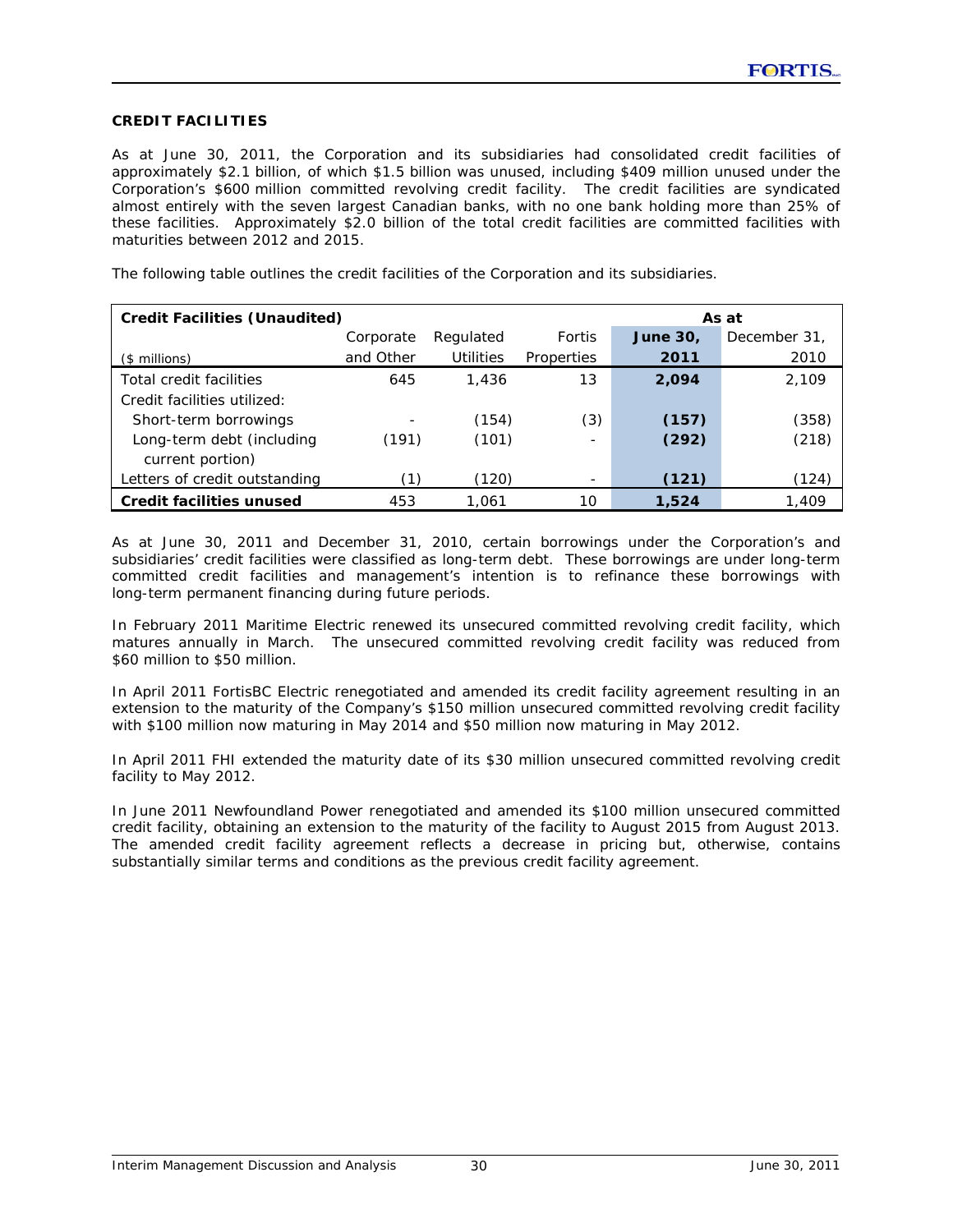## CREDIT FACILITIES

As at June 30, 2011, the Corporation and its subsidiaries had consolidated credit facilities of approximately $2.1 billion, of which $1.5 billion was unused, including $409 million unused under the Corporation's $600 million committed revolving credit facility. The credit facilities are syndicated almost entirely with the seven largest Canadian banks, with no one bank holding more than 25% of these facilities. Approximately $2.0 billion of the total credit facilities are committed facilities with maturities between 2012 and 2015.

The following table outlines the credit facilities of the Corporation and its subsidiaries.

| **Credit Facilities (Unaudited)** | | | | **As at** | |
|---|---|---|---|---|---|
| ($ millions) | Corporate and Other | Regulated Utilities | Fortis Properties | **June 30, 2011** | December 31, 2010 |
| Total credit facilities | 645 | 1,436 | 13 | **2,094** | 2,109 |
| Credit facilities utilized: | | | | | |
| Short-term borrowings | - | (154) | (3) | **(157)** | (358) |
| Long-term debt (including current portion) | (191) | (101) | - | **(292)** | (218) |
| Letters of credit outstanding | (1) | (120) | - | **(121)** | (124) |
| **Credit facilities unused** | 453 | 1,061 | 10 | **1,524** | 1,409 |

As at June 30, 2011 and December 31, 2010, certain borrowings under the Corporation's and subsidiaries' credit facilities were classified as long-term debt. These borrowings are under long-term committed credit facilities and management's intention is to refinance these borrowings with long-term permanent financing during future periods.

In February 2011 Maritime Electric renewed its unsecured committed revolving credit facility, which matures annually in March. The unsecured committed revolving credit facility was reduced from $60 million to $50 million.

In April 2011 FortisBC Electric renegotiated and amended its credit facility agreement resulting in an extension to the maturity of the Company's $150 million unsecured committed revolving credit facility with $100 million now maturing in May 2014 and $50 million now maturing in May 2012.

In April 2011 FHI extended the maturity date of its $30 million unsecured committed revolving credit facility to May 2012.

In June 2011 Newfoundland Power renegotiated and amended its $100 million unsecured committed credit facility, obtaining an extension to the maturity of the facility to August 2015 from August 2013. The amended credit facility agreement reflects a decrease in pricing but, otherwise, contains substantially similar terms and conditions as the previous credit facility agreement.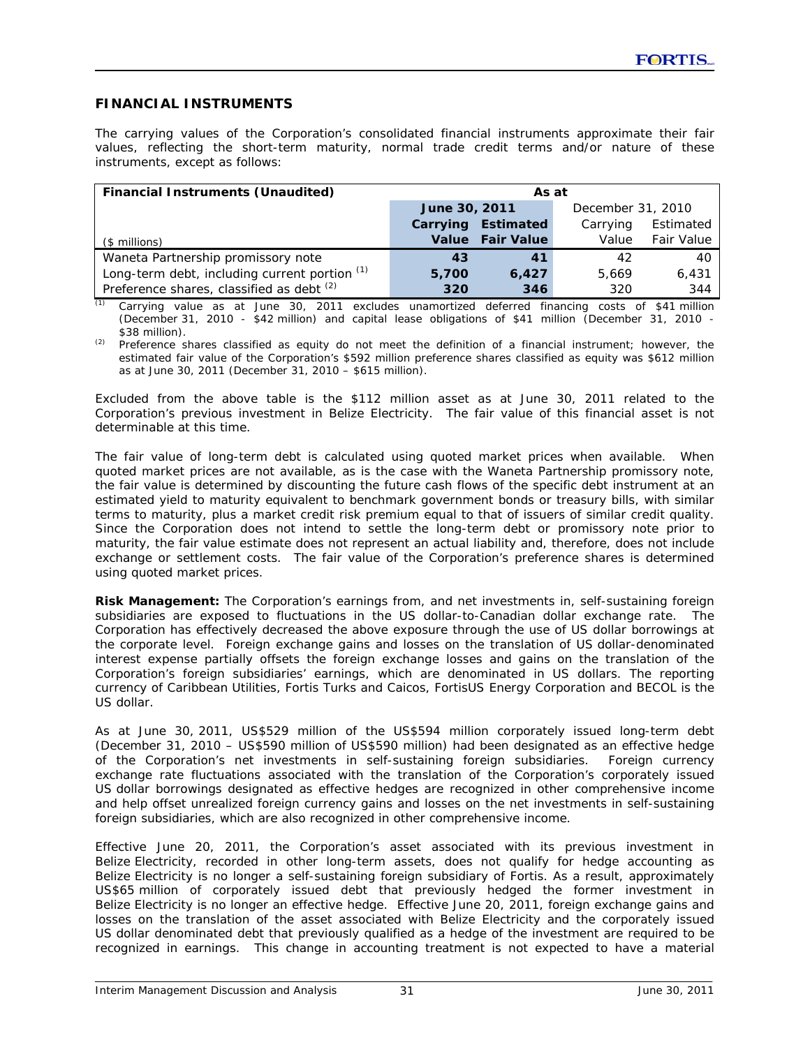## FINANCIAL INSTRUMENTS

The carrying values of the Corporation's consolidated financial instruments approximate their fair values, reflecting the short-term maturity, normal trade credit terms and/or nature of these instruments, except as follows:

| Financial Instruments (Unaudited) | As at | | | |
|---|---|---|---|---|
| | **June 30, 2011** | | December 31, 2010 | |
| ($ millions) | **Carrying Value** | **Estimated Fair Value** | Carrying Value | Estimated Fair Value |
| Waneta Partnership promissory note | **43** | **41** | 42 | 40 |
| Long-term debt, including current portion [(1)] | **5,700** | **6,427** | 5,669 | 6,431 |
| Preference shares, classified as debt [(2)] | **320** | **346** | 320 | 344 |

(1) Carrying value as at June 30, 2011 excludes unamortized deferred financing costs of $41 million (December 31, 2010 - $42 million) and capital lease obligations of $41 million (December 31, 2010 - $38 million).

(2) Preference shares classified as equity do not meet the definition of a financial instrument; however, the estimated fair value of the Corporation's $592 million preference shares classified as equity was $612 million as at June 30, 2011 (December 31, 2010 – $615 million).

Excluded from the above table is the $112 million asset as at June 30, 2011 related to the Corporation's previous investment in Belize Electricity. The fair value of this financial asset is not determinable at this time.

The fair value of long-term debt is calculated using quoted market prices when available. When quoted market prices are not available, as is the case with the Waneta Partnership promissory note, the fair value is determined by discounting the future cash flows of the specific debt instrument at an estimated yield to maturity equivalent to benchmark government bonds or treasury bills, with similar terms to maturity, plus a market credit risk premium equal to that of issuers of similar credit quality. Since the Corporation does not intend to settle the long-term debt or promissory note prior to maturity, the fair value estimate does not represent an actual liability and, therefore, does not include exchange or settlement costs. The fair value of the Corporation's preference shares is determined using quoted market prices.

**Risk Management:** The Corporation's earnings from, and net investments in, self-sustaining foreign subsidiaries are exposed to fluctuations in the US dollar-to-Canadian dollar exchange rate. The Corporation has effectively decreased the above exposure through the use of US dollar borrowings at the corporate level. Foreign exchange gains and losses on the translation of US dollar-denominated interest expense partially offsets the foreign exchange losses and gains on the translation of the Corporation's foreign subsidiaries' earnings, which are denominated in US dollars. The reporting currency of Caribbean Utilities, Fortis Turks and Caicos, FortisUS Energy Corporation and BECOL is the US dollar.

As at June 30, 2011, US$529 million of the US$594 million corporately issued long-term debt (December 31, 2010 – US$590 million of US$590 million) had been designated as an effective hedge of the Corporation's net investments in self-sustaining foreign subsidiaries. Foreign currency exchange rate fluctuations associated with the translation of the Corporation's corporately issued US dollar borrowings designated as effective hedges are recognized in other comprehensive income and help offset unrealized foreign currency gains and losses on the net investments in self-sustaining foreign subsidiaries, which are also recognized in other comprehensive income.

Effective June 20, 2011, the Corporation's asset associated with its previous investment in Belize Electricity, recorded in other long-term assets, does not qualify for hedge accounting as Belize Electricity is no longer a self-sustaining foreign subsidiary of Fortis. As a result, approximately US$65 million of corporately issued debt that previously hedged the former investment in Belize Electricity is no longer an effective hedge. Effective June 20, 2011, foreign exchange gains and losses on the translation of the asset associated with Belize Electricity and the corporately issued US dollar denominated debt that previously qualified as a hedge of the investment are required to be recognized in earnings. This change in accounting treatment is not expected to have a material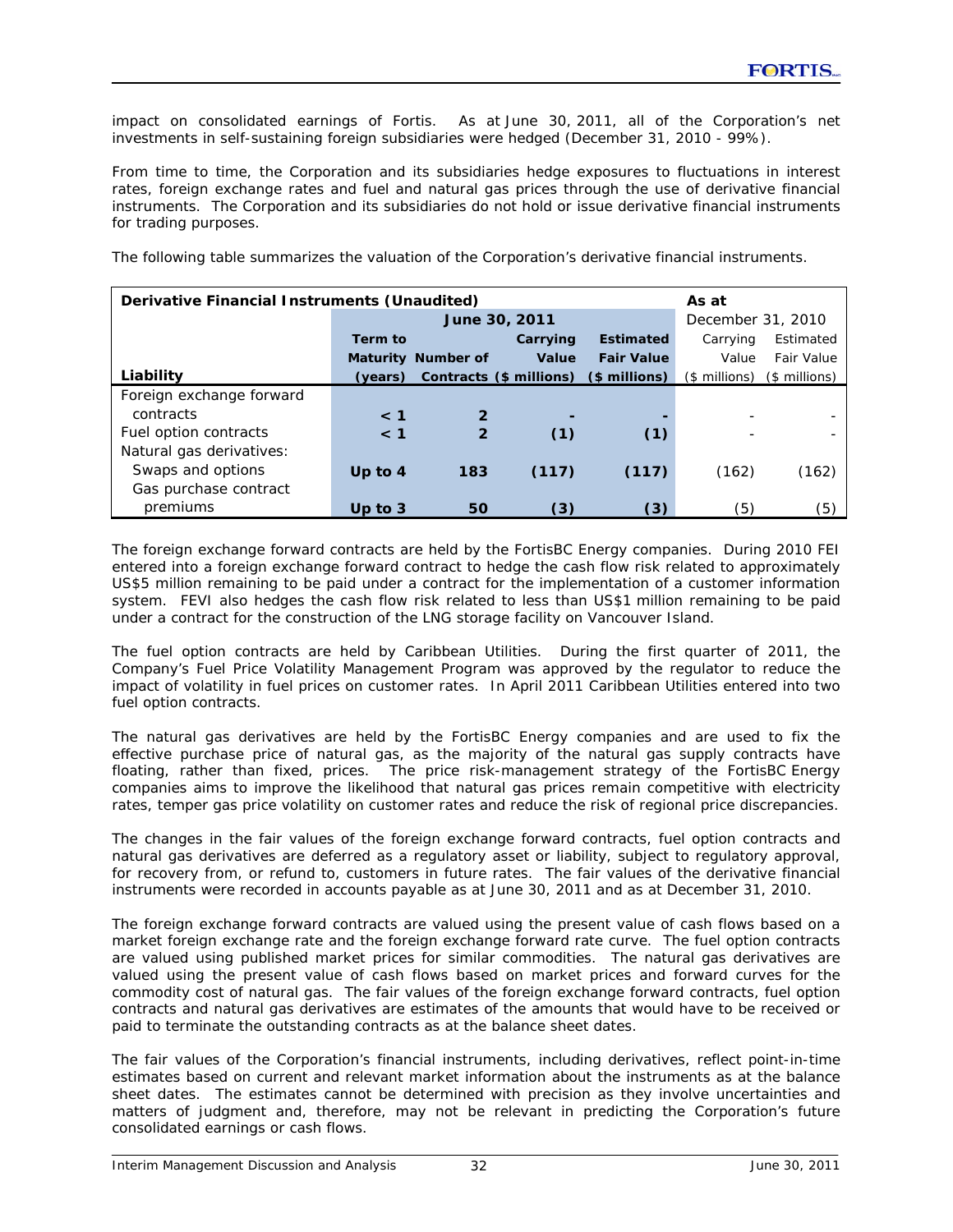impact on consolidated earnings of Fortis. As at June 30, 2011, all of the Corporation's net investments in self-sustaining foreign subsidiaries were hedged (December 31, 2010 - 99%).

From time to time, the Corporation and its subsidiaries hedge exposures to fluctuations in interest rates, foreign exchange rates and fuel and natural gas prices through the use of derivative financial instruments. The Corporation and its subsidiaries do not hold or issue derivative financial instruments for trading purposes.

The following table summarizes the valuation of the Corporation's derivative financial instruments.

| **Derivative Financial Instruments (Unaudited)** | **June 30, 2011** | | | | **As at December 31, 2010** | |
|---|---|---|---|---|---|---|
| **Liability** | **Term to Maturity (years)** | **Number of Contracts** | **Carrying Value ($ millions)** | **Estimated Fair Value ($ millions)** | Carrying Value ($ millions) | Estimated Fair Value ($ millions) |
| Foreign exchange forward contracts | **< 1** | **2** | **-** | **-** | - | - |
| Fuel option contracts | **< 1** | **2** | **(1)** | **(1)** | - | - |
| Natural gas derivatives: | | | | | | |
| Swaps and options | **Up to 4** | **183** | **(117)** | **(117)** | (162) | (162) |
| Gas purchase contract premiums | **Up to 3** | **50** | **(3)** | **(3)** | (5) | (5) |

The foreign exchange forward contracts are held by the FortisBC Energy companies. During 2010 FEI entered into a foreign exchange forward contract to hedge the cash flow risk related to approximately US$5 million remaining to be paid under a contract for the implementation of a customer information system. FEVI also hedges the cash flow risk related to less than US$1 million remaining to be paid under a contract for the construction of the LNG storage facility on Vancouver Island.

The fuel option contracts are held by Caribbean Utilities. During the first quarter of 2011, the Company's Fuel Price Volatility Management Program was approved by the regulator to reduce the impact of volatility in fuel prices on customer rates. In April 2011 Caribbean Utilities entered into two fuel option contracts.

The natural gas derivatives are held by the FortisBC Energy companies and are used to fix the effective purchase price of natural gas, as the majority of the natural gas supply contracts have floating, rather than fixed, prices. The price risk-management strategy of the FortisBC Energy companies aims to improve the likelihood that natural gas prices remain competitive with electricity rates, temper gas price volatility on customer rates and reduce the risk of regional price discrepancies.

The changes in the fair values of the foreign exchange forward contracts, fuel option contracts and natural gas derivatives are deferred as a regulatory asset or liability, subject to regulatory approval, for recovery from, or refund to, customers in future rates. The fair values of the derivative financial instruments were recorded in accounts payable as at June 30, 2011 and as at December 31, 2010.

The foreign exchange forward contracts are valued using the present value of cash flows based on a market foreign exchange rate and the foreign exchange forward rate curve. The fuel option contracts are valued using published market prices for similar commodities. The natural gas derivatives are valued using the present value of cash flows based on market prices and forward curves for the commodity cost of natural gas. The fair values of the foreign exchange forward contracts, fuel option contracts and natural gas derivatives are estimates of the amounts that would have to be received or paid to terminate the outstanding contracts as at the balance sheet dates.

The fair values of the Corporation's financial instruments, including derivatives, reflect point-in-time estimates based on current and relevant market information about the instruments as at the balance sheet dates. The estimates cannot be determined with precision as they involve uncertainties and matters of judgment and, therefore, may not be relevant in predicting the Corporation's future consolidated earnings or cash flows.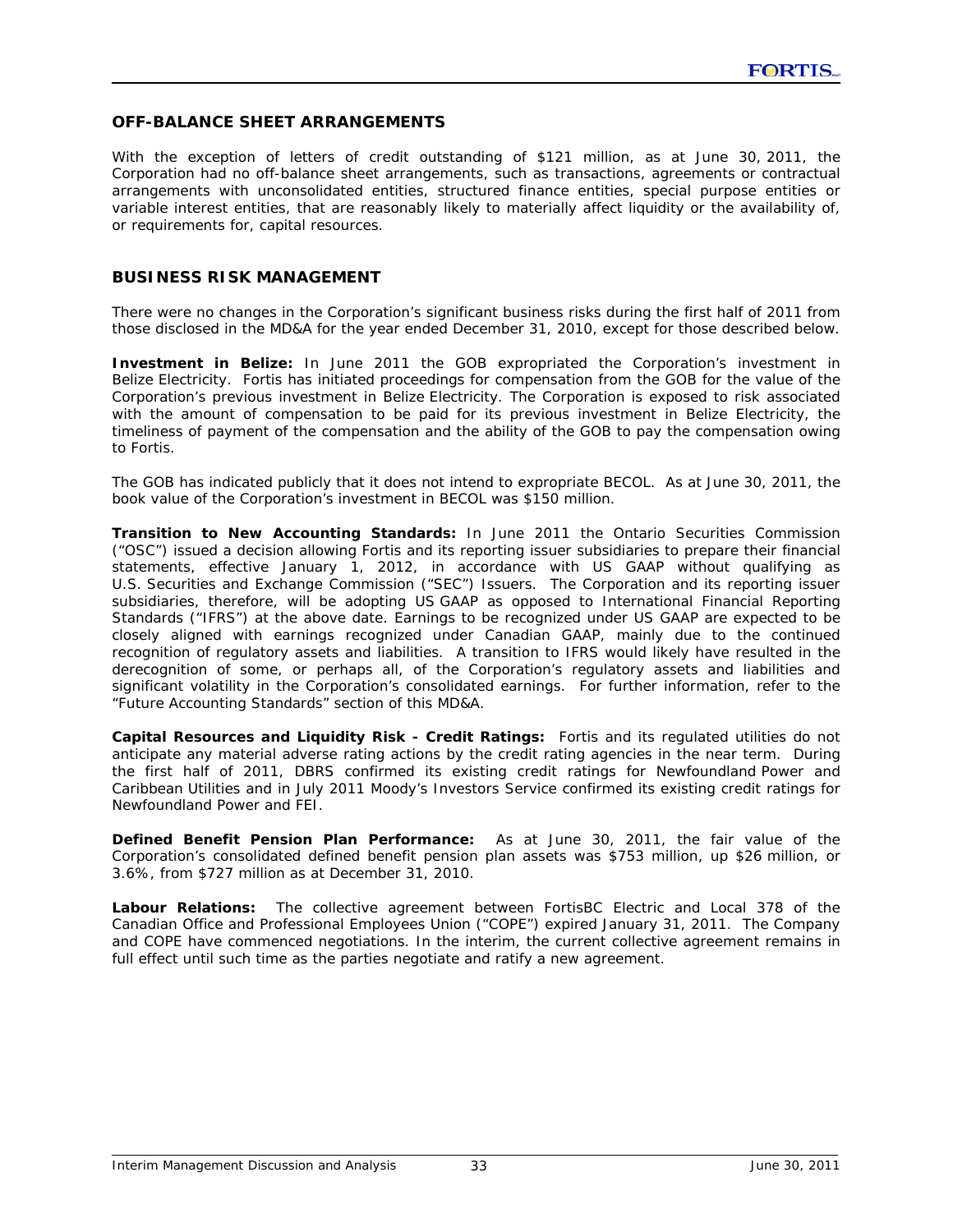## OFF-BALANCE SHEET ARRANGEMENTS

With the exception of letters of credit outstanding of $121 million, as at June 30, 2011, the Corporation had no off-balance sheet arrangements, such as transactions, agreements or contractual arrangements with unconsolidated entities, structured finance entities, special purpose entities or variable interest entities, that are reasonably likely to materially affect liquidity or the availability of, or requirements for, capital resources.

## BUSINESS RISK MANAGEMENT

There were no changes in the Corporation's significant business risks during the first half of 2011 from those disclosed in the MD&A for the year ended December 31, 2010, except for those described below.

**Investment in Belize:** In June 2011 the GOB expropriated the Corporation's investment in Belize Electricity. Fortis has initiated proceedings for compensation from the GOB for the value of the Corporation's previous investment in Belize Electricity. The Corporation is exposed to risk associated with the amount of compensation to be paid for its previous investment in Belize Electricity, the timeliness of payment of the compensation and the ability of the GOB to pay the compensation owing to Fortis.

The GOB has indicated publicly that it does not intend to expropriate BECOL. As at June 30, 2011, the book value of the Corporation's investment in BECOL was $150 million.

**Transition to New Accounting Standards:** In June 2011 the Ontario Securities Commission ("OSC") issued a decision allowing Fortis and its reporting issuer subsidiaries to prepare their financial statements, effective January 1, 2012, in accordance with US GAAP without qualifying as U.S. Securities and Exchange Commission ("SEC") Issuers. The Corporation and its reporting issuer subsidiaries, therefore, will be adopting US GAAP as opposed to International Financial Reporting Standards ("IFRS") at the above date. Earnings to be recognized under US GAAP are expected to be closely aligned with earnings recognized under Canadian GAAP, mainly due to the continued recognition of regulatory assets and liabilities. A transition to IFRS would likely have resulted in the derecognition of some, or perhaps all, of the Corporation's regulatory assets and liabilities and significant volatility in the Corporation's consolidated earnings. For further information, refer to the "Future Accounting Standards" section of this MD&A.

**Capital Resources and Liquidity Risk - Credit Ratings:** Fortis and its regulated utilities do not anticipate any material adverse rating actions by the credit rating agencies in the near term. During the first half of 2011, DBRS confirmed its existing credit ratings for Newfoundland Power and Caribbean Utilities and in July 2011 Moody's Investors Service confirmed its existing credit ratings for Newfoundland Power and FEI.

**Defined Benefit Pension Plan Performance:** As at June 30, 2011, the fair value of the Corporation's consolidated defined benefit pension plan assets was $753 million, up $26 million, or 3.6%, from $727 million as at December 31, 2010.

**Labour Relations:** The collective agreement between FortisBC Electric and Local 378 of the Canadian Office and Professional Employees Union ("COPE") expired January 31, 2011. The Company and COPE have commenced negotiations. In the interim, the current collective agreement remains in full effect until such time as the parties negotiate and ratify a new agreement.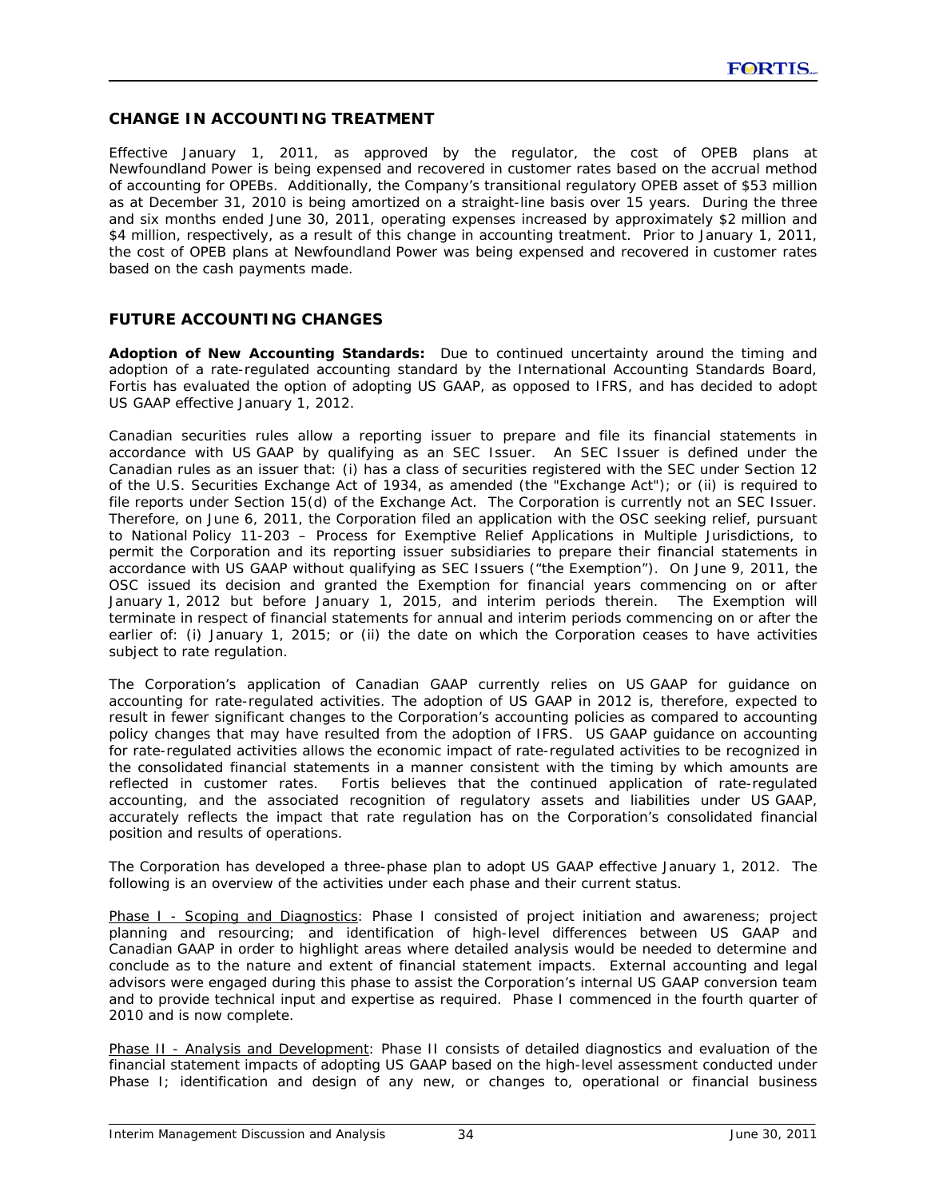## CHANGE IN ACCOUNTING TREATMENT

Effective January 1, 2011, as approved by the regulator, the cost of OPEB plans at Newfoundland Power is being expensed and recovered in customer rates based on the accrual method of accounting for OPEBs. Additionally, the Company's transitional regulatory OPEB asset of $53 million as at December 31, 2010 is being amortized on a straight-line basis over 15 years. During the three and six months ended June 30, 2011, operating expenses increased by approximately $2 million and $4 million, respectively, as a result of this change in accounting treatment. Prior to January 1, 2011, the cost of OPEB plans at Newfoundland Power was being expensed and recovered in customer rates based on the cash payments made.

## FUTURE ACCOUNTING CHANGES

**Adoption of New Accounting Standards:** Due to continued uncertainty around the timing and adoption of a rate-regulated accounting standard by the International Accounting Standards Board, Fortis has evaluated the option of adopting US GAAP, as opposed to IFRS, and has decided to adopt US GAAP effective January 1, 2012.

Canadian securities rules allow a reporting issuer to prepare and file its financial statements in accordance with US GAAP by qualifying as an SEC Issuer. An SEC Issuer is defined under the Canadian rules as an issuer that: (i) has a class of securities registered with the SEC under Section 12 of the U.S. Securities Exchange Act of 1934, as amended (the "Exchange Act"); or (ii) is required to file reports under Section 15(d) of the Exchange Act. The Corporation is currently not an SEC Issuer. Therefore, on June 6, 2011, the Corporation filed an application with the OSC seeking relief, pursuant to National Policy 11-203 – Process for Exemptive Relief Applications in Multiple Jurisdictions, to permit the Corporation and its reporting issuer subsidiaries to prepare their financial statements in accordance with US GAAP without qualifying as SEC Issuers ("the Exemption"). On June 9, 2011, the OSC issued its decision and granted the Exemption for financial years commencing on or after January 1, 2012 but before January 1, 2015, and interim periods therein. The Exemption will terminate in respect of financial statements for annual and interim periods commencing on or after the earlier of: (i) January 1, 2015; or (ii) the date on which the Corporation ceases to have activities subject to rate regulation.

The Corporation's application of Canadian GAAP currently relies on US GAAP for guidance on accounting for rate-regulated activities. The adoption of US GAAP in 2012 is, therefore, expected to result in fewer significant changes to the Corporation's accounting policies as compared to accounting policy changes that may have resulted from the adoption of IFRS. US GAAP guidance on accounting for rate-regulated activities allows the economic impact of rate-regulated activities to be recognized in the consolidated financial statements in a manner consistent with the timing by which amounts are reflected in customer rates. Fortis believes that the continued application of rate-regulated accounting, and the associated recognition of regulatory assets and liabilities under US GAAP, accurately reflects the impact that rate regulation has on the Corporation's consolidated financial position and results of operations.

The Corporation has developed a three-phase plan to adopt US GAAP effective January 1, 2012. The following is an overview of the activities under each phase and their current status.

Phase I - Scoping and Diagnostics: Phase I consisted of project initiation and awareness; project planning and resourcing; and identification of high-level differences between US GAAP and Canadian GAAP in order to highlight areas where detailed analysis would be needed to determine and conclude as to the nature and extent of financial statement impacts. External accounting and legal advisors were engaged during this phase to assist the Corporation's internal US GAAP conversion team and to provide technical input and expertise as required. Phase I commenced in the fourth quarter of 2010 and is now complete.

Phase II - Analysis and Development: Phase II consists of detailed diagnostics and evaluation of the financial statement impacts of adopting US GAAP based on the high-level assessment conducted under Phase I; identification and design of any new, or changes to, operational or financial business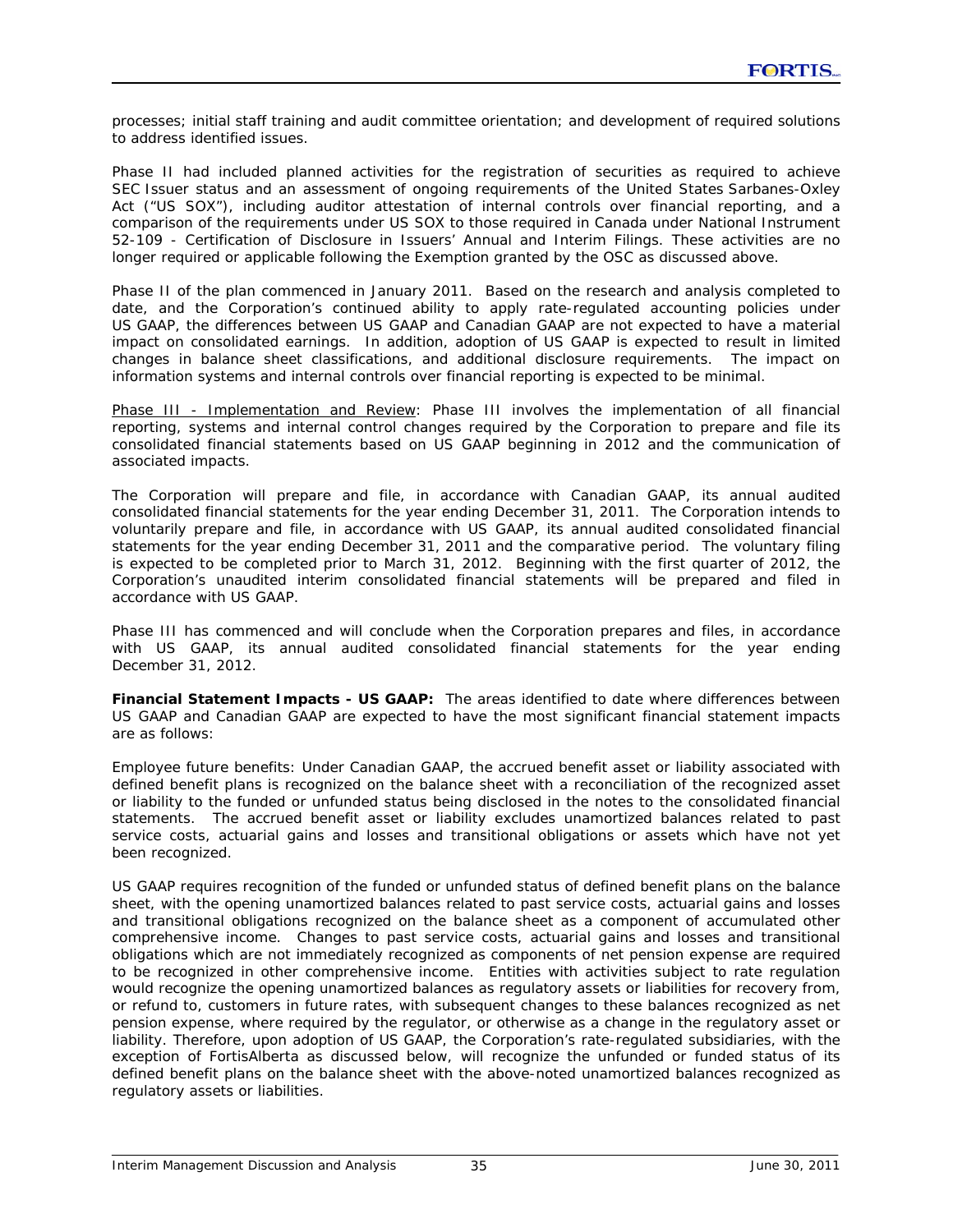processes; initial staff training and audit committee orientation; and development of required solutions to address identified issues.

Phase II had included planned activities for the registration of securities as required to achieve SEC Issuer status and an assessment of ongoing requirements of the United States Sarbanes-Oxley Act ("US SOX"), including auditor attestation of internal controls over financial reporting, and a comparison of the requirements under US SOX to those required in Canada under National Instrument 52-109 - Certification of Disclosure in Issuers' Annual and Interim Filings. These activities are no longer required or applicable following the Exemption granted by the OSC as discussed above.

Phase II of the plan commenced in January 2011. Based on the research and analysis completed to date, and the Corporation's continued ability to apply rate-regulated accounting policies under US GAAP, the differences between US GAAP and Canadian GAAP are not expected to have a material impact on consolidated earnings. In addition, adoption of US GAAP is expected to result in limited changes in balance sheet classifications, and additional disclosure requirements. The impact on information systems and internal controls over financial reporting is expected to be minimal.

Phase III - Implementation and Review: Phase III involves the implementation of all financial reporting, systems and internal control changes required by the Corporation to prepare and file its consolidated financial statements based on US GAAP beginning in 2012 and the communication of associated impacts.

The Corporation will prepare and file, in accordance with Canadian GAAP, its annual audited consolidated financial statements for the year ending December 31, 2011. The Corporation intends to voluntarily prepare and file, in accordance with US GAAP, its annual audited consolidated financial statements for the year ending December 31, 2011 and the comparative period. The voluntary filing is expected to be completed prior to March 31, 2012. Beginning with the first quarter of 2012, the Corporation's unaudited interim consolidated financial statements will be prepared and filed in accordance with US GAAP.

Phase III has commenced and will conclude when the Corporation prepares and files, in accordance with US GAAP, its annual audited consolidated financial statements for the year ending December 31, 2012.

**Financial Statement Impacts - US GAAP:** The areas identified to date where differences between US GAAP and Canadian GAAP are expected to have the most significant financial statement impacts are as follows:

Employee future benefits: Under Canadian GAAP, the accrued benefit asset or liability associated with defined benefit plans is recognized on the balance sheet with a reconciliation of the recognized asset or liability to the funded or unfunded status being disclosed in the notes to the consolidated financial statements. The accrued benefit asset or liability excludes unamortized balances related to past service costs, actuarial gains and losses and transitional obligations or assets which have not yet been recognized.

US GAAP requires recognition of the funded or unfunded status of defined benefit plans on the balance sheet, with the opening unamortized balances related to past service costs, actuarial gains and losses and transitional obligations recognized on the balance sheet as a component of accumulated other comprehensive income. Changes to past service costs, actuarial gains and losses and transitional obligations which are not immediately recognized as components of net pension expense are required to be recognized in other comprehensive income. Entities with activities subject to rate regulation would recognize the opening unamortized balances as regulatory assets or liabilities for recovery from, or refund to, customers in future rates, with subsequent changes to these balances recognized as net pension expense, where required by the regulator, or otherwise as a change in the regulatory asset or liability. Therefore, upon adoption of US GAAP, the Corporation's rate-regulated subsidiaries, with the exception of FortisAlberta as discussed below, will recognize the unfunded or funded status of its defined benefit plans on the balance sheet with the above-noted unamortized balances recognized as regulatory assets or liabilities.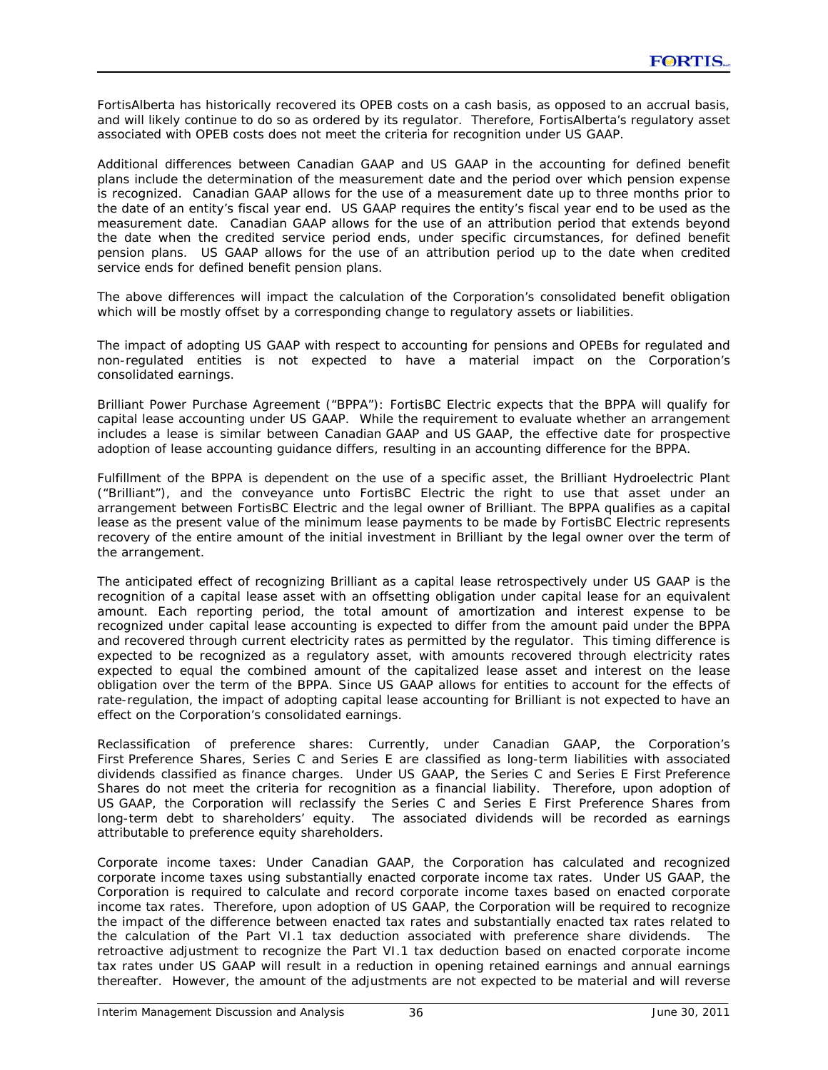FortisAlberta has historically recovered its OPEB costs on a cash basis, as opposed to an accrual basis, and will likely continue to do so as ordered by its regulator. Therefore, FortisAlberta's regulatory asset associated with OPEB costs does not meet the criteria for recognition under US GAAP.

Additional differences between Canadian GAAP and US GAAP in the accounting for defined benefit plans include the determination of the measurement date and the period over which pension expense is recognized. Canadian GAAP allows for the use of a measurement date up to three months prior to the date of an entity's fiscal year end. US GAAP requires the entity's fiscal year end to be used as the measurement date. Canadian GAAP allows for the use of an attribution period that extends beyond the date when the credited service period ends, under specific circumstances, for defined benefit pension plans. US GAAP allows for the use of an attribution period up to the date when credited service ends for defined benefit pension plans.

The above differences will impact the calculation of the Corporation's consolidated benefit obligation which will be mostly offset by a corresponding change to regulatory assets or liabilities.

The impact of adopting US GAAP with respect to accounting for pensions and OPEBs for regulated and non-regulated entities is not expected to have a material impact on the Corporation's consolidated earnings.

*Brilliant Power Purchase Agreement ("BPPA"):* FortisBC Electric expects that the BPPA will qualify for capital lease accounting under US GAAP. While the requirement to evaluate whether an arrangement includes a lease is similar between Canadian GAAP and US GAAP, the effective date for prospective adoption of lease accounting guidance differs, resulting in an accounting difference for the BPPA.

Fulfillment of the BPPA is dependent on the use of a specific asset, the Brilliant Hydroelectric Plant ("Brilliant"), and the conveyance unto FortisBC Electric the right to use that asset under an arrangement between FortisBC Electric and the legal owner of Brilliant. The BPPA qualifies as a capital lease as the present value of the minimum lease payments to be made by FortisBC Electric represents recovery of the entire amount of the initial investment in Brilliant by the legal owner over the term of the arrangement.

The anticipated effect of recognizing Brilliant as a capital lease retrospectively under US GAAP is the recognition of a capital lease asset with an offsetting obligation under capital lease for an equivalent amount. Each reporting period, the total amount of amortization and interest expense to be recognized under capital lease accounting is expected to differ from the amount paid under the BPPA and recovered through current electricity rates as permitted by the regulator. This timing difference is expected to be recognized as a regulatory asset, with amounts recovered through electricity rates expected to equal the combined amount of the capitalized lease asset and interest on the lease obligation over the term of the BPPA. Since US GAAP allows for entities to account for the effects of rate-regulation, the impact of adopting capital lease accounting for Brilliant is not expected to have an effect on the Corporation's consolidated earnings.

*Reclassification of preference shares:* Currently, under Canadian GAAP, the Corporation's First Preference Shares, Series C and Series E are classified as long-term liabilities with associated dividends classified as finance charges. Under US GAAP, the Series C and Series E First Preference Shares do not meet the criteria for recognition as a financial liability. Therefore, upon adoption of US GAAP, the Corporation will reclassify the Series C and Series E First Preference Shares from long-term debt to shareholders' equity. The associated dividends will be recorded as earnings attributable to preference equity shareholders.

*Corporate income taxes:* Under Canadian GAAP, the Corporation has calculated and recognized corporate income taxes using substantially enacted corporate income tax rates. Under US GAAP, the Corporation is required to calculate and record corporate income taxes based on enacted corporate income tax rates. Therefore, upon adoption of US GAAP, the Corporation will be required to recognize the impact of the difference between enacted tax rates and substantially enacted tax rates related to the calculation of the Part VI.1 tax deduction associated with preference share dividends. The retroactive adjustment to recognize the Part VI.1 tax deduction based on enacted corporate income tax rates under US GAAP will result in a reduction in opening retained earnings and annual earnings thereafter. However, the amount of the adjustments are not expected to be material and will reverse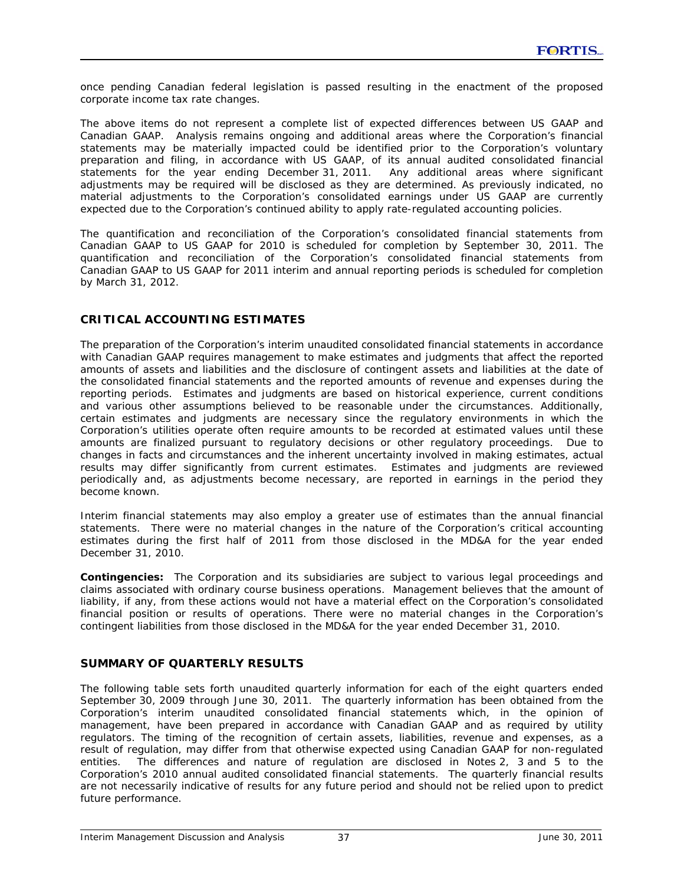once pending Canadian federal legislation is passed resulting in the enactment of the proposed corporate income tax rate changes.

The above items do not represent a complete list of expected differences between US GAAP and Canadian GAAP. Analysis remains ongoing and additional areas where the Corporation's financial statements may be materially impacted could be identified prior to the Corporation's voluntary preparation and filing, in accordance with US GAAP, of its annual audited consolidated financial statements for the year ending December 31, 2011. Any additional areas where significant adjustments may be required will be disclosed as they are determined. As previously indicated, no material adjustments to the Corporation's consolidated earnings under US GAAP are currently expected due to the Corporation's continued ability to apply rate-regulated accounting policies.

The quantification and reconciliation of the Corporation's consolidated financial statements from Canadian GAAP to US GAAP for 2010 is scheduled for completion by September 30, 2011. The quantification and reconciliation of the Corporation's consolidated financial statements from Canadian GAAP to US GAAP for 2011 interim and annual reporting periods is scheduled for completion by March 31, 2012.

## CRITICAL ACCOUNTING ESTIMATES

The preparation of the Corporation's interim unaudited consolidated financial statements in accordance with Canadian GAAP requires management to make estimates and judgments that affect the reported amounts of assets and liabilities and the disclosure of contingent assets and liabilities at the date of the consolidated financial statements and the reported amounts of revenue and expenses during the reporting periods. Estimates and judgments are based on historical experience, current conditions and various other assumptions believed to be reasonable under the circumstances. Additionally, certain estimates and judgments are necessary since the regulatory environments in which the Corporation's utilities operate often require amounts to be recorded at estimated values until these amounts are finalized pursuant to regulatory decisions or other regulatory proceedings. Due to changes in facts and circumstances and the inherent uncertainty involved in making estimates, actual results may differ significantly from current estimates. Estimates and judgments are reviewed periodically and, as adjustments become necessary, are reported in earnings in the period they become known.

Interim financial statements may also employ a greater use of estimates than the annual financial statements. There were no material changes in the nature of the Corporation's critical accounting estimates during the first half of 2011 from those disclosed in the MD&A for the year ended December 31, 2010.

**Contingencies:** The Corporation and its subsidiaries are subject to various legal proceedings and claims associated with ordinary course business operations. Management believes that the amount of liability, if any, from these actions would not have a material effect on the Corporation's consolidated financial position or results of operations. There were no material changes in the Corporation's contingent liabilities from those disclosed in the MD&A for the year ended December 31, 2010.

## SUMMARY OF QUARTERLY RESULTS

The following table sets forth unaudited quarterly information for each of the eight quarters ended September 30, 2009 through June 30, 2011. The quarterly information has been obtained from the Corporation's interim unaudited consolidated financial statements which, in the opinion of management, have been prepared in accordance with Canadian GAAP and as required by utility regulators. The timing of the recognition of certain assets, liabilities, revenue and expenses, as a result of regulation, may differ from that otherwise expected using Canadian GAAP for non-regulated entities. The differences and nature of regulation are disclosed in Notes 2, 3 and 5 to the Corporation's 2010 annual audited consolidated financial statements. The quarterly financial results are not necessarily indicative of results for any future period and should not be relied upon to predict future performance.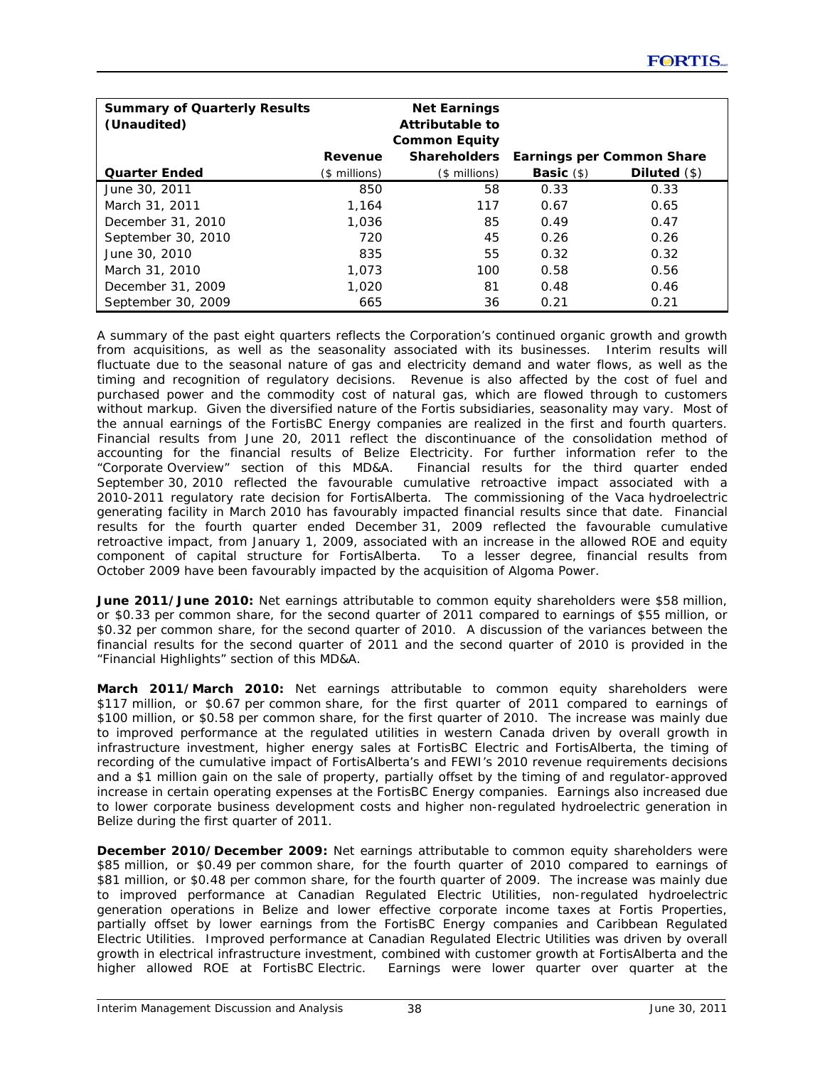| Summary of Quarterly Results (Unaudited) | Revenue | Net Earnings Attributable to Common Equity Shareholders | Earnings per Common Share | |
|---|---|---|---|---|
| Quarter Ended | ($ millions) | ($ millions) | Basic ($) | Diluted ($) |
| June 30, 2011 | 850 | 58 | 0.33 | 0.33 |
| March 31, 2011 | 1,164 | 117 | 0.67 | 0.65 |
| December 31, 2010 | 1,036 | 85 | 0.49 | 0.47 |
| September 30, 2010 | 720 | 45 | 0.26 | 0.26 |
| June 30, 2010 | 835 | 55 | 0.32 | 0.32 |
| March 31, 2010 | 1,073 | 100 | 0.58 | 0.56 |
| December 31, 2009 | 1,020 | 81 | 0.48 | 0.46 |
| September 30, 2009 | 665 | 36 | 0.21 | 0.21 |

A summary of the past eight quarters reflects the Corporation's continued organic growth and growth from acquisitions, as well as the seasonality associated with its businesses. Interim results will fluctuate due to the seasonal nature of gas and electricity demand and water flows, as well as the timing and recognition of regulatory decisions. Revenue is also affected by the cost of fuel and purchased power and the commodity cost of natural gas, which are flowed through to customers without markup. Given the diversified nature of the Fortis subsidiaries, seasonality may vary. Most of the annual earnings of the FortisBC Energy companies are realized in the first and fourth quarters. Financial results from June 20, 2011 reflect the discontinuance of the consolidation method of accounting for the financial results of Belize Electricity. For further information refer to the "Corporate Overview" section of this MD&A. Financial results for the third quarter ended September 30, 2010 reflected the favourable cumulative retroactive impact associated with a 2010-2011 regulatory rate decision for FortisAlberta. The commissioning of the Vaca hydroelectric generating facility in March 2010 has favourably impacted financial results since that date. Financial results for the fourth quarter ended December 31, 2009 reflected the favourable cumulative retroactive impact, from January 1, 2009, associated with an increase in the allowed ROE and equity component of capital structure for FortisAlberta. To a lesser degree, financial results from October 2009 have been favourably impacted by the acquisition of Algoma Power.

**June 2011/June 2010:** Net earnings attributable to common equity shareholders were $58 million, or $0.33 per common share, for the second quarter of 2011 compared to earnings of $55 million, or $0.32 per common share, for the second quarter of 2010. A discussion of the variances between the financial results for the second quarter of 2011 and the second quarter of 2010 is provided in the "Financial Highlights" section of this MD&A.

**March 2011/March 2010:** Net earnings attributable to common equity shareholders were $117 million, or $0.67 per common share, for the first quarter of 2011 compared to earnings of $100 million, or $0.58 per common share, for the first quarter of 2010. The increase was mainly due to improved performance at the regulated utilities in western Canada driven by overall growth in infrastructure investment, higher energy sales at FortisBC Electric and FortisAlberta, the timing of recording of the cumulative impact of FortisAlberta's and FEWI's 2010 revenue requirements decisions and a $1 million gain on the sale of property, partially offset by the timing of and regulator-approved increase in certain operating expenses at the FortisBC Energy companies. Earnings also increased due to lower corporate business development costs and higher non-regulated hydroelectric generation in Belize during the first quarter of 2011.

**December 2010/December 2009:** Net earnings attributable to common equity shareholders were $85 million, or $0.49 per common share, for the fourth quarter of 2010 compared to earnings of $81 million, or $0.48 per common share, for the fourth quarter of 2009. The increase was mainly due to improved performance at Canadian Regulated Electric Utilities, non-regulated hydroelectric generation operations in Belize and lower effective corporate income taxes at Fortis Properties, partially offset by lower earnings from the FortisBC Energy companies and Caribbean Regulated Electric Utilities. Improved performance at Canadian Regulated Electric Utilities was driven by overall growth in electrical infrastructure investment, combined with customer growth at FortisAlberta and the higher allowed ROE at FortisBC Electric. Earnings were lower quarter over quarter at the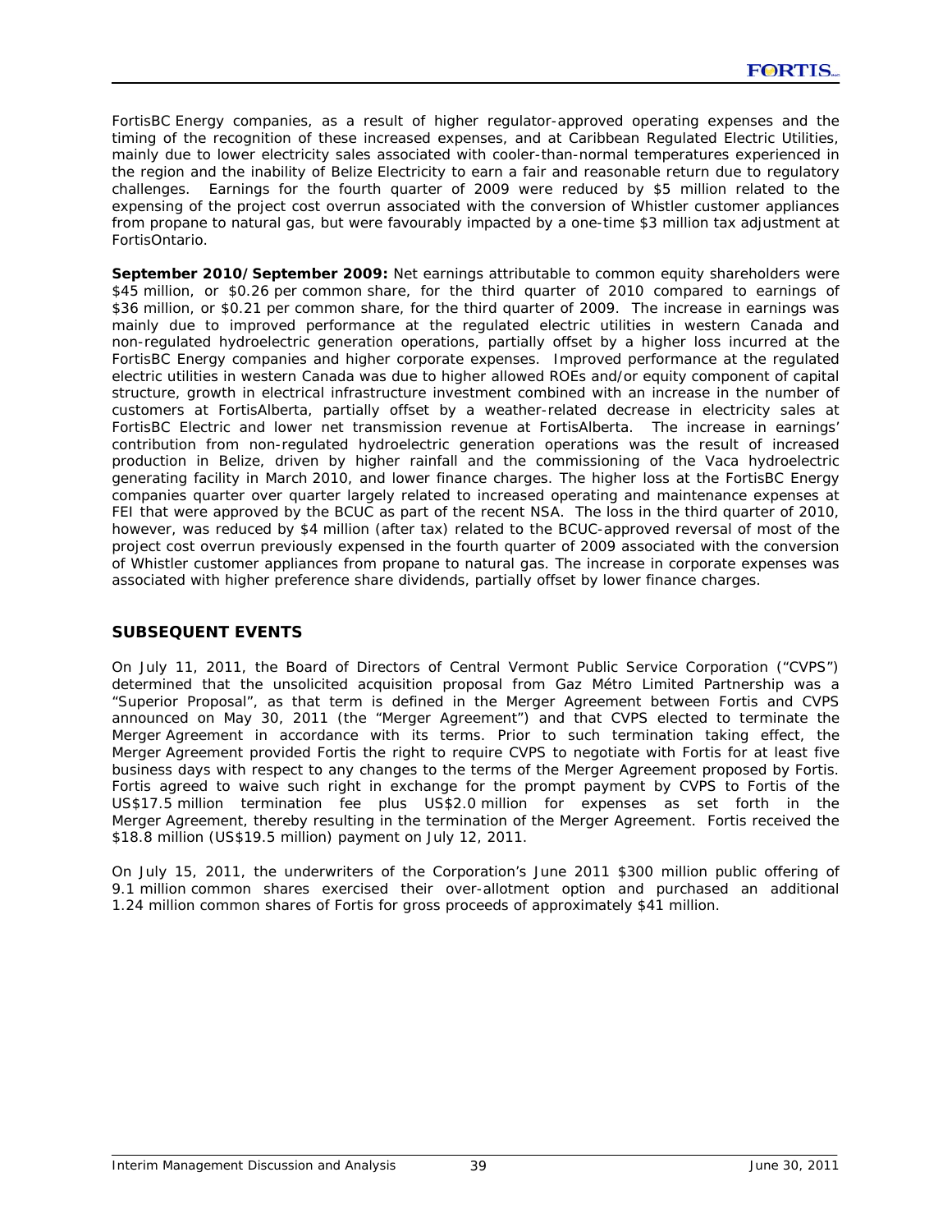FortisBC Energy companies, as a result of higher regulator-approved operating expenses and the timing of the recognition of these increased expenses, and at Caribbean Regulated Electric Utilities, mainly due to lower electricity sales associated with cooler-than-normal temperatures experienced in the region and the inability of Belize Electricity to earn a fair and reasonable return due to regulatory challenges. Earnings for the fourth quarter of 2009 were reduced by $5 million related to the expensing of the project cost overrun associated with the conversion of Whistler customer appliances from propane to natural gas, but were favourably impacted by a one-time $3 million tax adjustment at FortisOntario.

**September 2010/September 2009:** Net earnings attributable to common equity shareholders were $45 million, or $0.26 per common share, for the third quarter of 2010 compared to earnings of $36 million, or $0.21 per common share, for the third quarter of 2009. The increase in earnings was mainly due to improved performance at the regulated electric utilities in western Canada and non-regulated hydroelectric generation operations, partially offset by a higher loss incurred at the FortisBC Energy companies and higher corporate expenses. Improved performance at the regulated electric utilities in western Canada was due to higher allowed ROEs and/or equity component of capital structure, growth in electrical infrastructure investment combined with an increase in the number of customers at FortisAlberta, partially offset by a weather-related decrease in electricity sales at FortisBC Electric and lower net transmission revenue at FortisAlberta. The increase in earnings' contribution from non-regulated hydroelectric generation operations was the result of increased production in Belize, driven by higher rainfall and the commissioning of the Vaca hydroelectric generating facility in March 2010, and lower finance charges. The higher loss at the FortisBC Energy companies quarter over quarter largely related to increased operating and maintenance expenses at FEI that were approved by the BCUC as part of the recent NSA. The loss in the third quarter of 2010, however, was reduced by $4 million (after tax) related to the BCUC-approved reversal of most of the project cost overrun previously expensed in the fourth quarter of 2009 associated with the conversion of Whistler customer appliances from propane to natural gas. The increase in corporate expenses was associated with higher preference share dividends, partially offset by lower finance charges.

## SUBSEQUENT EVENTS

On July 11, 2011, the Board of Directors of Central Vermont Public Service Corporation ("CVPS") determined that the unsolicited acquisition proposal from Gaz Métro Limited Partnership was a "Superior Proposal", as that term is defined in the Merger Agreement between Fortis and CVPS announced on May 30, 2011 (the "Merger Agreement") and that CVPS elected to terminate the Merger Agreement in accordance with its terms. Prior to such termination taking effect, the Merger Agreement provided Fortis the right to require CVPS to negotiate with Fortis for at least five business days with respect to any changes to the terms of the Merger Agreement proposed by Fortis. Fortis agreed to waive such right in exchange for the prompt payment by CVPS to Fortis of the US$17.5 million termination fee plus US$2.0 million for expenses as set forth in the Merger Agreement, thereby resulting in the termination of the Merger Agreement. Fortis received the $18.8 million (US$19.5 million) payment on July 12, 2011.

On July 15, 2011, the underwriters of the Corporation's June 2011 $300 million public offering of 9.1 million common shares exercised their over-allotment option and purchased an additional 1.24 million common shares of Fortis for gross proceeds of approximately $41 million.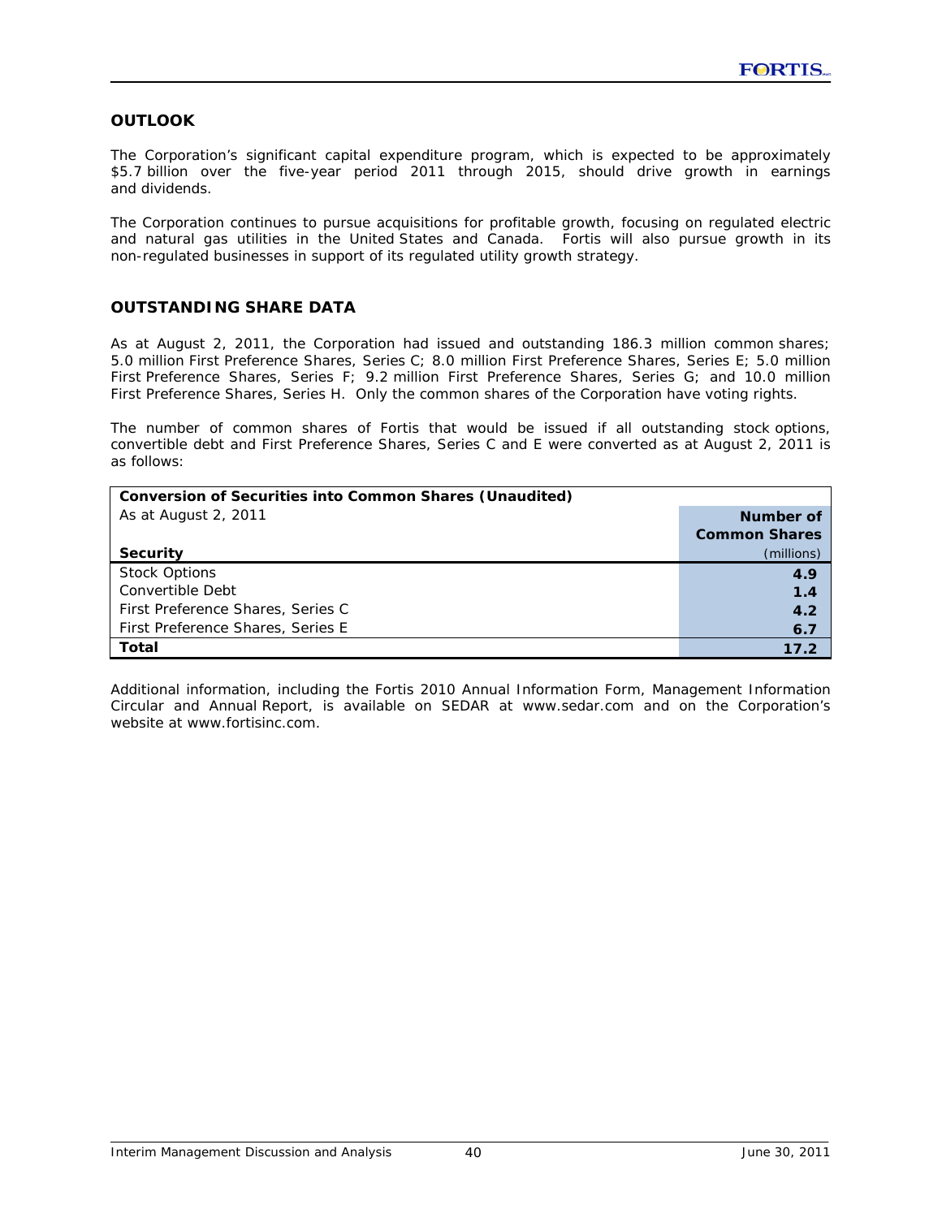## OUTLOOK

The Corporation's significant capital expenditure program, which is expected to be approximately $5.7 billion over the five-year period 2011 through 2015, should drive growth in earnings and dividends.

The Corporation continues to pursue acquisitions for profitable growth, focusing on regulated electric and natural gas utilities in the United States and Canada. Fortis will also pursue growth in its non-regulated businesses in support of its regulated utility growth strategy.

## OUTSTANDING SHARE DATA

As at August 2, 2011, the Corporation had issued and outstanding 186.3 million common shares; 5.0 million First Preference Shares, Series C; 8.0 million First Preference Shares, Series E; 5.0 million First Preference Shares, Series F; 9.2 million First Preference Shares, Series G; and 10.0 million First Preference Shares, Series H. Only the common shares of the Corporation have voting rights.

The number of common shares of Fortis that would be issued if all outstanding stock options, convertible debt and First Preference Shares, Series C and E were converted as at August 2, 2011 is as follows:

| **Conversion of Securities into Common Shares (Unaudited)**<br>As at August 2, 2011<br>**Security** | **Number of Common Shares**<br>(millions) |
|---|---|
| Stock Options | **4.9** |
| Convertible Debt | **1.4** |
| First Preference Shares, Series C | **4.2** |
| First Preference Shares, Series E | **6.7** |
| **Total** | **17.2** |

Additional information, including the Fortis 2010 Annual Information Form, Management Information Circular and Annual Report, is available on SEDAR at www.sedar.com and on the Corporation's website at www.fortisinc.com.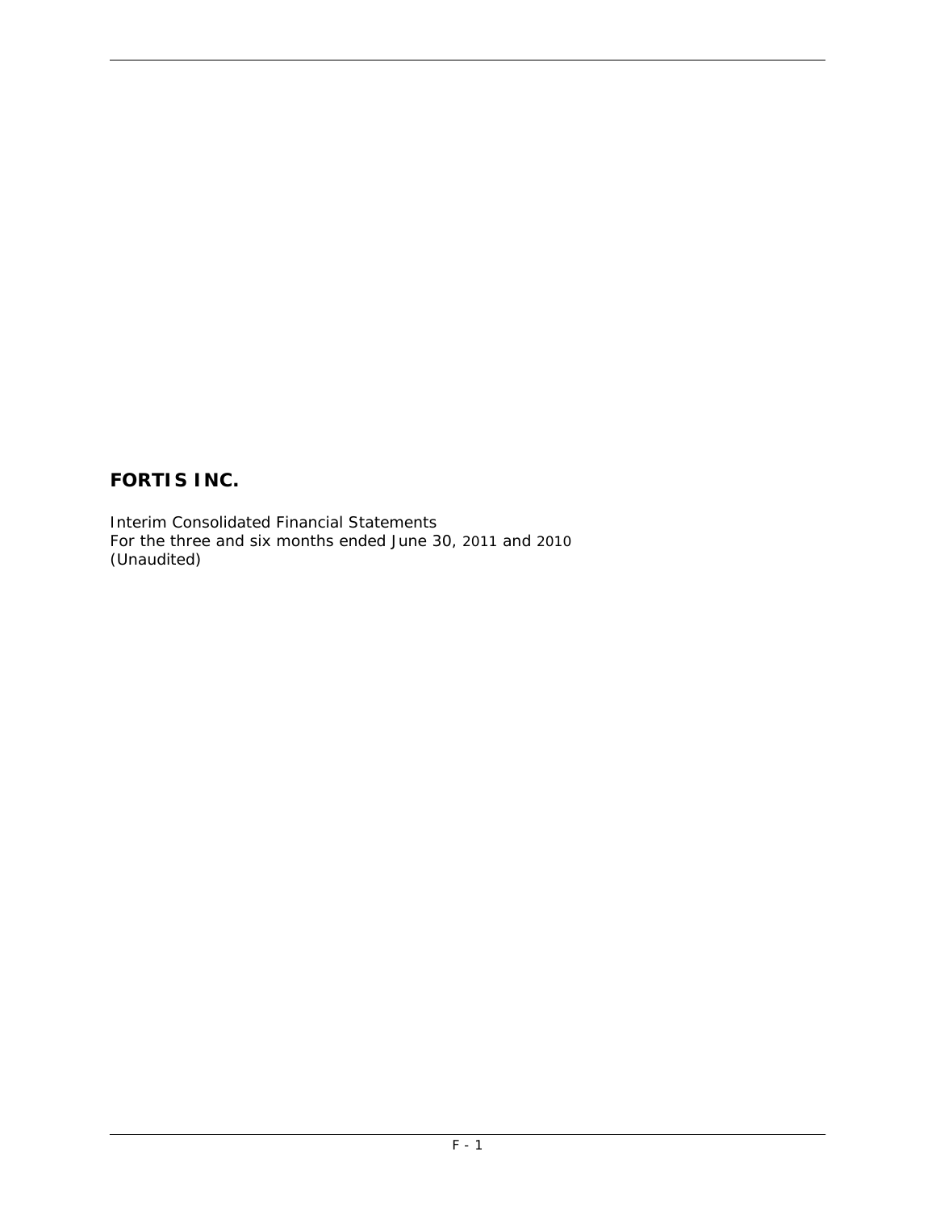# FORTIS INC.

Interim Consolidated Financial Statements
For the three and six months ended June 30, 2011 and 2010
(Unaudited)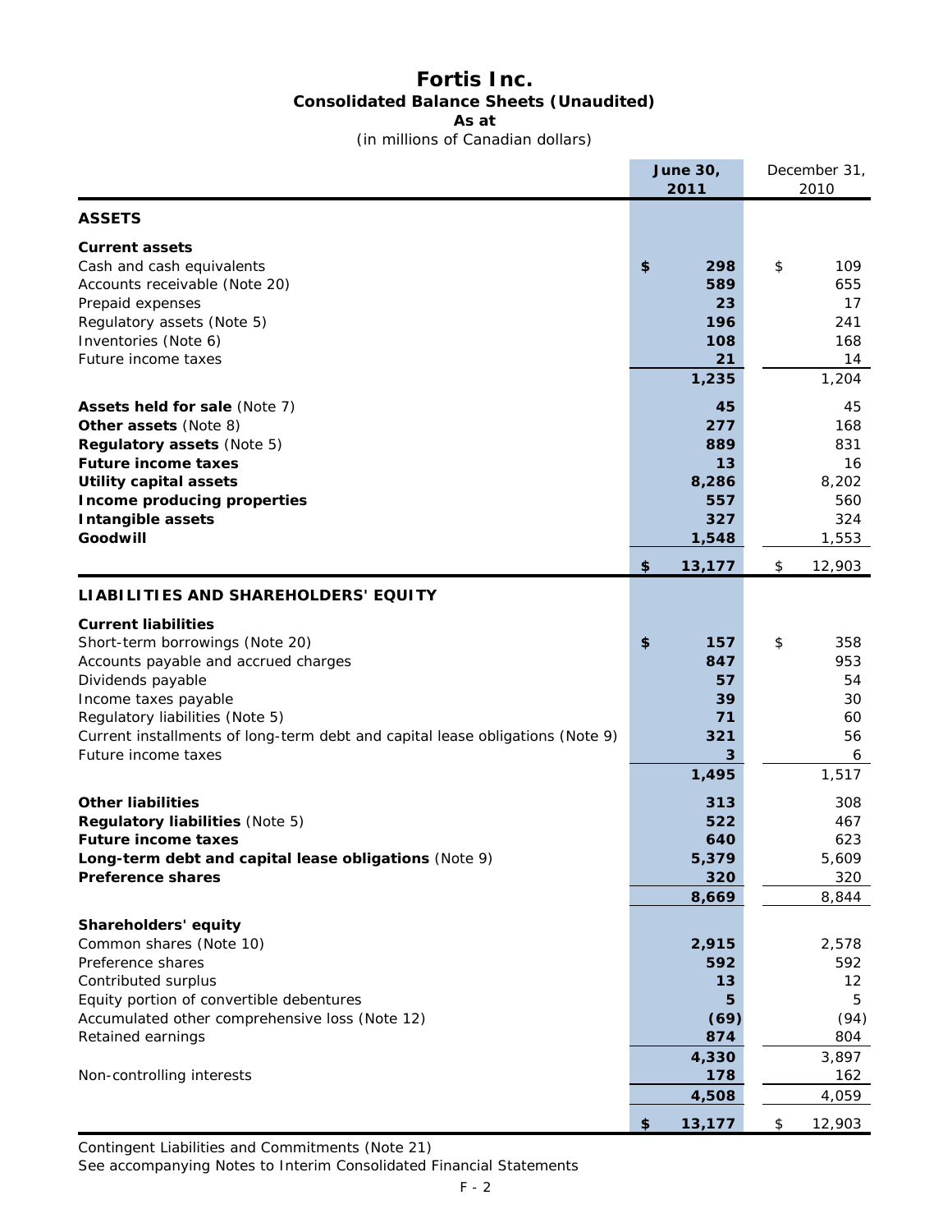# Fortis Inc.

## Consolidated Balance Sheets (Unaudited)

**As at**

(in millions of Canadian dollars)

| | **June 30, 2011** | December 31, 2010 |
|---|---|---|
| **ASSETS** | | |
| **Current assets** | | |
| Cash and cash equivalents | **$ 298** | $ 109 |
| Accounts receivable (Note 20) | **589** | 655 |
| Prepaid expenses | **23** | 17 |
| Regulatory assets (Note 5) | **196** | 241 |
| Inventories (Note 6) | **108** | 168 |
| Future income taxes | **21** | 14 |
| | **1,235** | 1,204 |
| **Assets held for sale** (Note 7) | **45** | 45 |
| **Other assets** (Note 8) | **277** | 168 |
| **Regulatory assets** (Note 5) | **889** | 831 |
| **Future income taxes** | **13** | 16 |
| **Utility capital assets** | **8,286** | 8,202 |
| **Income producing properties** | **557** | 560 |
| **Intangible assets** | **327** | 324 |
| **Goodwill** | **1,548** | 1,553 |
| | **$ 13,177** | $ 12,903 |
| **LIABILITIES AND SHAREHOLDERS' EQUITY** | | |
| **Current liabilities** | | |
| Short-term borrowings (Note 20) | **$ 157** | $ 358 |
| Accounts payable and accrued charges | **847** | 953 |
| Dividends payable | **57** | 54 |
| Income taxes payable | **39** | 30 |
| Regulatory liabilities (Note 5) | **71** | 60 |
| Current installments of long-term debt and capital lease obligations (Note 9) | **321** | 56 |
| Future income taxes | **3** | 6 |
| | **1,495** | 1,517 |
| **Other liabilities** | **313** | 308 |
| **Regulatory liabilities** (Note 5) | **522** | 467 |
| **Future income taxes** | **640** | 623 |
| **Long-term debt and capital lease obligations** (Note 9) | **5,379** | 5,609 |
| **Preference shares** | **320** | 320 |
| | **8,669** | 8,844 |
| **Shareholders' equity** | | |
| Common shares (Note 10) | **2,915** | 2,578 |
| Preference shares | **592** | 592 |
| Contributed surplus | **13** | 12 |
| Equity portion of convertible debentures | **5** | 5 |
| Accumulated other comprehensive loss (Note 12) | **(69)** | (94) |
| Retained earnings | **874** | 804 |
| | **4,330** | 3,897 |
| Non-controlling interests | **178** | 162 |
| | **4,508** | 4,059 |
| | **$ 13,177** | $ 12,903 |

Contingent Liabilities and Commitments (Note 21)

See accompanying Notes to Interim Consolidated Financial Statements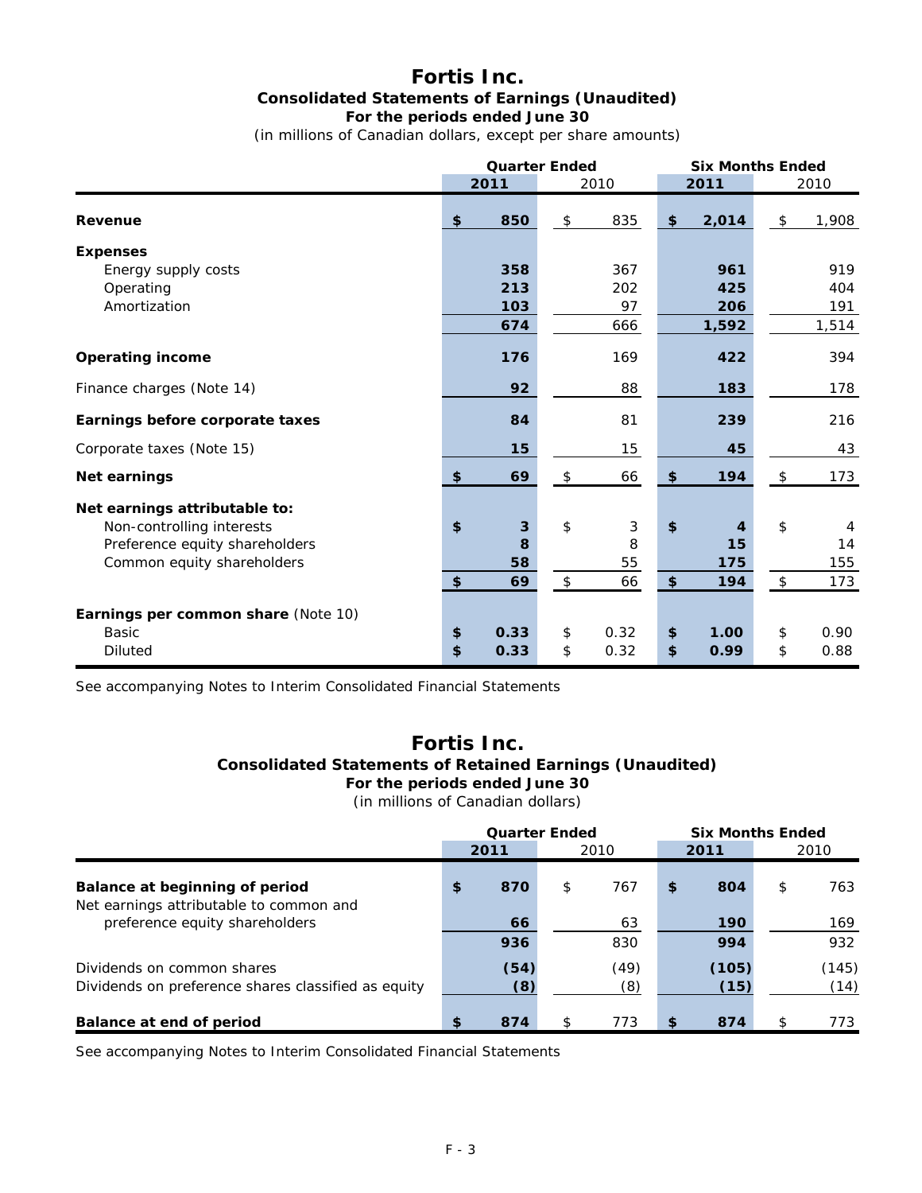# Fortis Inc.

## Consolidated Statements of Earnings (Unaudited)

**For the periods ended June 30**

(in millions of Canadian dollars, except per share amounts)

| | Quarter Ended | | Six Months Ended | |
|---|---|---|---|---|
| | **2011** | 2010 | **2011** | 2010 |
| **Revenue** | **$ 850** | $ 835 | **$ 2,014** | $ 1,908 |
| **Expenses** | | | | |
| Energy supply costs | **358** | 367 | **961** | 919 |
| Operating | **213** | 202 | **425** | 404 |
| Amortization | **103** | 97 | **206** | 191 |
| | **674** | 666 | **1,592** | 1,514 |
| **Operating income** | **176** | 169 | **422** | 394 |
| Finance charges (Note 14) | **92** | 88 | **183** | 178 |
| **Earnings before corporate taxes** | **84** | 81 | **239** | 216 |
| Corporate taxes (Note 15) | **15** | 15 | **45** | 43 |
| **Net earnings** | **$ 69** | $ 66 | **$ 194** | $ 173 |
| **Net earnings attributable to:** | | | | |
| Non-controlling interests | **$ 3** | $ 3 | **$ 4** | $ 4 |
| Preference equity shareholders | **8** | 8 | **15** | 14 |
| Common equity shareholders | **58** | 55 | **175** | 155 |
| | **$ 69** | $ 66 | **$ 194** | $ 173 |
| **Earnings per common share** (Note 10) | | | | |
| Basic | **$ 0.33** | $ 0.32 | **$ 1.00** | $ 0.90 |
| Diluted | **$ 0.33** | $ 0.32 | **$ 0.99** | $ 0.88 |

See accompanying Notes to Interim Consolidated Financial Statements

# Fortis Inc.

## Consolidated Statements of Retained Earnings (Unaudited)

**For the periods ended June 30**

(in millions of Canadian dollars)

| | Quarter Ended | | Six Months Ended | |
|---|---|---|---|---|
| | **2011** | 2010 | **2011** | 2010 |
| **Balance at beginning of period** | **$ 870** | $ 767 | **$ 804** | $ 763 |
| Net earnings attributable to common and preference equity shareholders | **66** | 63 | **190** | 169 |
| | **936** | 830 | **994** | 932 |
| Dividends on common shares | **(54)** | (49) | **(105)** | (145) |
| Dividends on preference shares classified as equity | **(8)** | (8) | **(15)** | (14) |
| **Balance at end of period** | **$ 874** | $ 773 | **$ 874** | $ 773 |

See accompanying Notes to Interim Consolidated Financial Statements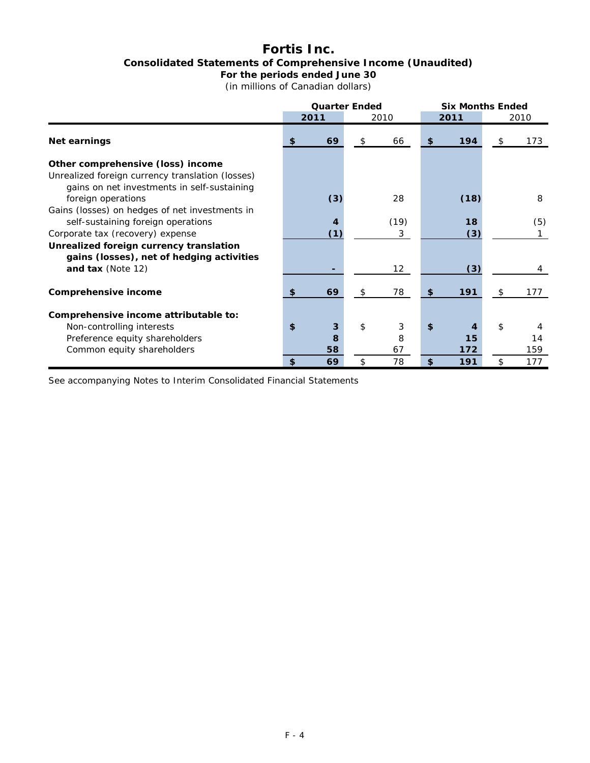# Fortis Inc.

## Consolidated Statements of Comprehensive Income (Unaudited)

**For the periods ended June 30**

(in millions of Canadian dollars)

| | Quarter Ended | | Six Months Ended | |
|---|---|---|---|---|
| | **2011** | 2010 | **2011** | 2010 |
| **Net earnings** | **$ 69** | $ 66 | **$ 194** | $ 173 |
| **Other comprehensive (loss) income** | | | | |
| Unrealized foreign currency translation (losses) gains on net investments in self-sustaining foreign operations | **(3)** | 28 | **(18)** | 8 |
| Gains (losses) on hedges of net investments in self-sustaining foreign operations | **4** | (19) | **18** | (5) |
| Corporate tax (recovery) expense | **(1)** | 3 | **(3)** | 1 |
| **Unrealized foreign currency translation gains (losses), net of hedging activities and tax** (Note 12) | **-** | 12 | **(3)** | 4 |
| **Comprehensive income** | **$ 69** | $ 78 | **$ 191** | $ 177 |
| **Comprehensive income attributable to:** | | | | |
| Non-controlling interests | **$ 3** | $ 3 | **$ 4** | $ 4 |
| Preference equity shareholders | **8** | 8 | **15** | 14 |
| Common equity shareholders | **58** | 67 | **172** | 159 |
| | **$ 69** | $ 78 | **$ 191** | $ 177 |

See accompanying Notes to Interim Consolidated Financial Statements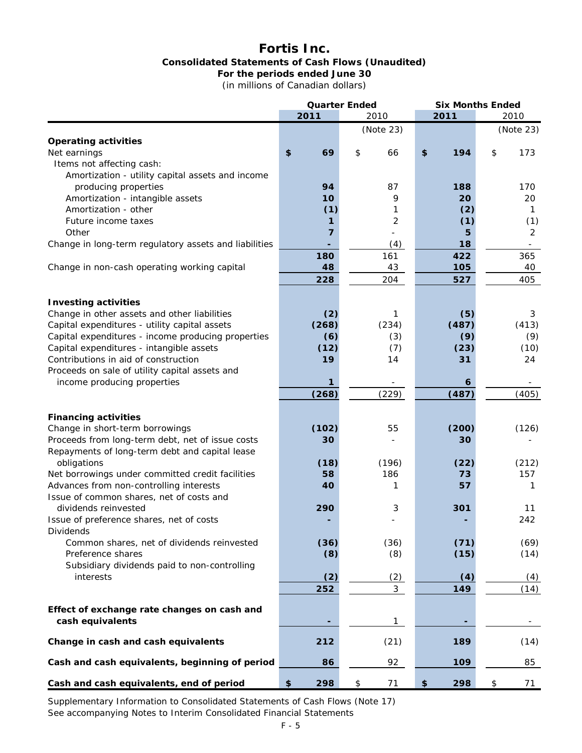# Fortis Inc.

**Consolidated Statements of Cash Flows (Unaudited)**

**For the periods ended June 30**

(in millions of Canadian dollars)

| | Quarter Ended | | Six Months Ended | |
|---|---|---|---|---|
| | **2011** | 2010 | **2011** | 2010 |
| | | (Note 23) | | (Note 23) |
| **Operating activities** | | | | |
| Net earnings | **$ 69** | $ 66 | **$ 194** | $ 173 |
| Items not affecting cash: | | | | |
| Amortization - utility capital assets and income producing properties | **94** | 87 | **188** | 170 |
| Amortization - intangible assets | **10** | 9 | **20** | 20 |
| Amortization - other | **(1)** | 1 | **(2)** | 1 |
| Future income taxes | **1** | 2 | **(1)** | (1) |
| Other | **7** | - | **5** | 2 |
| Change in long-term regulatory assets and liabilities | **-** | (4) | **18** | - |
| | **180** | 161 | **422** | 365 |
| Change in non-cash operating working capital | **48** | 43 | **105** | 40 |
| | **228** | 204 | **527** | 405 |
| **Investing activities** | | | | |
| Change in other assets and other liabilities | **(2)** | 1 | **(5)** | 3 |
| Capital expenditures - utility capital assets | **(268)** | (234) | **(487)** | (413) |
| Capital expenditures - income producing properties | **(6)** | (3) | **(9)** | (9) |
| Capital expenditures - intangible assets | **(12)** | (7) | **(23)** | (10) |
| Contributions in aid of construction | **19** | 14 | **31** | 24 |
| Proceeds on sale of utility capital assets and income producing properties | **1** | - | **6** | - |
| | **(268)** | (229) | **(487)** | (405) |
| **Financing activities** | | | | |
| Change in short-term borrowings | **(102)** | 55 | **(200)** | (126) |
| Proceeds from long-term debt, net of issue costs | **30** | - | **30** | - |
| Repayments of long-term debt and capital lease obligations | **(18)** | (196) | **(22)** | (212) |
| Net borrowings under committed credit facilities | **58** | 186 | **73** | 157 |
| Advances from non-controlling interests | **40** | 1 | **57** | 1 |
| Issue of common shares, net of costs and dividends reinvested | **290** | 3 | **301** | 11 |
| Issue of preference shares, net of costs | **-** | - | **-** | 242 |
| Dividends | | | | |
| Common shares, net of dividends reinvested | **(36)** | (36) | **(71)** | (69) |
| Preference shares | **(8)** | (8) | **(15)** | (14) |
| Subsidiary dividends paid to non-controlling interests | **(2)** | (2) | **(4)** | (4) |
| | **252** | 3 | **149** | (14) |
| **Effect of exchange rate changes on cash and cash equivalents** | **-** | 1 | **-** | - |
| **Change in cash and cash equivalents** | **212** | (21) | **189** | (14) |
| **Cash and cash equivalents, beginning of period** | **86** | 92 | **109** | 85 |
| **Cash and cash equivalents, end of period** | **$ 298** | $ 71 | **$ 298** | $ 71 |

Supplementary Information to Consolidated Statements of Cash Flows (Note 17)

See accompanying Notes to Interim Consolidated Financial Statements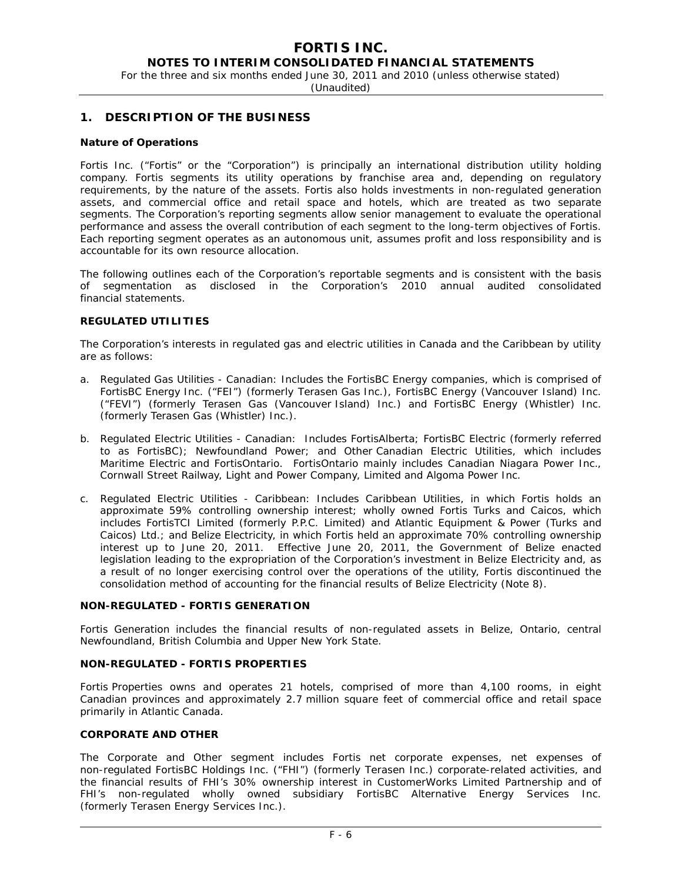## 1. DESCRIPTION OF THE BUSINESS

### Nature of Operations

Fortis Inc. ("Fortis" or the "Corporation") is principally an international distribution utility holding company. Fortis segments its utility operations by franchise area and, depending on regulatory requirements, by the nature of the assets. Fortis also holds investments in non-regulated generation assets, and commercial office and retail space and hotels, which are treated as two separate segments. The Corporation's reporting segments allow senior management to evaluate the operational performance and assess the overall contribution of each segment to the long-term objectives of Fortis. Each reporting segment operates as an autonomous unit, assumes profit and loss responsibility and is accountable for its own resource allocation.

The following outlines each of the Corporation's reportable segments and is consistent with the basis of segmentation as disclosed in the Corporation's 2010 annual audited consolidated financial statements.

### REGULATED UTILITIES

The Corporation's interests in regulated gas and electric utilities in Canada and the Caribbean by utility are as follows:

a. Regulated Gas Utilities - Canadian: Includes the FortisBC Energy companies, which is comprised of FortisBC Energy Inc. ("FEI") (formerly Terasen Gas Inc.), FortisBC Energy (Vancouver Island) Inc. ("FEVI") (formerly Terasen Gas (Vancouver Island) Inc.) and FortisBC Energy (Whistler) Inc. (formerly Terasen Gas (Whistler) Inc.).

b. Regulated Electric Utilities - Canadian: Includes FortisAlberta; FortisBC Electric (formerly referred to as FortisBC); Newfoundland Power; and Other Canadian Electric Utilities, which includes Maritime Electric and FortisOntario. FortisOntario mainly includes Canadian Niagara Power Inc., Cornwall Street Railway, Light and Power Company, Limited and Algoma Power Inc.

c. Regulated Electric Utilities - Caribbean: Includes Caribbean Utilities, in which Fortis holds an approximate 59% controlling ownership interest; wholly owned Fortis Turks and Caicos, which includes FortisTCI Limited (formerly P.P.C. Limited) and Atlantic Equipment & Power (Turks and Caicos) Ltd.; and Belize Electricity, in which Fortis held an approximate 70% controlling ownership interest up to June 20, 2011. Effective June 20, 2011, the Government of Belize enacted legislation leading to the expropriation of the Corporation's investment in Belize Electricity and, as a result of no longer exercising control over the operations of the utility, Fortis discontinued the consolidation method of accounting for the financial results of Belize Electricity (Note 8).

### NON-REGULATED - FORTIS GENERATION

Fortis Generation includes the financial results of non-regulated assets in Belize, Ontario, central Newfoundland, British Columbia and Upper New York State.

### NON-REGULATED - FORTIS PROPERTIES

Fortis Properties owns and operates 21 hotels, comprised of more than 4,100 rooms, in eight Canadian provinces and approximately 2.7 million square feet of commercial office and retail space primarily in Atlantic Canada.

### CORPORATE AND OTHER

The Corporate and Other segment includes Fortis net corporate expenses, net expenses of non-regulated FortisBC Holdings Inc. ("FHI") (formerly Terasen Inc.) corporate-related activities, and the financial results of FHI's 30% ownership interest in CustomerWorks Limited Partnership and of FHI's non-regulated wholly owned subsidiary FortisBC Alternative Energy Services Inc. (formerly Terasen Energy Services Inc.).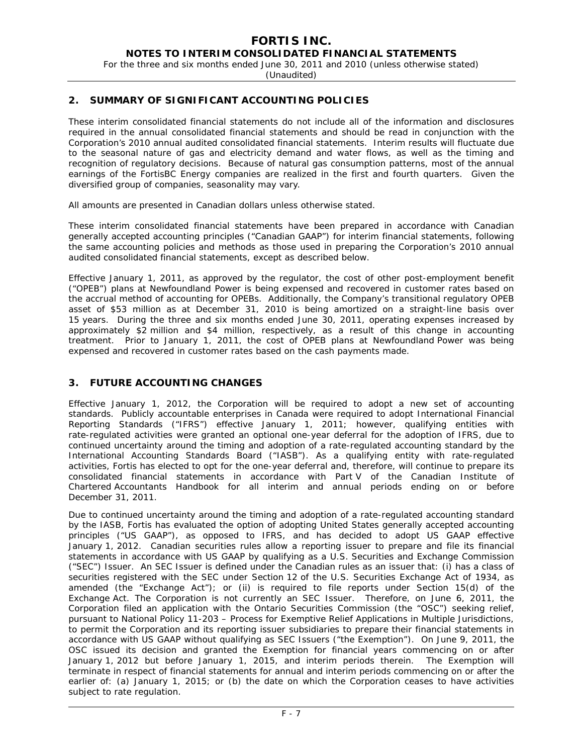## 2. SUMMARY OF SIGNIFICANT ACCOUNTING POLICIES

These interim consolidated financial statements do not include all of the information and disclosures required in the annual consolidated financial statements and should be read in conjunction with the Corporation's 2010 annual audited consolidated financial statements. Interim results will fluctuate due to the seasonal nature of gas and electricity demand and water flows, as well as the timing and recognition of regulatory decisions. Because of natural gas consumption patterns, most of the annual earnings of the FortisBC Energy companies are realized in the first and fourth quarters. Given the diversified group of companies, seasonality may vary.

All amounts are presented in Canadian dollars unless otherwise stated.

These interim consolidated financial statements have been prepared in accordance with Canadian generally accepted accounting principles ("Canadian GAAP") for interim financial statements, following the same accounting policies and methods as those used in preparing the Corporation's 2010 annual audited consolidated financial statements, except as described below.

Effective January 1, 2011, as approved by the regulator, the cost of other post-employment benefit ("OPEB") plans at Newfoundland Power is being expensed and recovered in customer rates based on the accrual method of accounting for OPEBs. Additionally, the Company's transitional regulatory OPEB asset of $53 million as at December 31, 2010 is being amortized on a straight-line basis over 15 years. During the three and six months ended June 30, 2011, operating expenses increased by approximately $2 million and $4 million, respectively, as a result of this change in accounting treatment. Prior to January 1, 2011, the cost of OPEB plans at Newfoundland Power was being expensed and recovered in customer rates based on the cash payments made.

## 3. FUTURE ACCOUNTING CHANGES

Effective January 1, 2012, the Corporation will be required to adopt a new set of accounting standards. Publicly accountable enterprises in Canada were required to adopt International Financial Reporting Standards ("IFRS") effective January 1, 2011; however, qualifying entities with rate-regulated activities were granted an optional one-year deferral for the adoption of IFRS, due to continued uncertainty around the timing and adoption of a rate-regulated accounting standard by the International Accounting Standards Board ("IASB"). As a qualifying entity with rate-regulated activities, Fortis has elected to opt for the one-year deferral and, therefore, will continue to prepare its consolidated financial statements in accordance with Part V of the Canadian Institute of Chartered Accountants Handbook for all interim and annual periods ending on or before December 31, 2011.

Due to continued uncertainty around the timing and adoption of a rate-regulated accounting standard by the IASB, Fortis has evaluated the option of adopting United States generally accepted accounting principles ("US GAAP"), as opposed to IFRS, and has decided to adopt US GAAP effective January 1, 2012. Canadian securities rules allow a reporting issuer to prepare and file its financial statements in accordance with US GAAP by qualifying as a U.S. Securities and Exchange Commission ("SEC") Issuer. An SEC Issuer is defined under the Canadian rules as an issuer that: (i) has a class of securities registered with the SEC under Section 12 of the U.S. Securities Exchange Act of 1934, as amended (the "Exchange Act"); or (ii) is required to file reports under Section 15(d) of the Exchange Act. The Corporation is not currently an SEC Issuer. Therefore, on June 6, 2011, the Corporation filed an application with the Ontario Securities Commission (the "OSC") seeking relief, pursuant to National Policy 11-203 – Process for Exemptive Relief Applications in Multiple Jurisdictions, to permit the Corporation and its reporting issuer subsidiaries to prepare their financial statements in accordance with US GAAP without qualifying as SEC Issuers ("the Exemption"). On June 9, 2011, the OSC issued its decision and granted the Exemption for financial years commencing on or after January 1, 2012 but before January 1, 2015, and interim periods therein. The Exemption will terminate in respect of financial statements for annual and interim periods commencing on or after the earlier of: (a) January 1, 2015; or (b) the date on which the Corporation ceases to have activities subject to rate regulation.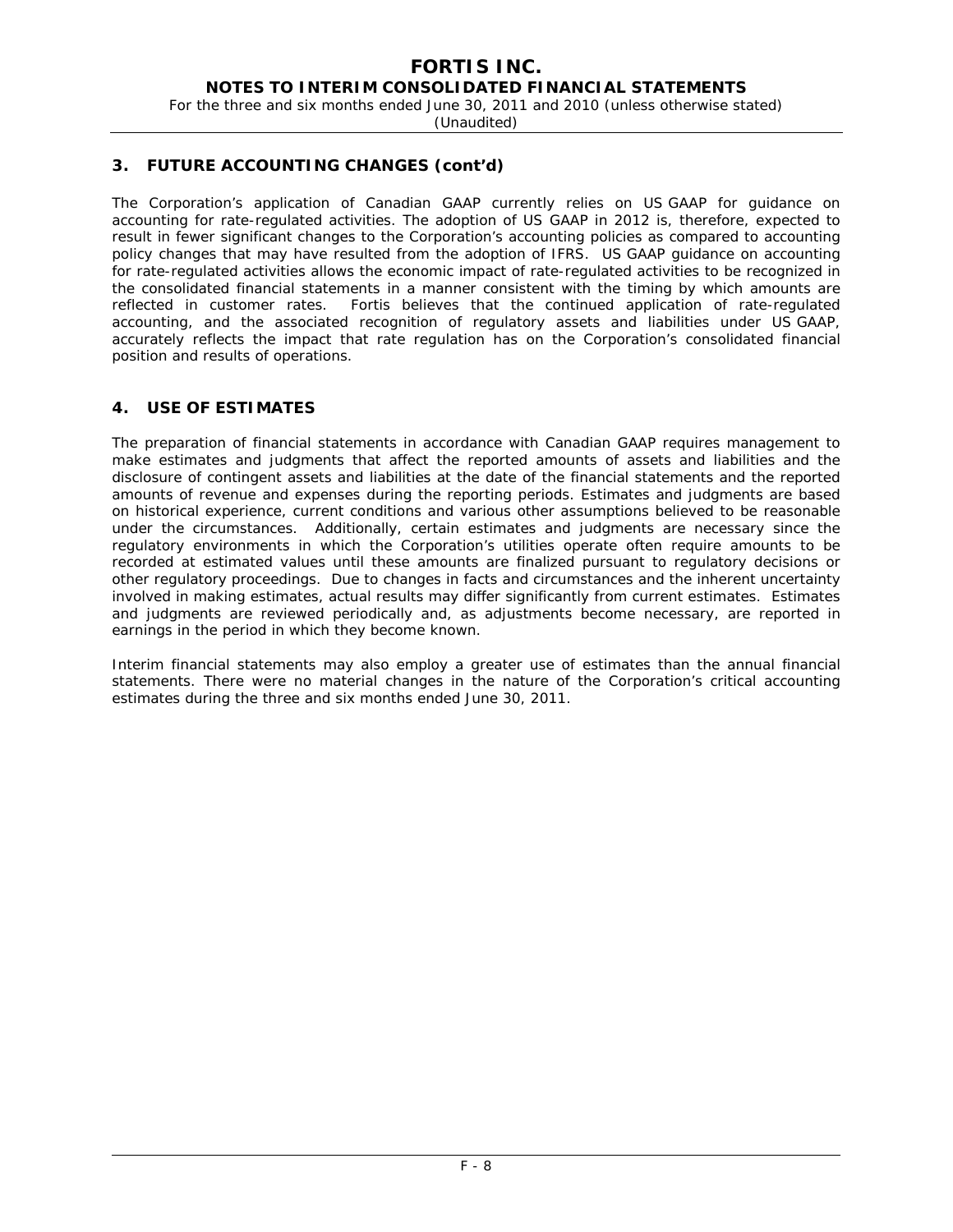## 3. FUTURE ACCOUNTING CHANGES (cont'd)

The Corporation's application of Canadian GAAP currently relies on US GAAP for guidance on accounting for rate-regulated activities. The adoption of US GAAP in 2012 is, therefore, expected to result in fewer significant changes to the Corporation's accounting policies as compared to accounting policy changes that may have resulted from the adoption of IFRS. US GAAP guidance on accounting for rate-regulated activities allows the economic impact of rate-regulated activities to be recognized in the consolidated financial statements in a manner consistent with the timing by which amounts are reflected in customer rates. Fortis believes that the continued application of rate-regulated accounting, and the associated recognition of regulatory assets and liabilities under US GAAP, accurately reflects the impact that rate regulation has on the Corporation's consolidated financial position and results of operations.

## 4. USE OF ESTIMATES

The preparation of financial statements in accordance with Canadian GAAP requires management to make estimates and judgments that affect the reported amounts of assets and liabilities and the disclosure of contingent assets and liabilities at the date of the financial statements and the reported amounts of revenue and expenses during the reporting periods. Estimates and judgments are based on historical experience, current conditions and various other assumptions believed to be reasonable under the circumstances. Additionally, certain estimates and judgments are necessary since the regulatory environments in which the Corporation's utilities operate often require amounts to be recorded at estimated values until these amounts are finalized pursuant to regulatory decisions or other regulatory proceedings. Due to changes in facts and circumstances and the inherent uncertainty involved in making estimates, actual results may differ significantly from current estimates. Estimates and judgments are reviewed periodically and, as adjustments become necessary, are reported in earnings in the period in which they become known.

Interim financial statements may also employ a greater use of estimates than the annual financial statements. There were no material changes in the nature of the Corporation's critical accounting estimates during the three and six months ended June 30, 2011.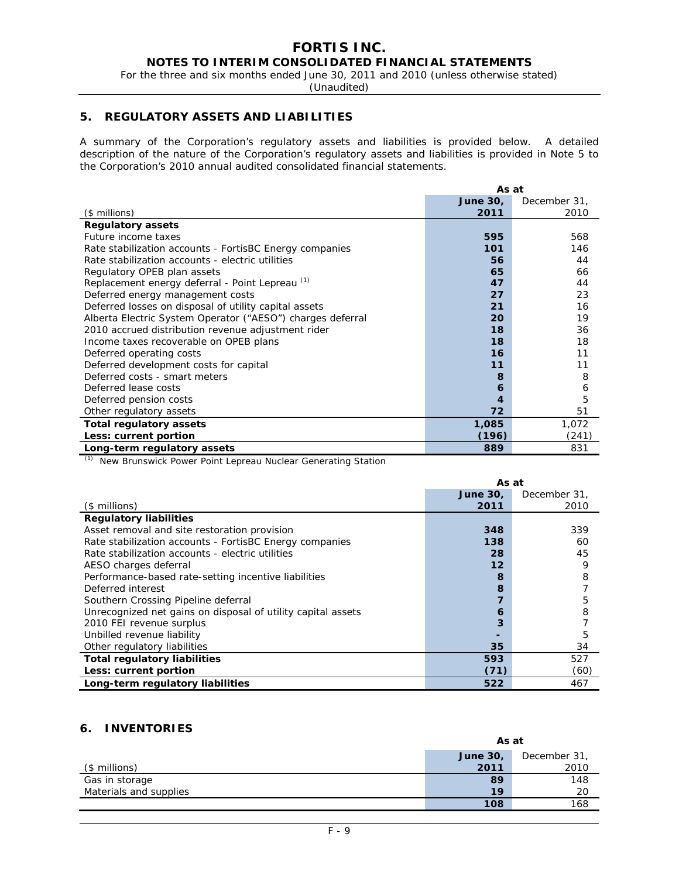## 5. REGULATORY ASSETS AND LIABILITIES

A summary of the Corporation's regulatory assets and liabilities is provided below. A detailed description of the nature of the Corporation's regulatory assets and liabilities is provided in Note 5 to the Corporation's 2010 annual audited consolidated financial statements.

| ($ millions) | As at June 30, 2011 | As at December 31, 2010 |
|---|---|---|
| **Regulatory assets** | | |
| Future income taxes | **595** | 568 |
| Rate stabilization accounts - FortisBC Energy companies | **101** | 146 |
| Rate stabilization accounts - electric utilities | **56** | 44 |
| Regulatory OPEB plan assets | **65** | 66 |
| Replacement energy deferral - Point Lepreau [(1)] | **47** | 44 |
| Deferred energy management costs | **27** | 23 |
| Deferred losses on disposal of utility capital assets | **21** | 16 |
| Alberta Electric System Operator ("AESO") charges deferral | **20** | 19 |
| 2010 accrued distribution revenue adjustment rider | **18** | 36 |
| Income taxes recoverable on OPEB plans | **18** | 18 |
| Deferred operating costs | **16** | 11 |
| Deferred development costs for capital | **11** | 11 |
| Deferred costs - smart meters | **8** | 8 |
| Deferred lease costs | **6** | 6 |
| Deferred pension costs | **4** | 5 |
| Other regulatory assets | **72** | 51 |
| **Total regulatory assets** | **1,085** | 1,072 |
| **Less: current portion** | **(196)** | (241) |
| **Long-term regulatory assets** | **889** | 831 |

(1) New Brunswick Power Point Lepreau Nuclear Generating Station

| ($ millions) | As at June 30, 2011 | As at December 31, 2010 |
|---|---|---|
| **Regulatory liabilities** | | |
| Asset removal and site restoration provision | **348** | 339 |
| Rate stabilization accounts - FortisBC Energy companies | **138** | 60 |
| Rate stabilization accounts - electric utilities | **28** | 45 |
| AESO charges deferral | **12** | 9 |
| Performance-based rate-setting incentive liabilities | **8** | 8 |
| Deferred interest | **8** | 7 |
| Southern Crossing Pipeline deferral | **7** | 5 |
| Unrecognized net gains on disposal of utility capital assets | **6** | 8 |
| 2010 FEI revenue surplus | **3** | 7 |
| Unbilled revenue liability | **-** | 5 |
| Other regulatory liabilities | **35** | 34 |
| **Total regulatory liabilities** | **593** | 527 |
| **Less: current portion** | **(71)** | (60) |
| **Long-term regulatory liabilities** | **522** | 467 |

## 6. INVENTORIES

| ($ millions) | As at June 30, 2011 | As at December 31, 2010 |
|---|---|---|
| Gas in storage | **89** | 148 |
| Materials and supplies | **19** | 20 |
| | **108** | 168 |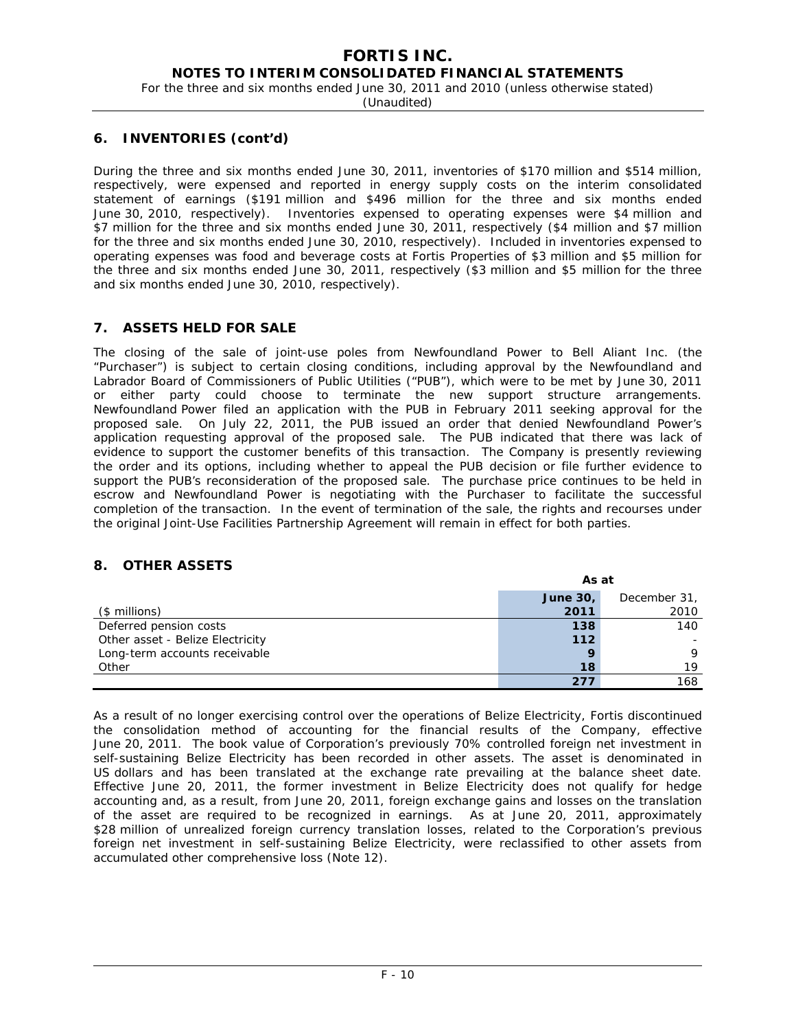## 6. INVENTORIES (cont'd)

During the three and six months ended June 30, 2011, inventories of $170 million and $514 million, respectively, were expensed and reported in energy supply costs on the interim consolidated statement of earnings ($191 million and $496 million for the three and six months ended June 30, 2010, respectively). Inventories expensed to operating expenses were $4 million and $7 million for the three and six months ended June 30, 2011, respectively ($4 million and $7 million for the three and six months ended June 30, 2010, respectively). Included in inventories expensed to operating expenses was food and beverage costs at Fortis Properties of $3 million and $5 million for the three and six months ended June 30, 2011, respectively ($3 million and $5 million for the three and six months ended June 30, 2010, respectively).

## 7. ASSETS HELD FOR SALE

The closing of the sale of joint-use poles from Newfoundland Power to Bell Aliant Inc. (the "Purchaser") is subject to certain closing conditions, including approval by the Newfoundland and Labrador Board of Commissioners of Public Utilities ("PUB"), which were to be met by June 30, 2011 or either party could choose to terminate the new support structure arrangements. Newfoundland Power filed an application with the PUB in February 2011 seeking approval for the proposed sale. On July 22, 2011, the PUB issued an order that denied Newfoundland Power's application requesting approval of the proposed sale. The PUB indicated that there was lack of evidence to support the customer benefits of this transaction. The Company is presently reviewing the order and its options, including whether to appeal the PUB decision or file further evidence to support the PUB's reconsideration of the proposed sale. The purchase price continues to be held in escrow and Newfoundland Power is negotiating with the Purchaser to facilitate the successful completion of the transaction. In the event of termination of the sale, the rights and recourses under the original Joint-Use Facilities Partnership Agreement will remain in effect for both parties.

## 8. OTHER ASSETS

| | As at | |
|---|---|---|
| ($ millions) | **June 30, 2011** | December 31, 2010 |
| Deferred pension costs | **138** | 140 |
| Other asset - Belize Electricity | **112** | - |
| Long-term accounts receivable | **9** | 9 |
| Other | **18** | 19 |
| | **277** | 168 |

As a result of no longer exercising control over the operations of Belize Electricity, Fortis discontinued the consolidation method of accounting for the financial results of the Company, effective June 20, 2011. The book value of Corporation's previously 70% controlled foreign net investment in self-sustaining Belize Electricity has been recorded in other assets. The asset is denominated in US dollars and has been translated at the exchange rate prevailing at the balance sheet date. Effective June 20, 2011, the former investment in Belize Electricity does not qualify for hedge accounting and, as a result, from June 20, 2011, foreign exchange gains and losses on the translation of the asset are required to be recognized in earnings. As at June 20, 2011, approximately $28 million of unrealized foreign currency translation losses, related to the Corporation's previous foreign net investment in self-sustaining Belize Electricity, were reclassified to other assets from accumulated other comprehensive loss (Note 12).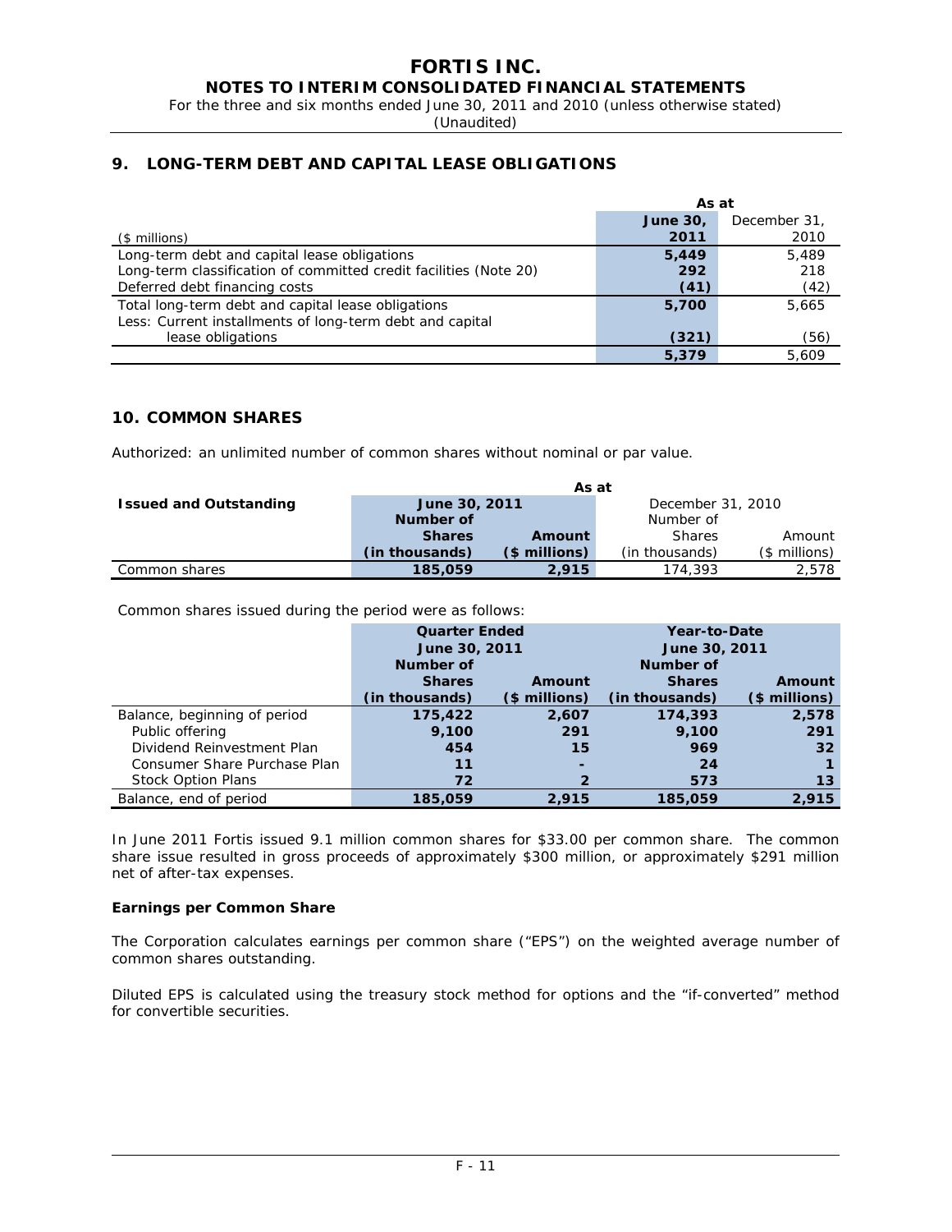## 9. LONG-TERM DEBT AND CAPITAL LEASE OBLIGATIONS

| ($ millions) | As at June 30, 2011 | December 31, 2010 |
|---|---|---|
| Long-term debt and capital lease obligations | **5,449** | 5,489 |
| Long-term classification of committed credit facilities (Note 20) | **292** | 218 |
| Deferred debt financing costs | **(41)** | (42) |
| Total long-term debt and capital lease obligations | **5,700** | 5,665 |
| Less: Current installments of long-term debt and capital lease obligations | **(321)** | (56) |
| | **5,379** | 5,609 |

## 10. COMMON SHARES

Authorized: an unlimited number of common shares without nominal or par value.

| Issued and Outstanding | June 30, 2011 Number of Shares (in thousands) | June 30, 2011 Amount ($ millions) | December 31, 2010 Number of Shares (in thousands) | December 31, 2010 Amount ($ millions) |
|---|---|---|---|---|
| Common shares | **185,059** | **2,915** | 174,393 | 2,578 |

Common shares issued during the period were as follows:

| | Quarter Ended June 30, 2011 Number of Shares (in thousands) | Quarter Ended June 30, 2011 Amount ($ millions) | Year-to-Date June 30, 2011 Number of Shares (in thousands) | Year-to-Date June 30, 2011 Amount ($ millions) |
|---|---|---|---|---|
| Balance, beginning of period | **175,422** | **2,607** | **174,393** | **2,578** |
| Public offering | **9,100** | **291** | **9,100** | **291** |
| Dividend Reinvestment Plan | **454** | **15** | **969** | **32** |
| Consumer Share Purchase Plan | **11** | **-** | **24** | **1** |
| Stock Option Plans | **72** | **2** | **573** | **13** |
| Balance, end of period | **185,059** | **2,915** | **185,059** | **2,915** |

In June 2011 Fortis issued 9.1 million common shares for $33.00 per common share. The common share issue resulted in gross proceeds of approximately $300 million, or approximately $291 million net of after-tax expenses.

**Earnings per Common Share**

The Corporation calculates earnings per common share ("EPS") on the weighted average number of common shares outstanding.

Diluted EPS is calculated using the treasury stock method for options and the "if-converted" method for convertible securities.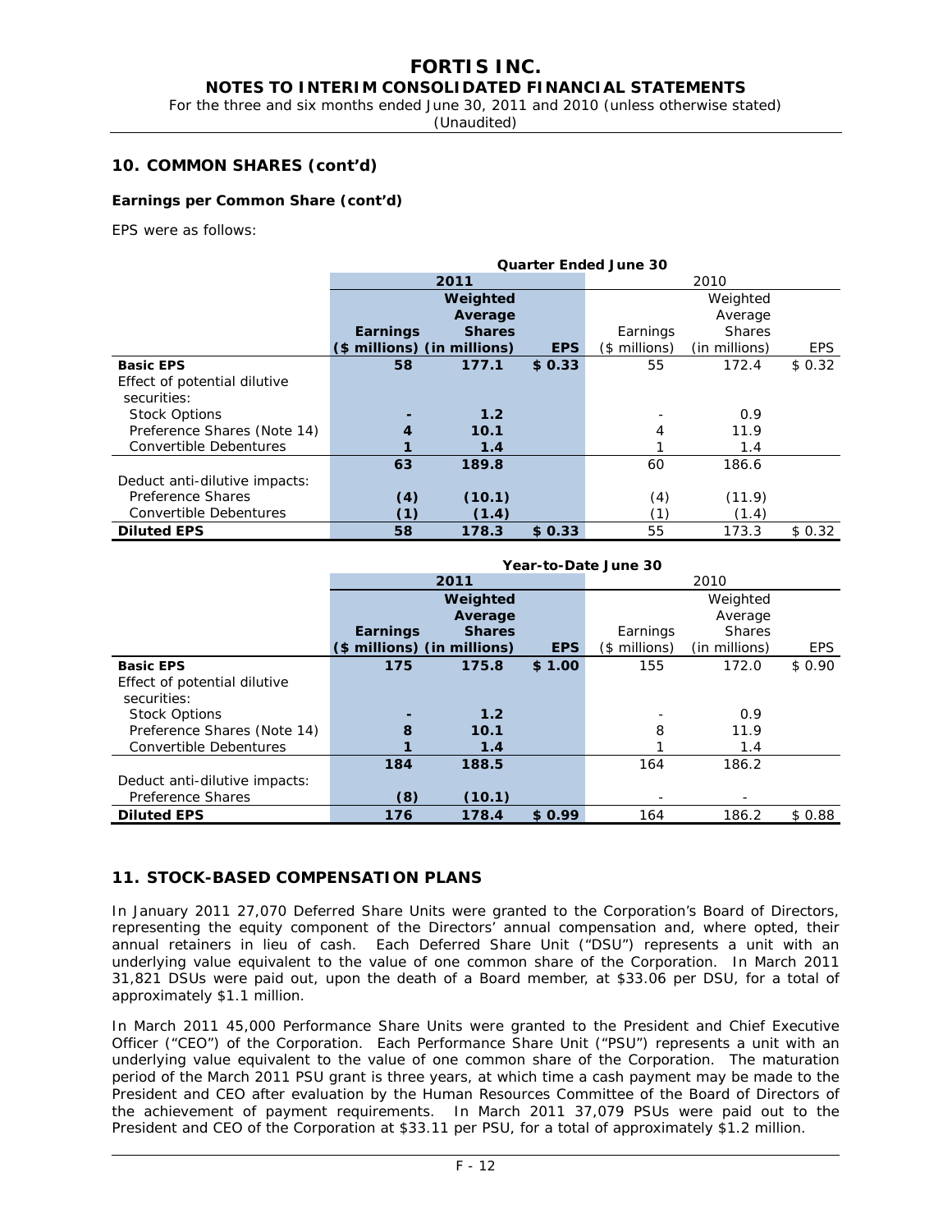## 10. COMMON SHARES (cont'd)

### Earnings per Common Share (cont'd)

EPS were as follows:

| | Quarter Ended June 30 | | | | | |
|---|---|---|---|---|---|---|
| | 2011 | | | 2010 | | |
| | Earnings ($ millions) | Weighted Average Shares (in millions) | EPS | Earnings ($ millions) | Weighted Average Shares (in millions) | EPS |
| **Basic EPS** | 58 | 177.1 | $ 0.33 | 55 | 172.4 | $ 0.32 |
| Effect of potential dilutive securities: | | | | | | |
| Stock Options | - | 1.2 | | - | 0.9 | |
| Preference Shares (Note 14) | 4 | 10.1 | | 4 | 11.9 | |
| Convertible Debentures | 1 | 1.4 | | 1 | 1.4 | |
| | 63 | 189.8 | | 60 | 186.6 | |
| Deduct anti-dilutive impacts: | | | | | | |
| Preference Shares | (4) | (10.1) | | (4) | (11.9) | |
| Convertible Debentures | (1) | (1.4) | | (1) | (1.4) | |
| **Diluted EPS** | 58 | 178.3 | $ 0.33 | 55 | 173.3 | $ 0.32 |

| | Year-to-Date June 30 | | | | | |
|---|---|---|---|---|---|---|
| | 2011 | | | 2010 | | |
| | Earnings ($ millions) | Weighted Average Shares (in millions) | EPS | Earnings ($ millions) | Weighted Average Shares (in millions) | EPS |
| **Basic EPS** | 175 | 175.8 | $ 1.00 | 155 | 172.0 | $ 0.90 |
| Effect of potential dilutive securities: | | | | | | |
| Stock Options | - | 1.2 | | - | 0.9 | |
| Preference Shares (Note 14) | 8 | 10.1 | | 8 | 11.9 | |
| Convertible Debentures | 1 | 1.4 | | 1 | 1.4 | |
| | 184 | 188.5 | | 164 | 186.2 | |
| Deduct anti-dilutive impacts: | | | | | | |
| Preference Shares | (8) | (10.1) | | - | - | |
| **Diluted EPS** | 176 | 178.4 | $ 0.99 | 164 | 186.2 | $ 0.88 |

## 11. STOCK-BASED COMPENSATION PLANS

In January 2011 27,070 Deferred Share Units were granted to the Corporation's Board of Directors, representing the equity component of the Directors' annual compensation and, where opted, their annual retainers in lieu of cash. Each Deferred Share Unit ("DSU") represents a unit with an underlying value equivalent to the value of one common share of the Corporation. In March 2011 31,821 DSUs were paid out, upon the death of a Board member, at $33.06 per DSU, for a total of approximately $1.1 million.

In March 2011 45,000 Performance Share Units were granted to the President and Chief Executive Officer ("CEO") of the Corporation. Each Performance Share Unit ("PSU") represents a unit with an underlying value equivalent to the value of one common share of the Corporation. The maturation period of the March 2011 PSU grant is three years, at which time a cash payment may be made to the President and CEO after evaluation by the Human Resources Committee of the Board of Directors of the achievement of payment requirements. In March 2011 37,079 PSUs were paid out to the President and CEO of the Corporation at $33.11 per PSU, for a total of approximately $1.2 million.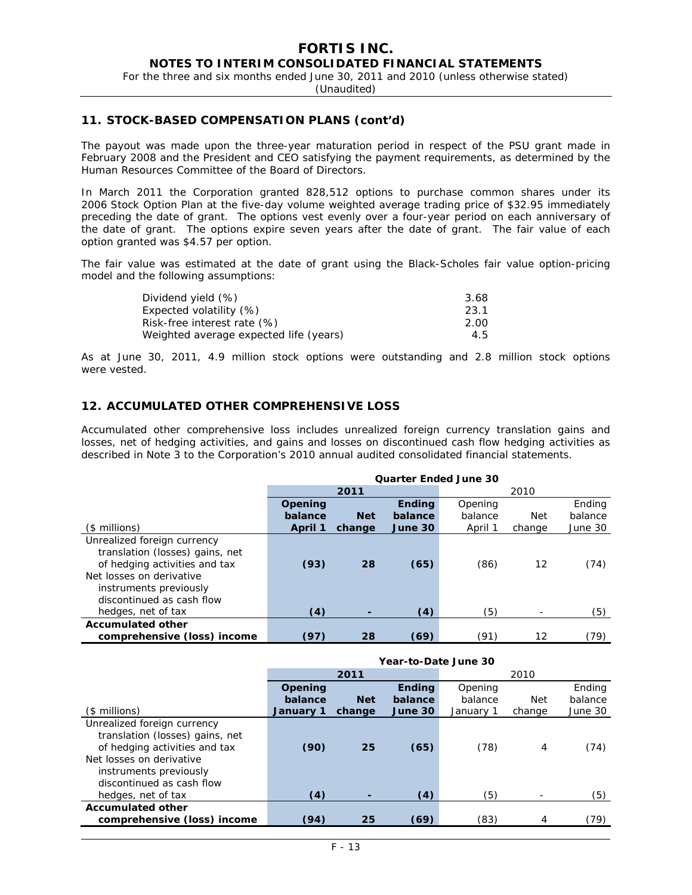## 11. STOCK-BASED COMPENSATION PLANS (cont'd)

The payout was made upon the three-year maturation period in respect of the PSU grant made in February 2008 and the President and CEO satisfying the payment requirements, as determined by the Human Resources Committee of the Board of Directors.

In March 2011 the Corporation granted 828,512 options to purchase common shares under its 2006 Stock Option Plan at the five-day volume weighted average trading price of $32.95 immediately preceding the date of grant. The options vest evenly over a four-year period on each anniversary of the date of grant. The options expire seven years after the date of grant. The fair value of each option granted was $4.57 per option.

The fair value was estimated at the date of grant using the Black-Scholes fair value option-pricing model and the following assumptions:

| | |
|---|---|
| Dividend yield (%) | 3.68 |
| Expected volatility (%) | 23.1 |
| Risk-free interest rate (%) | 2.00 |
| Weighted average expected life (years) | 4.5 |

As at June 30, 2011, 4.9 million stock options were outstanding and 2.8 million stock options were vested.

## 12. ACCUMULATED OTHER COMPREHENSIVE LOSS

Accumulated other comprehensive loss includes unrealized foreign currency translation gains and losses, net of hedging activities, and gains and losses on discontinued cash flow hedging activities as described in Note 3 to the Corporation's 2010 annual audited consolidated financial statements.

| | Quarter Ended June 30 | | | | | |
|---|---|---|---|---|---|---|
| | 2011 | | | 2010 | | |
| ($ millions) | Opening balance April 1 | Net change | Ending balance June 30 | Opening balance April 1 | Net change | Ending balance June 30 |
| Unrealized foreign currency translation (losses) gains, net of hedging activities and tax | (93) | 28 | (65) | (86) | 12 | (74) |
| Net losses on derivative instruments previously discontinued as cash flow hedges, net of tax | (4) | - | (4) | (5) | - | (5) |
| **Accumulated other comprehensive (loss) income** | (97) | 28 | (69) | (91) | 12 | (79) |

| | Year-to-Date June 30 | | | | | |
|---|---|---|---|---|---|---|
| | 2011 | | | 2010 | | |
| ($ millions) | Opening balance January 1 | Net change | Ending balance June 30 | Opening balance January 1 | Net change | Ending balance June 30 |
| Unrealized foreign currency translation (losses) gains, net of hedging activities and tax | (90) | 25 | (65) | (78) | 4 | (74) |
| Net losses on derivative instruments previously discontinued as cash flow hedges, net of tax | (4) | - | (4) | (5) | - | (5) |
| **Accumulated other comprehensive (loss) income** | (94) | 25 | (69) | (83) | 4 | (79) |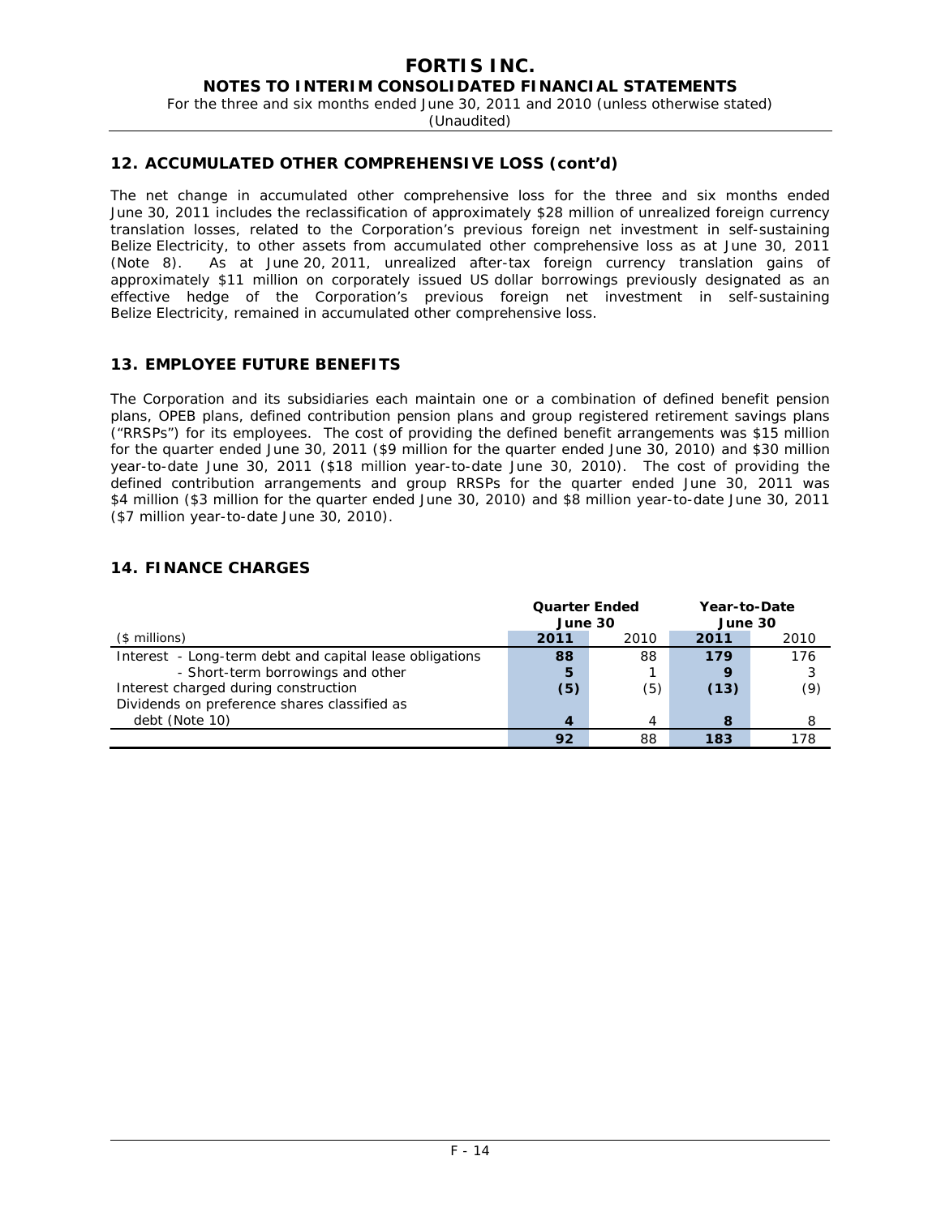## 12. ACCUMULATED OTHER COMPREHENSIVE LOSS (cont'd)

The net change in accumulated other comprehensive loss for the three and six months ended June 30, 2011 includes the reclassification of approximately $28 million of unrealized foreign currency translation losses, related to the Corporation's previous foreign net investment in self-sustaining Belize Electricity, to other assets from accumulated other comprehensive loss as at June 30, 2011 (Note 8). As at June 20, 2011, unrealized after-tax foreign currency translation gains of approximately $11 million on corporately issued US dollar borrowings previously designated as an effective hedge of the Corporation's previous foreign net investment in self-sustaining Belize Electricity, remained in accumulated other comprehensive loss.

## 13. EMPLOYEE FUTURE BENEFITS

The Corporation and its subsidiaries each maintain one or a combination of defined benefit pension plans, OPEB plans, defined contribution pension plans and group registered retirement savings plans ("RRSPs") for its employees. The cost of providing the defined benefit arrangements was $15 million for the quarter ended June 30, 2011 ($9 million for the quarter ended June 30, 2010) and $30 million year-to-date June 30, 2011 ($18 million year-to-date June 30, 2010). The cost of providing the defined contribution arrangements and group RRSPs for the quarter ended June 30, 2011 was $4 million ($3 million for the quarter ended June 30, 2010) and $8 million year-to-date June 30, 2011 ($7 million year-to-date June 30, 2010).

## 14. FINANCE CHARGES

| | **Quarter Ended June 30** | | **Year-to-Date June 30** | |
|---|---|---|---|---|
| ($ millions) | **2011** | 2010 | **2011** | 2010 |
| Interest - Long-term debt and capital lease obligations | **88** | 88 | **179** | 176 |
| - Short-term borrowings and other | **5** | 1 | **9** | 3 |
| Interest charged during construction | **(5)** | (5) | **(13)** | (9) |
| Dividends on preference shares classified as debt (Note 10) | **4** | 4 | **8** | 8 |
| | **92** | 88 | **183** | 178 |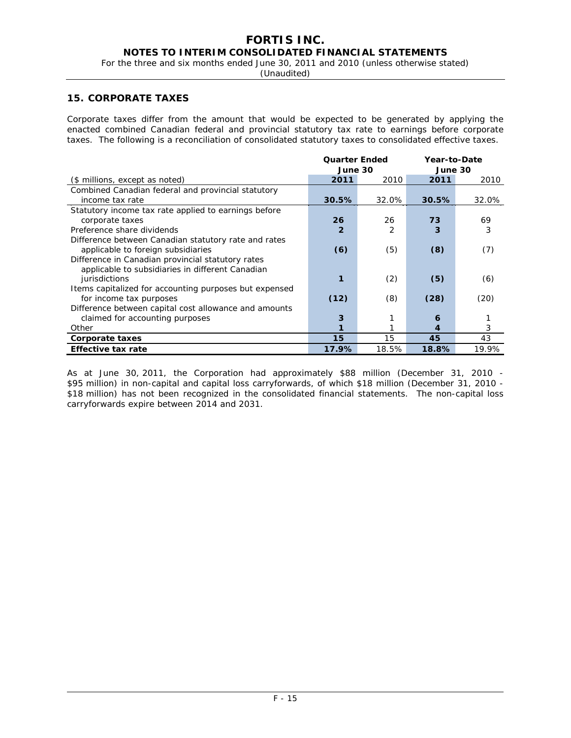## 15. CORPORATE TAXES

Corporate taxes differ from the amount that would be expected to be generated by applying the enacted combined Canadian federal and provincial statutory tax rate to earnings before corporate taxes. The following is a reconciliation of consolidated statutory taxes to consolidated effective taxes.

| | Quarter Ended June 30 | | Year-to-Date June 30 | |
|---|---|---|---|---|
| ($ millions, except as noted) | **2011** | 2010 | **2011** | 2010 |
| Combined Canadian federal and provincial statutory income tax rate | **30.5%** | 32.0% | **30.5%** | 32.0% |
| Statutory income tax rate applied to earnings before corporate taxes | **26** | 26 | **73** | 69 |
| Preference share dividends | **2** | 2 | **3** | 3 |
| Difference between Canadian statutory rate and rates applicable to foreign subsidiaries | **(6)** | (5) | **(8)** | (7) |
| Difference in Canadian provincial statutory rates applicable to subsidiaries in different Canadian jurisdictions | **1** | (2) | **(5)** | (6) |
| Items capitalized for accounting purposes but expensed for income tax purposes | **(12)** | (8) | **(28)** | (20) |
| Difference between capital cost allowance and amounts claimed for accounting purposes | **3** | 1 | **6** | 1 |
| Other | **1** | 1 | **4** | 3 |
| **Corporate taxes** | **15** | 15 | **45** | 43 |
| **Effective tax rate** | **17.9%** | 18.5% | **18.8%** | 19.9% |

As at June 30, 2011, the Corporation had approximately $88 million (December 31, 2010 - $95 million) in non-capital and capital loss carryforwards, of which $18 million (December 31, 2010 - $18 million) has not been recognized in the consolidated financial statements. The non-capital loss carryforwards expire between 2014 and 2031.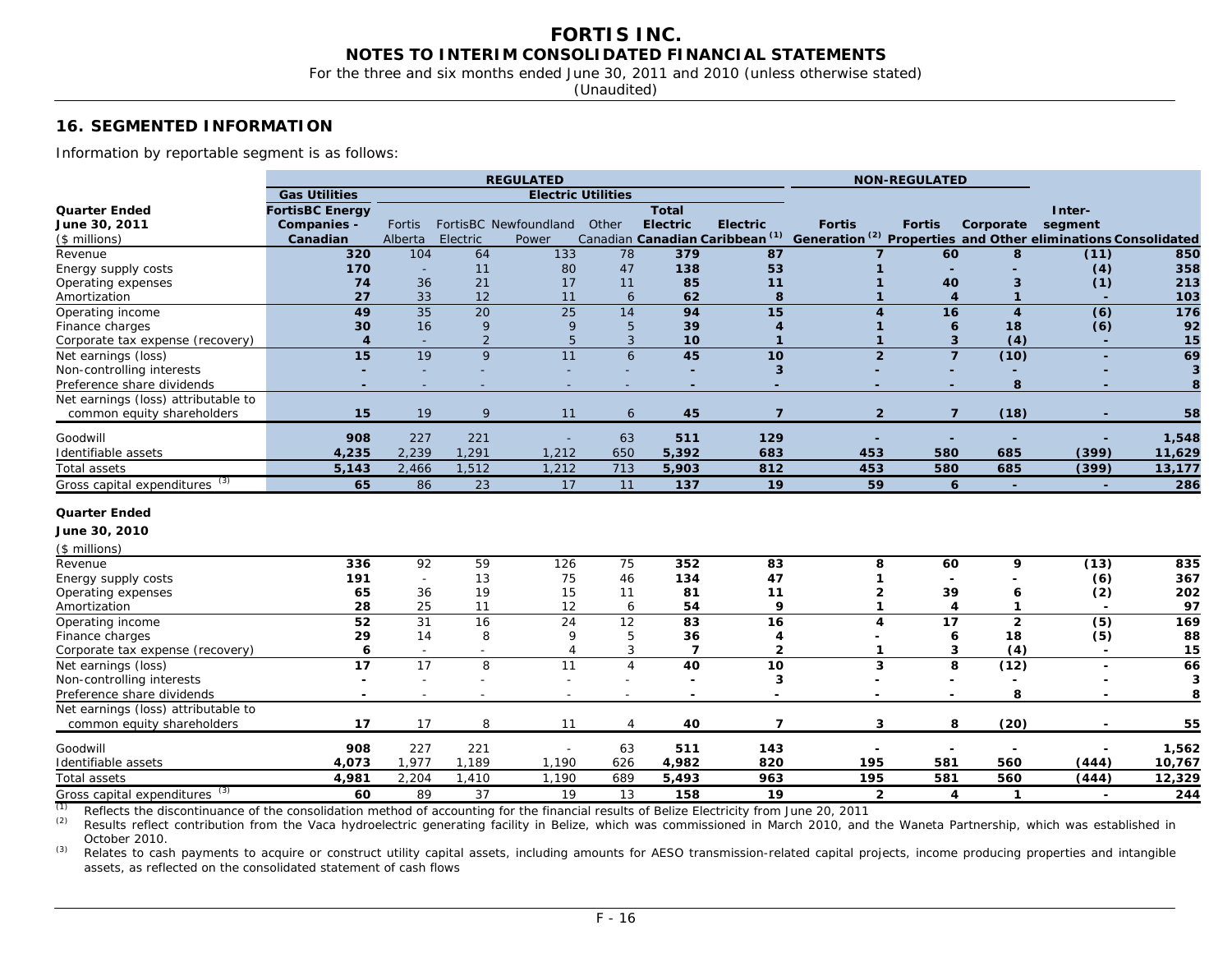# FORTIS INC.
## NOTES TO INTERIM CONSOLIDATED FINANCIAL STATEMENTS
For the three and six months ended June 30, 2011 and 2010 (unless otherwise stated)
(Unaudited)

## 16. SEGMENTED INFORMATION

Information by reportable segment is as follows:

| | REGULATED | | | | | | | NON-REGULATED | | | | |
|---|---|---|---|---|---|---|---|---|---|---|---|---|
| | Gas Utilities | Electric Utilities | | | | | | | | | | |
| **Quarter Ended June 30, 2011** ($ millions) | **FortisBC Energy Companies - Canadian** | Fortis Alberta | FortisBC Electric | Newfoundland Power | Other Canadian | **Total Electric Canadian** | **Electric Caribbean [1]** | **Fortis Generation [2]** | **Fortis Properties** | **Corporate and Other** | **Inter-segment eliminations** | **Consolidated** |
| Revenue | 320 | 104 | 64 | 133 | 78 | 379 | 87 | 7 | 60 | 8 | (11) | 850 |
| Energy supply costs | 170 | - | 11 | 80 | 47 | 138 | 53 | 1 | - | - | (4) | 358 |
| Operating expenses | 74 | 36 | 21 | 17 | 11 | 85 | 11 | 1 | 40 | 3 | (1) | 213 |
| Amortization | 27 | 33 | 12 | 11 | 6 | 62 | 8 | 1 | 4 | 1 | - | 103 |
| Operating income | 49 | 35 | 20 | 25 | 14 | 94 | 15 | 4 | 16 | 4 | (6) | 176 |
| Finance charges | 30 | 16 | 9 | 9 | 5 | 39 | 4 | 1 | 6 | 18 | (6) | 92 |
| Corporate tax expense (recovery) | 4 | - | 2 | 5 | 3 | 10 | 1 | 1 | 3 | (4) | - | 15 |
| Net earnings (loss) | 15 | 19 | 9 | 11 | 6 | 45 | 10 | 2 | 7 | (10) | - | 69 |
| Non-controlling interests | - | - | - | - | - | - | 3 | - | - | - | - | 3 |
| Preference share dividends | - | - | - | - | - | - | - | - | - | 8 | - | 8 |
| Net earnings (loss) attributable to common equity shareholders | 15 | 19 | 9 | 11 | 6 | 45 | 7 | 2 | 7 | (18) | - | 58 |
| Goodwill | 908 | 227 | 221 | - | 63 | 511 | 129 | - | - | - | - | 1,548 |
| Identifiable assets | 4,235 | 2,239 | 1,291 | 1,212 | 650 | 5,392 | 683 | 453 | 580 | 685 | (399) | 11,629 |
| Total assets | 5,143 | 2,466 | 1,512 | 1,212 | 713 | 5,903 | 812 | 453 | 580 | 685 | (399) | 13,177 |
| Gross capital expenditures [3] | 65 | 86 | 23 | 17 | 11 | 137 | 19 | 59 | 6 | - | - | 286 |
| **Quarter Ended June 30, 2010** ($ millions) | | | | | | | | | | | | |
| Revenue | 336 | 92 | 59 | 126 | 75 | 352 | 83 | 8 | 60 | 9 | (13) | 835 |
| Energy supply costs | 191 | - | 13 | 75 | 46 | 134 | 47 | 1 | - | - | (6) | 367 |
| Operating expenses | 65 | 36 | 19 | 15 | 11 | 81 | 11 | 2 | 39 | 6 | (2) | 202 |
| Amortization | 28 | 25 | 11 | 12 | 6 | 54 | 9 | 1 | 4 | 1 | - | 97 |
| Operating income | 52 | 31 | 16 | 24 | 12 | 83 | 16 | 4 | 17 | 2 | (5) | 169 |
| Finance charges | 29 | 14 | 8 | 9 | 5 | 36 | 4 | - | 6 | 18 | (5) | 88 |
| Corporate tax expense (recovery) | 6 | - | - | 4 | 3 | 7 | 2 | 1 | 3 | (4) | - | 15 |
| Net earnings (loss) | 17 | 17 | 8 | 11 | 4 | 40 | 10 | 3 | 8 | (12) | - | 66 |
| Non-controlling interests | - | - | - | - | - | - | 3 | - | - | - | - | 3 |
| Preference share dividends | - | - | - | - | - | - | - | - | - | 8 | - | 8 |
| Net earnings (loss) attributable to common equity shareholders | 17 | 17 | 8 | 11 | 4 | 40 | 7 | 3 | 8 | (20) | - | 55 |
| Goodwill | 908 | 227 | 221 | - | 63 | 511 | 143 | - | - | - | - | 1,562 |
| Identifiable assets | 4,073 | 1,977 | 1,189 | 1,190 | 626 | 4,982 | 820 | 195 | 581 | 560 | (444) | 10,767 |
| Total assets | 4,981 | 2,204 | 1,410 | 1,190 | 689 | 5,493 | 963 | 195 | 581 | 560 | (444) | 12,329 |
| Gross capital expenditures [3] | 60 | 89 | 37 | 19 | 13 | 158 | 19 | 2 | 4 | 1 | - | 244 |

[1] Reflects the discontinuance of the consolidation method of accounting for the financial results of Belize Electricity from June 20, 2011

[2] Results reflect contribution from the Vaca hydroelectric generating facility in Belize, which was commissioned in March 2010, and the Waneta Partnership, which was established in October 2010.

[3] Relates to cash payments to acquire or construct utility capital assets, including amounts for AESO transmission-related capital projects, income producing properties and intangible assets, as reflected on the consolidated statement of cash flows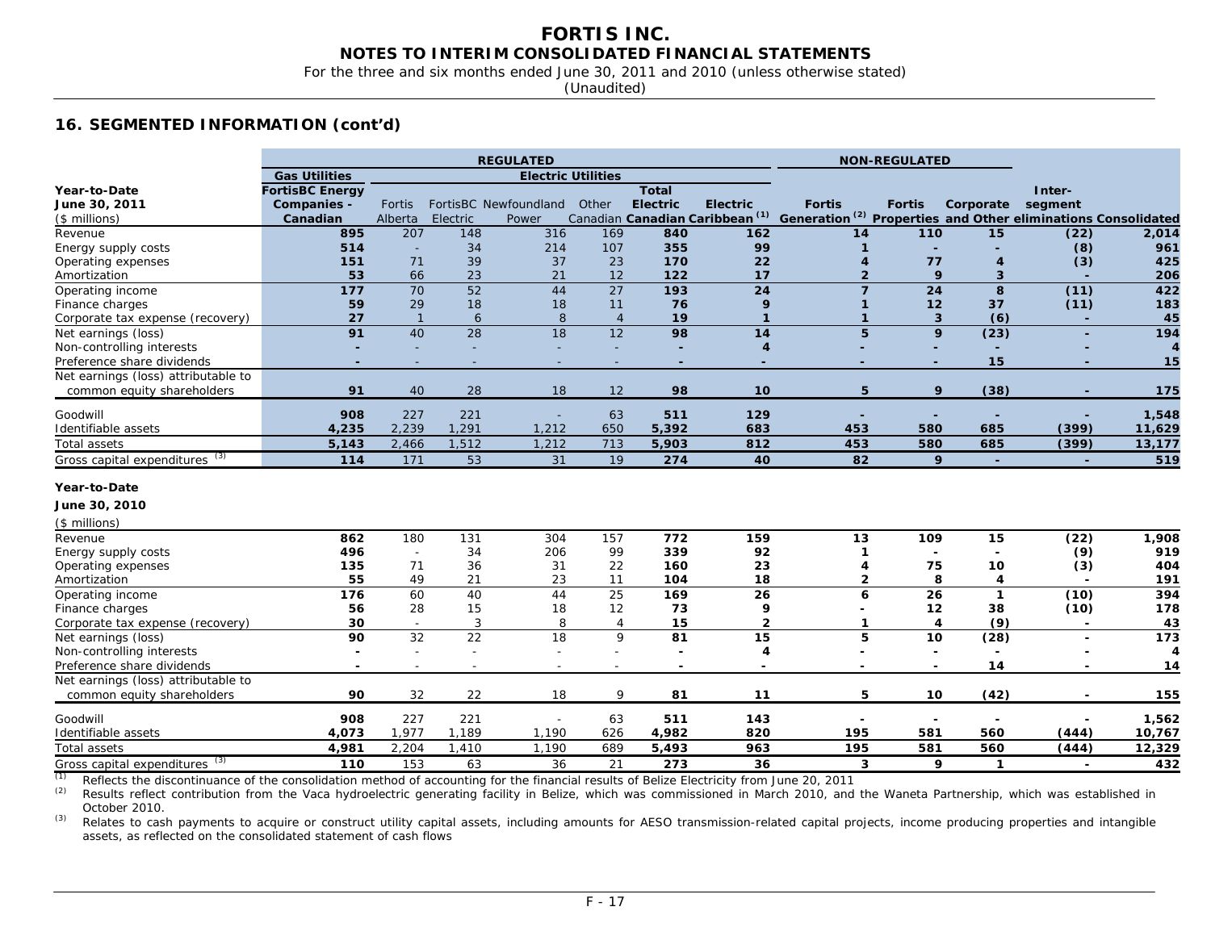## 16. SEGMENTED INFORMATION (cont'd)

| | REGULATED | | | | | | | NON-REGULATED | | | | |
|---|---|---|---|---|---|---|---|---|---|---|---|---|
| | Gas Utilities | Electric Utilities | | | | | | | | | | |
| **Year-to-Date June 30, 2011** ($ millions) | FortisBC Energy Companies - Canadian | Fortis Alberta | FortisBC Electric | Newfoundland Power | Other Canadian | Total Electric Canadian | Electric Caribbean [(1)] | Fortis Generation [(2)] | Fortis Properties | Corporate and Other | Inter-segment eliminations | Consolidated |
| Revenue | 895 | 207 | 148 | 316 | 169 | 840 | 162 | 14 | 110 | 15 | (22) | 2,014 |
| Energy supply costs | 514 | - | 34 | 214 | 107 | 355 | 99 | 1 | - | - | (8) | 961 |
| Operating expenses | 151 | 71 | 39 | 37 | 23 | 170 | 22 | 4 | 77 | 4 | (3) | 425 |
| Amortization | 53 | 66 | 23 | 21 | 12 | 122 | 17 | 2 | 9 | 3 | - | 206 |
| Operating income | 177 | 70 | 52 | 44 | 27 | 193 | 24 | 7 | 24 | 8 | (11) | 422 |
| Finance charges | 59 | 29 | 18 | 18 | 11 | 76 | 9 | 1 | 12 | 37 | (11) | 183 |
| Corporate tax expense (recovery) | 27 | 1 | 6 | 8 | 4 | 19 | 1 | 1 | 3 | (6) | - | 45 |
| Net earnings (loss) | 91 | 40 | 28 | 18 | 12 | 98 | 14 | 5 | 9 | (23) | - | 194 |
| Non-controlling interests | - | - | - | - | - | - | 4 | - | - | - | - | 4 |
| Preference share dividends | - | - | - | - | - | - | - | - | - | 15 | - | 15 |
| Net earnings (loss) attributable to common equity shareholders | 91 | 40 | 28 | 18 | 12 | 98 | 10 | 5 | 9 | (38) | - | 175 |
| Goodwill | 908 | 227 | 221 | - | 63 | 511 | 129 | - | - | - | - | 1,548 |
| Identifiable assets | 4,235 | 2,239 | 1,291 | 1,212 | 650 | 5,392 | 683 | 453 | 580 | 685 | (399) | 11,629 |
| Total assets | 5,143 | 2,466 | 1,512 | 1,212 | 713 | 5,903 | 812 | 453 | 580 | 685 | (399) | 13,177 |
| Gross capital expenditures [(3)] | 114 | 171 | 53 | 31 | 19 | 274 | 40 | 82 | 9 | - | - | 519 |
| **Year-to-Date June 30, 2010** ($ millions) | | | | | | | | | | | | |
| Revenue | 862 | 180 | 131 | 304 | 157 | 772 | 159 | 13 | 109 | 15 | (22) | 1,908 |
| Energy supply costs | 496 | - | 34 | 206 | 99 | 339 | 92 | 1 | - | - | (9) | 919 |
| Operating expenses | 135 | 71 | 36 | 31 | 22 | 160 | 23 | 4 | 75 | 10 | (3) | 404 |
| Amortization | 55 | 49 | 21 | 23 | 11 | 104 | 18 | 2 | 8 | 4 | - | 191 |
| Operating income | 176 | 60 | 40 | 44 | 25 | 169 | 26 | 6 | 26 | 1 | (10) | 394 |
| Finance charges | 56 | 28 | 15 | 18 | 12 | 73 | 9 | - | 12 | 38 | (10) | 178 |
| Corporate tax expense (recovery) | 30 | - | 3 | 8 | 4 | 15 | 2 | 1 | 4 | (9) | - | 43 |
| Net earnings (loss) | 90 | 32 | 22 | 18 | 9 | 81 | 15 | 5 | 10 | (28) | - | 173 |
| Non-controlling interests | - | - | - | - | - | - | 4 | - | - | - | - | 4 |
| Preference share dividends | - | - | - | - | - | - | - | - | - | 14 | - | 14 |
| Net earnings (loss) attributable to common equity shareholders | 90 | 32 | 22 | 18 | 9 | 81 | 11 | 5 | 10 | (42) | - | 155 |
| Goodwill | 908 | 227 | 221 | - | 63 | 511 | 143 | - | - | - | - | 1,562 |
| Identifiable assets | 4,073 | 1,977 | 1,189 | 1,190 | 626 | 4,982 | 820 | 195 | 581 | 560 | (444) | 10,767 |
| Total assets | 4,981 | 2,204 | 1,410 | 1,190 | 689 | 5,493 | 963 | 195 | 581 | 560 | (444) | 12,329 |
| Gross capital expenditures [(3)] | 110 | 153 | 63 | 36 | 21 | 273 | 36 | 3 | 9 | 1 | - | 432 |

(1) Reflects the discontinuance of the consolidation method of accounting for the financial results of Belize Electricity from June 20, 2011

(2) Results reflect contribution from the Vaca hydroelectric generating facility in Belize, which was commissioned in March 2010, and the Waneta Partnership, which was established in October 2010.

(3) Relates to cash payments to acquire or construct utility capital assets, including amounts for AESO transmission-related capital projects, income producing properties and intangible assets, as reflected on the consolidated statement of cash flows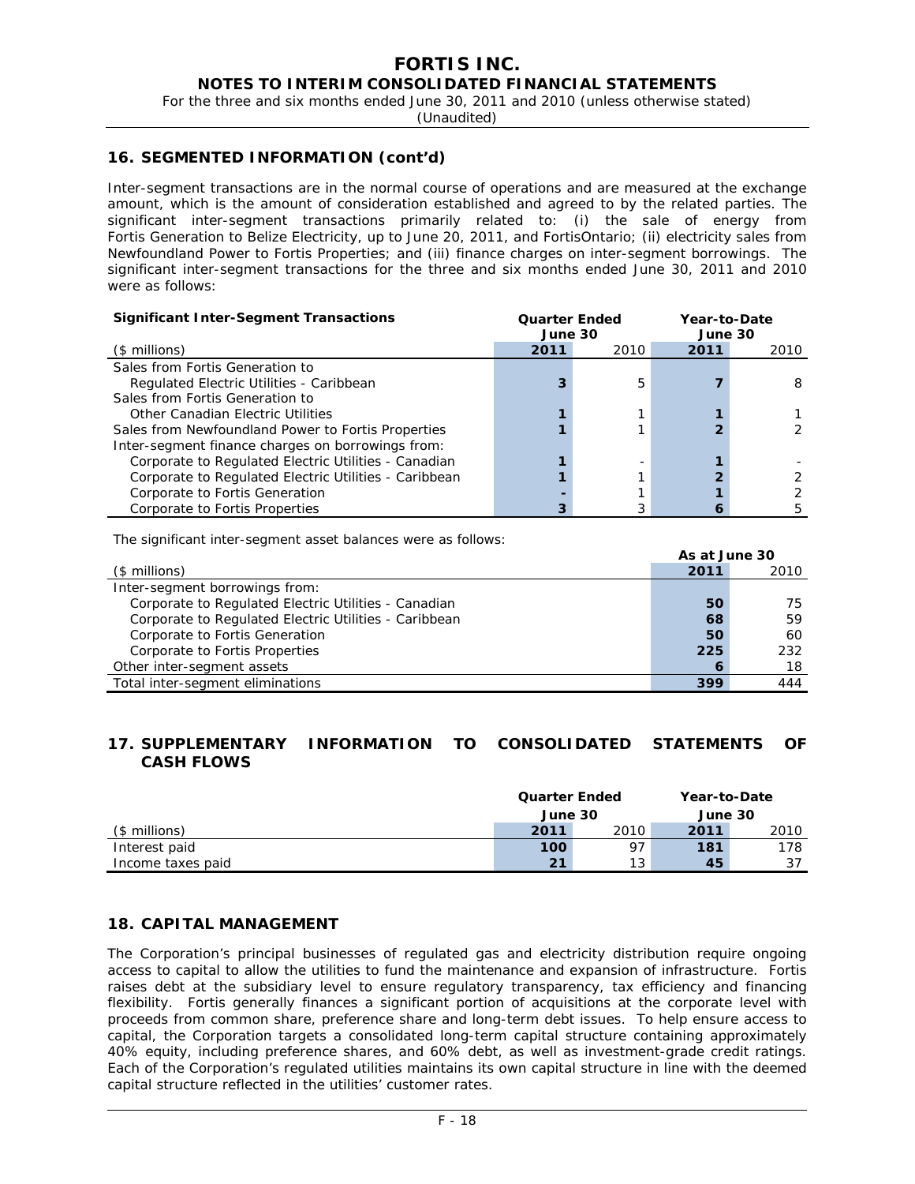## 16. SEGMENTED INFORMATION (cont'd)

Inter-segment transactions are in the normal course of operations and are measured at the exchange amount, which is the amount of consideration established and agreed to by the related parties. The significant inter-segment transactions primarily related to: (i) the sale of energy from Fortis Generation to Belize Electricity, up to June 20, 2011, and FortisOntario; (ii) electricity sales from Newfoundland Power to Fortis Properties; and (iii) finance charges on inter-segment borrowings. The significant inter-segment transactions for the three and six months ended June 30, 2011 and 2010 were as follows:

| **Significant Inter-Segment Transactions** | **Quarter Ended June 30** | | **Year-to-Date June 30** | |
|---|---|---|---|---|
| ($ millions) | **2011** | 2010 | **2011** | 2010 |
| Sales from Fortis Generation to | | | | |
| Regulated Electric Utilities - Caribbean | **3** | 5 | **7** | 8 |
| Sales from Fortis Generation to | | | | |
| Other Canadian Electric Utilities | **1** | 1 | **1** | 1 |
| Sales from Newfoundland Power to Fortis Properties | **1** | 1 | **2** | 2 |
| Inter-segment finance charges on borrowings from: | | | | |
| Corporate to Regulated Electric Utilities - Canadian | **1** | - | **1** | - |
| Corporate to Regulated Electric Utilities - Caribbean | **1** | 1 | **2** | 2 |
| Corporate to Fortis Generation | **-** | 1 | **1** | 2 |
| Corporate to Fortis Properties | **3** | 3 | **6** | 5 |

The significant inter-segment asset balances were as follows:

| | **As at June 30** | |
|---|---|---|
| ($ millions) | **2011** | 2010 |
| Inter-segment borrowings from: | | |
| Corporate to Regulated Electric Utilities - Canadian | **50** | 75 |
| Corporate to Regulated Electric Utilities - Caribbean | **68** | 59 |
| Corporate to Fortis Generation | **50** | 60 |
| Corporate to Fortis Properties | **225** | 232 |
| Other inter-segment assets | **6** | 18 |
| Total inter-segment eliminations | **399** | 444 |

## 17. SUPPLEMENTARY INFORMATION TO CONSOLIDATED STATEMENTS OF CASH FLOWS

| | **Quarter Ended June 30** | | **Year-to-Date June 30** | |
|---|---|---|---|---|
| ($ millions) | **2011** | 2010 | **2011** | 2010 |
| Interest paid | **100** | 97 | **181** | 178 |
| Income taxes paid | **21** | 13 | **45** | 37 |

## 18. CAPITAL MANAGEMENT

The Corporation's principal businesses of regulated gas and electricity distribution require ongoing access to capital to allow the utilities to fund the maintenance and expansion of infrastructure. Fortis raises debt at the subsidiary level to ensure regulatory transparency, tax efficiency and financing flexibility. Fortis generally finances a significant portion of acquisitions at the corporate level with proceeds from common share, preference share and long-term debt issues. To help ensure access to capital, the Corporation targets a consolidated long-term capital structure containing approximately 40% equity, including preference shares, and 60% debt, as well as investment-grade credit ratings. Each of the Corporation's regulated utilities maintains its own capital structure in line with the deemed capital structure reflected in the utilities' customer rates.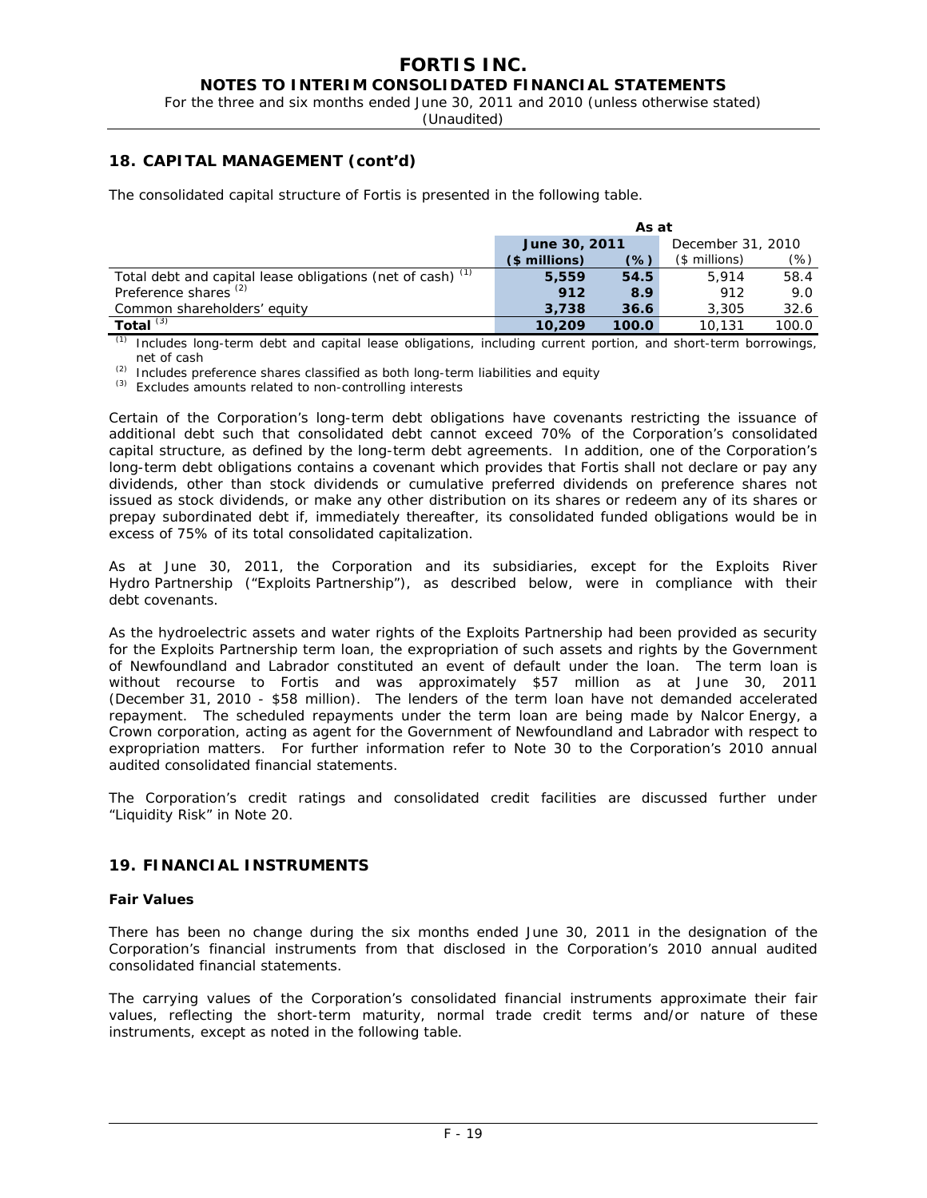## 18. CAPITAL MANAGEMENT (cont'd)

The consolidated capital structure of Fortis is presented in the following table.

| | As at | | | |
|---|---|---|---|---|
| | **June 30, 2011** | | December 31, 2010 | |
| | **($ millions)** | **(%)** | ($ millions) | (%) |
| Total debt and capital lease obligations (net of cash) [(1)] | **5,559** | **54.5** | 5,914 | 58.4 |
| Preference shares [(2)] | **912** | **8.9** | 912 | 9.0 |
| Common shareholders' equity | **3,738** | **36.6** | 3,305 | 32.6 |
| **Total** [(3)] | **10,209** | **100.0** | 10,131 | 100.0 |

(1) Includes long-term debt and capital lease obligations, including current portion, and short-term borrowings, net of cash

(2) Includes preference shares classified as both long-term liabilities and equity

(3) Excludes amounts related to non-controlling interests

Certain of the Corporation's long-term debt obligations have covenants restricting the issuance of additional debt such that consolidated debt cannot exceed 70% of the Corporation's consolidated capital structure, as defined by the long-term debt agreements. In addition, one of the Corporation's long-term debt obligations contains a covenant which provides that Fortis shall not declare or pay any dividends, other than stock dividends or cumulative preferred dividends on preference shares not issued as stock dividends, or make any other distribution on its shares or redeem any of its shares or prepay subordinated debt if, immediately thereafter, its consolidated funded obligations would be in excess of 75% of its total consolidated capitalization.

As at June 30, 2011, the Corporation and its subsidiaries, except for the Exploits River Hydro Partnership ("Exploits Partnership"), as described below, were in compliance with their debt covenants.

As the hydroelectric assets and water rights of the Exploits Partnership had been provided as security for the Exploits Partnership term loan, the expropriation of such assets and rights by the Government of Newfoundland and Labrador constituted an event of default under the loan. The term loan is without recourse to Fortis and was approximately $57 million as at June 30, 2011 (December 31, 2010 - $58 million). The lenders of the term loan have not demanded accelerated repayment. The scheduled repayments under the term loan are being made by Nalcor Energy, a Crown corporation, acting as agent for the Government of Newfoundland and Labrador with respect to expropriation matters. For further information refer to Note 30 to the Corporation's 2010 annual audited consolidated financial statements.

The Corporation's credit ratings and consolidated credit facilities are discussed further under "Liquidity Risk" in Note 20.

## 19. FINANCIAL INSTRUMENTS

### Fair Values

There has been no change during the six months ended June 30, 2011 in the designation of the Corporation's financial instruments from that disclosed in the Corporation's 2010 annual audited consolidated financial statements.

The carrying values of the Corporation's consolidated financial instruments approximate their fair values, reflecting the short-term maturity, normal trade credit terms and/or nature of these instruments, except as noted in the following table.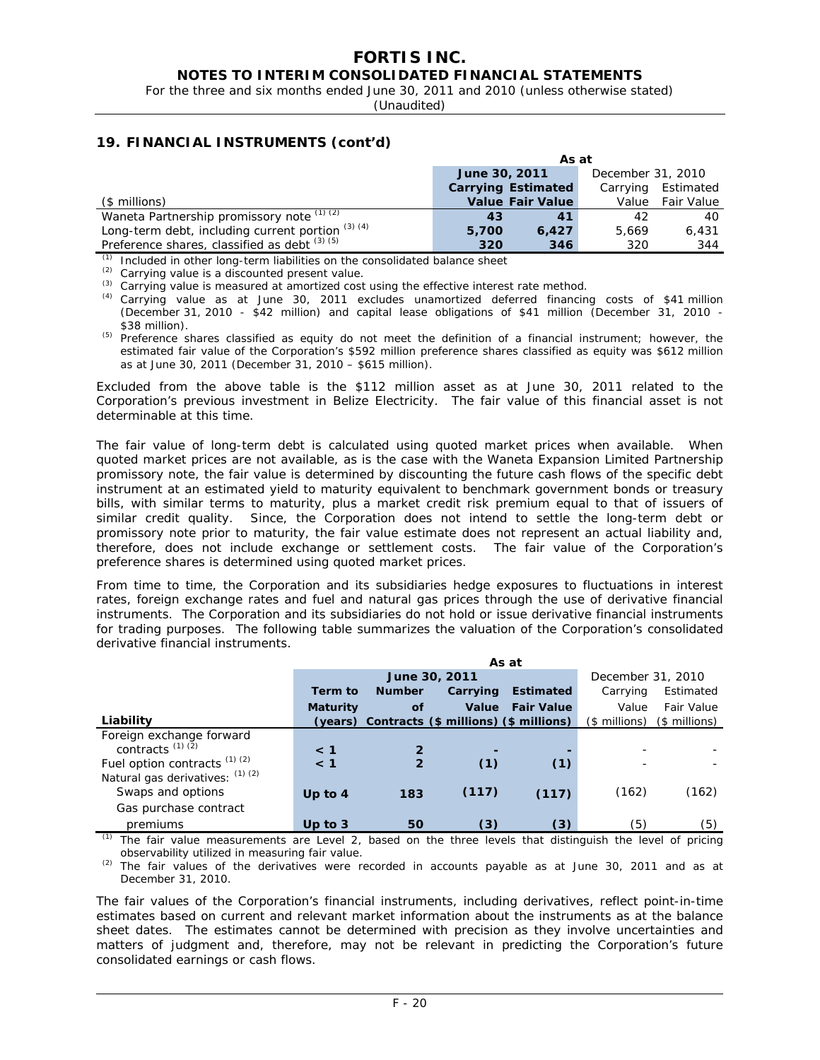## 19. FINANCIAL INSTRUMENTS (cont'd)

| | As at | | | |
|---|---|---|---|---|
| | June 30, 2011 | | December 31, 2010 | |
| | Carrying | Estimated | Carrying | Estimated |
| ($ millions) | Value | Fair Value | Value | Fair Value |
| Waneta Partnership promissory note [(1) (2)] | 43 | 41 | 42 | 40 |
| Long-term debt, including current portion [(3) (4)] | 5,700 | 6,427 | 5,669 | 6,431 |
| Preference shares, classified as debt [(3) (5)] | 320 | 346 | 320 | 344 |

(1) Included in other long-term liabilities on the consolidated balance sheet

(2) Carrying value is a discounted present value.

(3) Carrying value is measured at amortized cost using the effective interest rate method.

(4) Carrying value as at June 30, 2011 excludes unamortized deferred financing costs of $41 million (December 31, 2010 - $42 million) and capital lease obligations of $41 million (December 31, 2010 - $38 million).

(5) Preference shares classified as equity do not meet the definition of a financial instrument; however, the estimated fair value of the Corporation's $592 million preference shares classified as equity was $612 million as at June 30, 2011 (December 31, 2010 – $615 million).

Excluded from the above table is the $112 million asset as at June 30, 2011 related to the Corporation's previous investment in Belize Electricity. The fair value of this financial asset is not determinable at this time.

The fair value of long-term debt is calculated using quoted market prices when available. When quoted market prices are not available, as is the case with the Waneta Expansion Limited Partnership promissory note, the fair value is determined by discounting the future cash flows of the specific debt instrument at an estimated yield to maturity equivalent to benchmark government bonds or treasury bills, with similar terms to maturity, plus a market credit risk premium equal to that of issuers of similar credit quality. Since, the Corporation does not intend to settle the long-term debt or promissory note prior to maturity, the fair value estimate does not represent an actual liability and, therefore, does not include exchange or settlement costs. The fair value of the Corporation's preference shares is determined using quoted market prices.

From time to time, the Corporation and its subsidiaries hedge exposures to fluctuations in interest rates, foreign exchange rates and fuel and natural gas prices through the use of derivative financial instruments. The Corporation and its subsidiaries do not hold or issue derivative financial instruments for trading purposes. The following table summarizes the valuation of the Corporation's consolidated derivative financial instruments.

| | As at | | | | | |
|---|---|---|---|---|---|---|
| | June 30, 2011 | | | | December 31, 2010 | |
| | Term to | Number | Carrying | Estimated | Carrying | Estimated |
| | Maturity | of | Value | Fair Value | Value | Fair Value |
| Liability | (years) | Contracts | ($ millions) | ($ millions) | ($ millions) | ($ millions) |
| Foreign exchange forward contracts [(1) (2)] | < 1 | 2 | - | - | - | - |
| Fuel option contracts [(1) (2)] | < 1 | 2 | (1) | (1) | - | - |
| Natural gas derivatives: [(1) (2)] | | | | | | |
| Swaps and options | Up to 4 | 183 | (117) | (117) | (162) | (162) |
| Gas purchase contract premiums | Up to 3 | 50 | (3) | (3) | (5) | (5) |

(1) The fair value measurements are Level 2, based on the three levels that distinguish the level of pricing observability utilized in measuring fair value.

(2) The fair values of the derivatives were recorded in accounts payable as at June 30, 2011 and as at December 31, 2010.

The fair values of the Corporation's financial instruments, including derivatives, reflect point-in-time estimates based on current and relevant market information about the instruments as at the balance sheet dates. The estimates cannot be determined with precision as they involve uncertainties and matters of judgment and, therefore, may not be relevant in predicting the Corporation's future consolidated earnings or cash flows.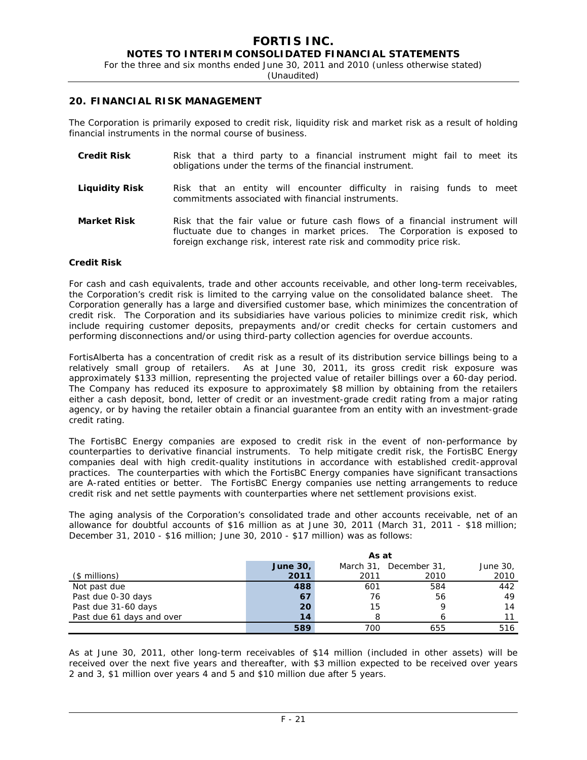## 20. FINANCIAL RISK MANAGEMENT

The Corporation is primarily exposed to credit risk, liquidity risk and market risk as a result of holding financial instruments in the normal course of business.

**Credit Risk** Risk that a third party to a financial instrument might fail to meet its obligations under the terms of the financial instrument.

**Liquidity Risk** Risk that an entity will encounter difficulty in raising funds to meet commitments associated with financial instruments.

**Market Risk** Risk that the fair value or future cash flows of a financial instrument will fluctuate due to changes in market prices. The Corporation is exposed to foreign exchange risk, interest rate risk and commodity price risk.

### Credit Risk

For cash and cash equivalents, trade and other accounts receivable, and other long-term receivables, the Corporation's credit risk is limited to the carrying value on the consolidated balance sheet. The Corporation generally has a large and diversified customer base, which minimizes the concentration of credit risk. The Corporation and its subsidiaries have various policies to minimize credit risk, which include requiring customer deposits, prepayments and/or credit checks for certain customers and performing disconnections and/or using third-party collection agencies for overdue accounts.

FortisAlberta has a concentration of credit risk as a result of its distribution service billings being to a relatively small group of retailers. As at June 30, 2011, its gross credit risk exposure was approximately $133 million, representing the projected value of retailer billings over a 60-day period. The Company has reduced its exposure to approximately $8 million by obtaining from the retailers either a cash deposit, bond, letter of credit or an investment-grade credit rating from a major rating agency, or by having the retailer obtain a financial guarantee from an entity with an investment-grade credit rating.

The FortisBC Energy companies are exposed to credit risk in the event of non-performance by counterparties to derivative financial instruments. To help mitigate credit risk, the FortisBC Energy companies deal with high credit-quality institutions in accordance with established credit-approval practices. The counterparties with which the FortisBC Energy companies have significant transactions are A-rated entities or better. The FortisBC Energy companies use netting arrangements to reduce credit risk and net settle payments with counterparties where net settlement provisions exist.

The aging analysis of the Corporation's consolidated trade and other accounts receivable, net of an allowance for doubtful accounts of $16 million as at June 30, 2011 (March 31, 2011 - $18 million; December 31, 2010 - $16 million; June 30, 2010 - $17 million) was as follows:

| | As at | | | |
|---|---|---|---|---|
| ($ millions) | **June 30, 2011** | March 31, 2011 | December 31, 2010 | June 30, 2010 |
| Not past due | **488** | 601 | 584 | 442 |
| Past due 0-30 days | **67** | 76 | 56 | 49 |
| Past due 31-60 days | **20** | 15 | 9 | 14 |
| Past due 61 days and over | **14** | 8 | 6 | 11 |
| | **589** | 700 | 655 | 516 |

As at June 30, 2011, other long-term receivables of $14 million (included in other assets) will be received over the next five years and thereafter, with $3 million expected to be received over years 2 and 3, $1 million over years 4 and 5 and $10 million due after 5 years.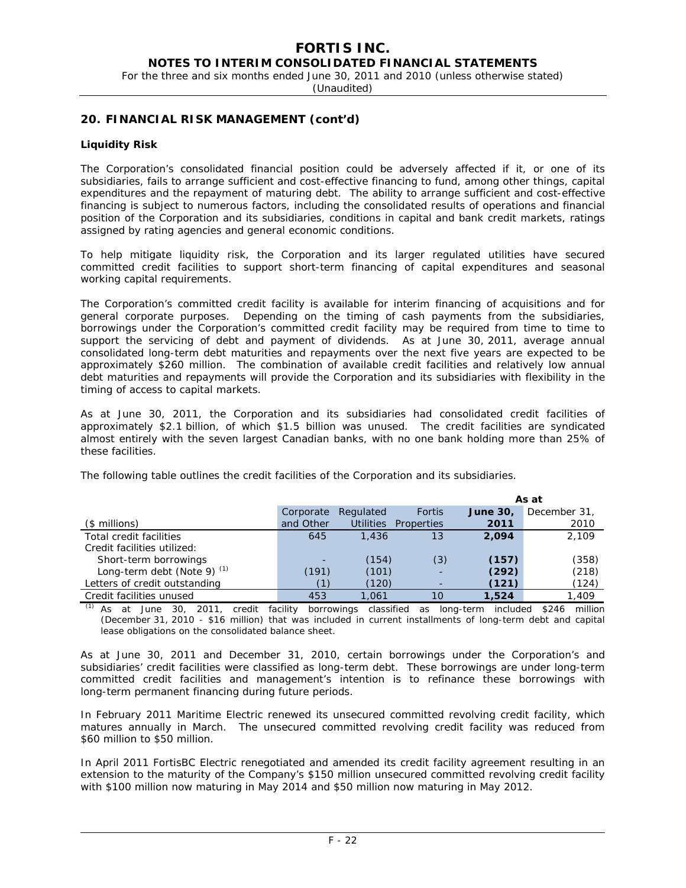## 20. FINANCIAL RISK MANAGEMENT (cont'd)

### Liquidity Risk

The Corporation's consolidated financial position could be adversely affected if it, or one of its subsidiaries, fails to arrange sufficient and cost-effective financing to fund, among other things, capital expenditures and the repayment of maturing debt. The ability to arrange sufficient and cost-effective financing is subject to numerous factors, including the consolidated results of operations and financial position of the Corporation and its subsidiaries, conditions in capital and bank credit markets, ratings assigned by rating agencies and general economic conditions.

To help mitigate liquidity risk, the Corporation and its larger regulated utilities have secured committed credit facilities to support short-term financing of capital expenditures and seasonal working capital requirements.

The Corporation's committed credit facility is available for interim financing of acquisitions and for general corporate purposes. Depending on the timing of cash payments from the subsidiaries, borrowings under the Corporation's committed credit facility may be required from time to time to support the servicing of debt and payment of dividends. As at June 30, 2011, average annual consolidated long-term debt maturities and repayments over the next five years are expected to be approximately $260 million. The combination of available credit facilities and relatively low annual debt maturities and repayments will provide the Corporation and its subsidiaries with flexibility in the timing of access to capital markets.

As at June 30, 2011, the Corporation and its subsidiaries had consolidated credit facilities of approximately $2.1 billion, of which $1.5 billion was unused. The credit facilities are syndicated almost entirely with the seven largest Canadian banks, with no one bank holding more than 25% of these facilities.

The following table outlines the credit facilities of the Corporation and its subsidiaries.

| | | | | As at | |
|---|---|---|---|---|---|
| ($ millions) | Corporate and Other | Regulated Utilities | Fortis Properties | **June 30, 2011** | December 31, 2010 |
| Total credit facilities | 645 | 1,436 | 13 | **2,094** | 2,109 |
| Credit facilities utilized: | | | | | |
| Short-term borrowings | - | (154) | (3) | **(157)** | (358) |
| Long-term debt (Note 9) [(1)] | (191) | (101) | - | **(292)** | (218) |
| Letters of credit outstanding | (1) | (120) | - | **(121)** | (124) |
| Credit facilities unused | 453 | 1,061 | 10 | **1,524** | 1,409 |

(1) As at June 30, 2011, credit facility borrowings classified as long-term included $246 million (December 31, 2010 - $16 million) that was included in current installments of long-term debt and capital lease obligations on the consolidated balance sheet.

As at June 30, 2011 and December 31, 2010, certain borrowings under the Corporation's and subsidiaries' credit facilities were classified as long-term debt. These borrowings are under long-term committed credit facilities and management's intention is to refinance these borrowings with long-term permanent financing during future periods.

In February 2011 Maritime Electric renewed its unsecured committed revolving credit facility, which matures annually in March. The unsecured committed revolving credit facility was reduced from $60 million to $50 million.

In April 2011 FortisBC Electric renegotiated and amended its credit facility agreement resulting in an extension to the maturity of the Company's $150 million unsecured committed revolving credit facility with $100 million now maturing in May 2014 and $50 million now maturing in May 2012.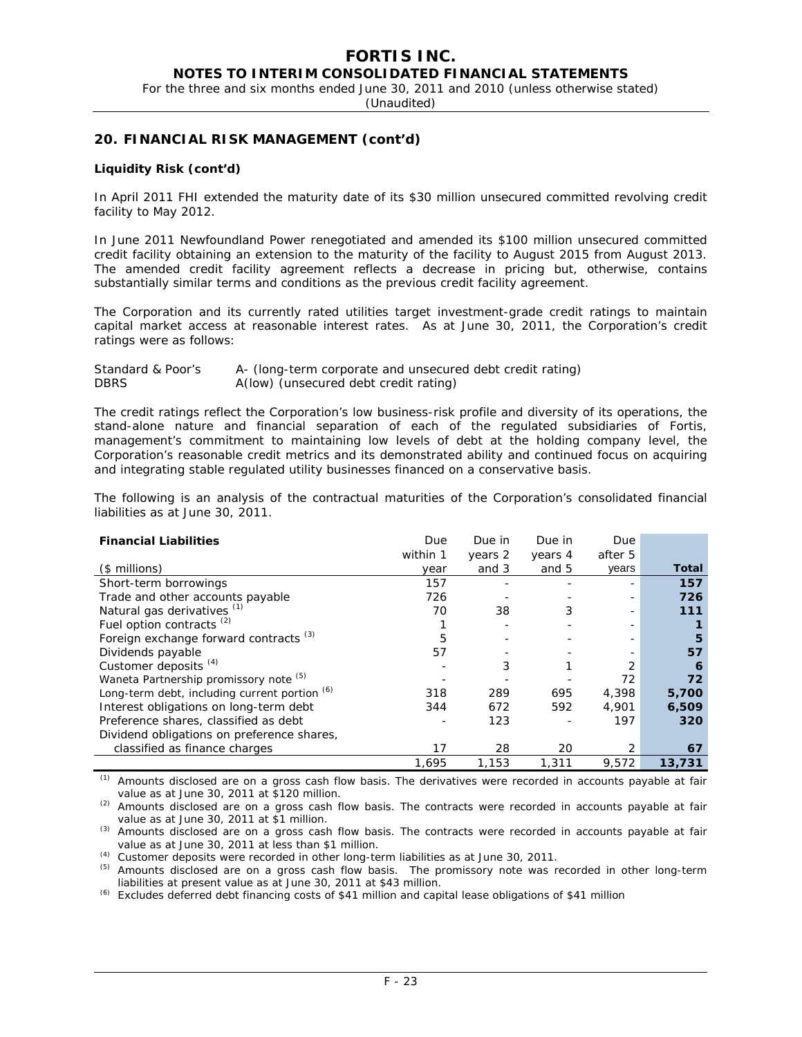## 20. FINANCIAL RISK MANAGEMENT (cont'd)

### Liquidity Risk (cont'd)

In April 2011 FHI extended the maturity date of its $30 million unsecured committed revolving credit facility to May 2012.

In June 2011 Newfoundland Power renegotiated and amended its $100 million unsecured committed credit facility obtaining an extension to the maturity of the facility to August 2015 from August 2013. The amended credit facility agreement reflects a decrease in pricing but, otherwise, contains substantially similar terms and conditions as the previous credit facility agreement.

The Corporation and its currently rated utilities target investment-grade credit ratings to maintain capital market access at reasonable interest rates. As at June 30, 2011, the Corporation's credit ratings were as follows:

Standard & Poor's  A- (long-term corporate and unsecured debt credit rating)
DBRS  A(low) (unsecured debt credit rating)

The credit ratings reflect the Corporation's low business-risk profile and diversity of its operations, the stand-alone nature and financial separation of each of the regulated subsidiaries of Fortis, management's commitment to maintaining low levels of debt at the holding company level, the Corporation's reasonable credit metrics and its demonstrated ability and continued focus on acquiring and integrating stable regulated utility businesses financed on a conservative basis.

The following is an analysis of the contractual maturities of the Corporation's consolidated financial liabilities as at June 30, 2011.

| Financial Liabilities ($ millions) | Due within 1 year | Due in years 2 and 3 | Due in years 4 and 5 | Due after 5 years | Total |
|---|---|---|---|---|---|
| Short-term borrowings | 157 | - | - | - | **157** |
| Trade and other accounts payable | 726 | - | - | - | **726** |
| Natural gas derivatives [(1)] | 70 | 38 | 3 | - | **111** |
| Fuel option contracts [(2)] | 1 | - | - | - | **1** |
| Foreign exchange forward contracts [(3)] | 5 | - | - | - | **5** |
| Dividends payable | 57 | - | - | - | **57** |
| Customer deposits [(4)] | - | 3 | 1 | 2 | **6** |
| Waneta Partnership promissory note [(5)] | - | - | - | 72 | **72** |
| Long-term debt, including current portion [(6)] | 318 | 289 | 695 | 4,398 | **5,700** |
| Interest obligations on long-term debt | 344 | 672 | 592 | 4,901 | **6,509** |
| Preference shares, classified as debt | - | 123 | - | 197 | **320** |
| Dividend obligations on preference shares, classified as finance charges | 17 | 28 | 20 | 2 | **67** |
| | 1,695 | 1,153 | 1,311 | 9,572 | **13,731** |

[(1)] Amounts disclosed are on a gross cash flow basis. The derivatives were recorded in accounts payable at fair value as at June 30, 2011 at $120 million.

[(2)] Amounts disclosed are on a gross cash flow basis. The contracts were recorded in accounts payable at fair value as at June 30, 2011 at $1 million.

[(3)] Amounts disclosed are on a gross cash flow basis. The contracts were recorded in accounts payable at fair value as at June 30, 2011 at less than $1 million.

[(4)] Customer deposits were recorded in other long-term liabilities as at June 30, 2011.

[(5)] Amounts disclosed are on a gross cash flow basis. The promissory note was recorded in other long-term liabilities at present value as at June 30, 2011 at $43 million.

[(6)] Excludes deferred debt financing costs of $41 million and capital lease obligations of $41 million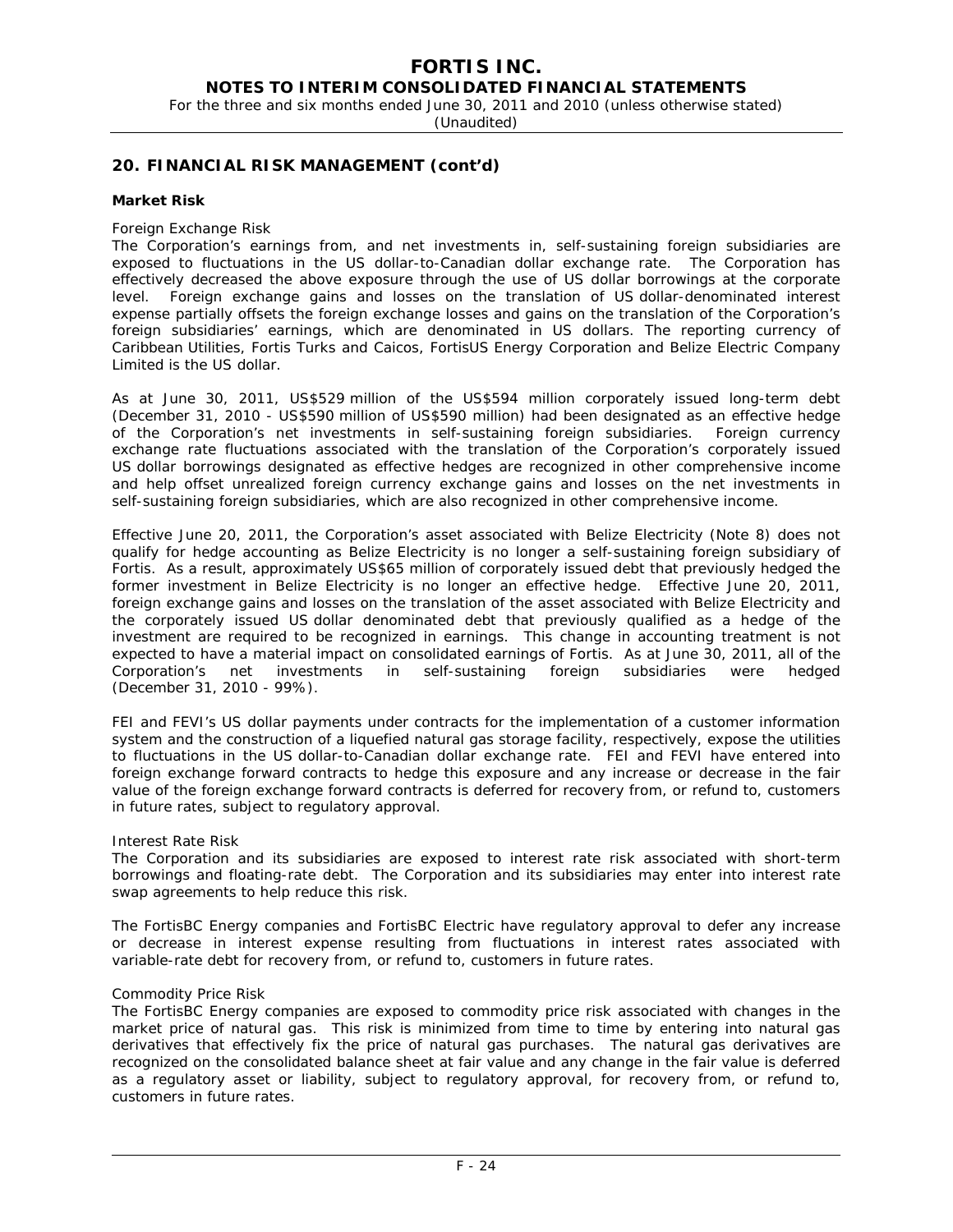## 20. FINANCIAL RISK MANAGEMENT (cont'd)

**Market Risk**

*Foreign Exchange Risk*

The Corporation's earnings from, and net investments in, self-sustaining foreign subsidiaries are exposed to fluctuations in the US dollar-to-Canadian dollar exchange rate. The Corporation has effectively decreased the above exposure through the use of US dollar borrowings at the corporate level. Foreign exchange gains and losses on the translation of US dollar-denominated interest expense partially offsets the foreign exchange losses and gains on the translation of the Corporation's foreign subsidiaries' earnings, which are denominated in US dollars. The reporting currency of Caribbean Utilities, Fortis Turks and Caicos, FortisUS Energy Corporation and Belize Electric Company Limited is the US dollar.

As at June 30, 2011, US$529 million of the US$594 million corporately issued long-term debt (December 31, 2010 - US$590 million of US$590 million) had been designated as an effective hedge of the Corporation's net investments in self-sustaining foreign subsidiaries. Foreign currency exchange rate fluctuations associated with the translation of the Corporation's corporately issued US dollar borrowings designated as effective hedges are recognized in other comprehensive income and help offset unrealized foreign currency exchange gains and losses on the net investments in self-sustaining foreign subsidiaries, which are also recognized in other comprehensive income.

Effective June 20, 2011, the Corporation's asset associated with Belize Electricity (Note 8) does not qualify for hedge accounting as Belize Electricity is no longer a self-sustaining foreign subsidiary of Fortis. As a result, approximately US$65 million of corporately issued debt that previously hedged the former investment in Belize Electricity is no longer an effective hedge. Effective June 20, 2011, foreign exchange gains and losses on the translation of the asset associated with Belize Electricity and the corporately issued US dollar denominated debt that previously qualified as a hedge of the investment are required to be recognized in earnings. This change in accounting treatment is not expected to have a material impact on consolidated earnings of Fortis. As at June 30, 2011, all of the Corporation's net investments in self-sustaining foreign subsidiaries were hedged (December 31, 2010 - 99%).

FEI and FEVI's US dollar payments under contracts for the implementation of a customer information system and the construction of a liquefied natural gas storage facility, respectively, expose the utilities to fluctuations in the US dollar-to-Canadian dollar exchange rate. FEI and FEVI have entered into foreign exchange forward contracts to hedge this exposure and any increase or decrease in the fair value of the foreign exchange forward contracts is deferred for recovery from, or refund to, customers in future rates, subject to regulatory approval.

*Interest Rate Risk*

The Corporation and its subsidiaries are exposed to interest rate risk associated with short-term borrowings and floating-rate debt. The Corporation and its subsidiaries may enter into interest rate swap agreements to help reduce this risk.

The FortisBC Energy companies and FortisBC Electric have regulatory approval to defer any increase or decrease in interest expense resulting from fluctuations in interest rates associated with variable-rate debt for recovery from, or refund to, customers in future rates.

*Commodity Price Risk*

The FortisBC Energy companies are exposed to commodity price risk associated with changes in the market price of natural gas. This risk is minimized from time to time by entering into natural gas derivatives that effectively fix the price of natural gas purchases. The natural gas derivatives are recognized on the consolidated balance sheet at fair value and any change in the fair value is deferred as a regulatory asset or liability, subject to regulatory approval, for recovery from, or refund to, customers in future rates.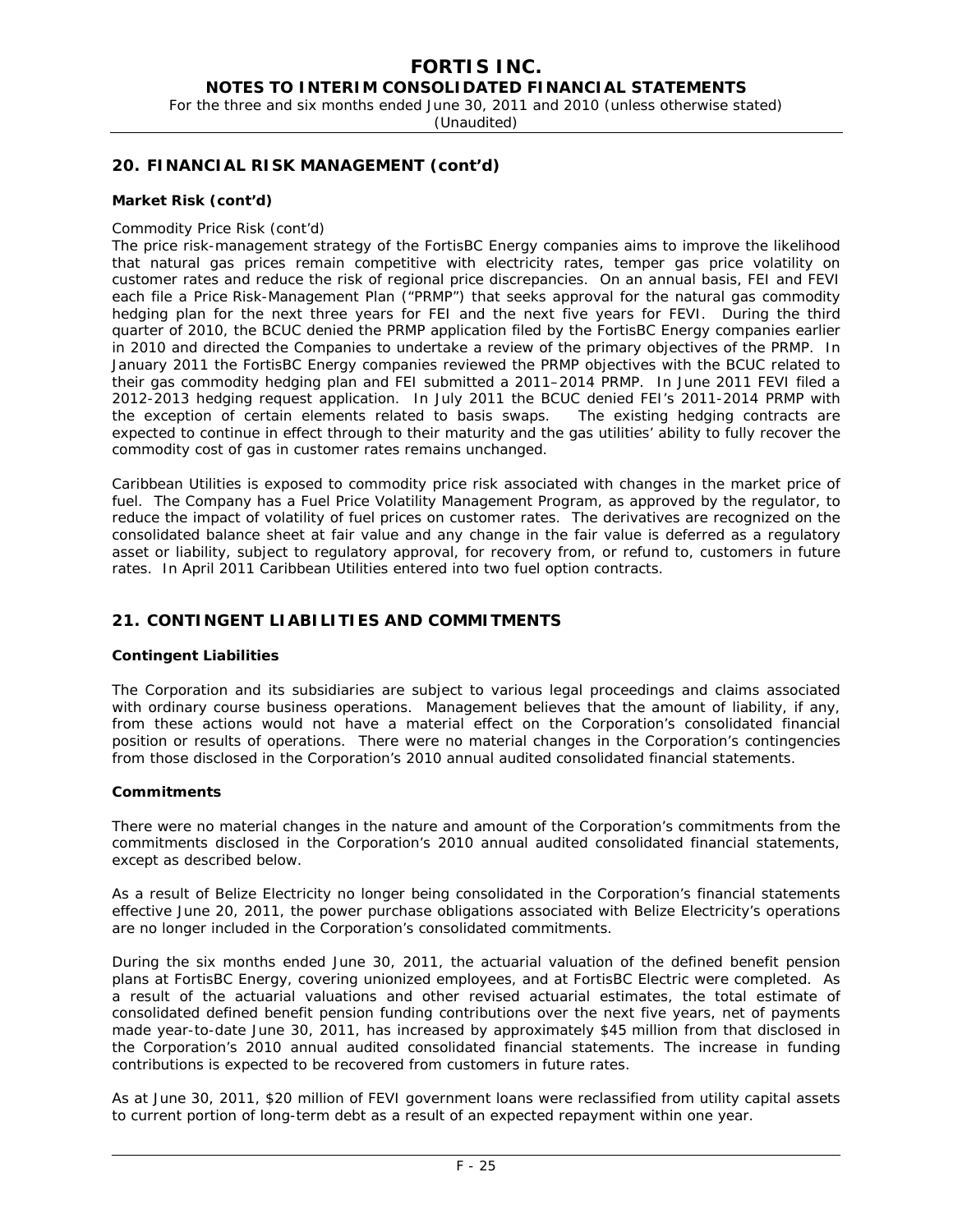## 20. FINANCIAL RISK MANAGEMENT (cont'd)

### Market Risk (cont'd)

*Commodity Price Risk (cont'd)*

The price risk-management strategy of the FortisBC Energy companies aims to improve the likelihood that natural gas prices remain competitive with electricity rates, temper gas price volatility on customer rates and reduce the risk of regional price discrepancies. On an annual basis, FEI and FEVI each file a Price Risk-Management Plan ("PRMP") that seeks approval for the natural gas commodity hedging plan for the next three years for FEI and the next five years for FEVI. During the third quarter of 2010, the BCUC denied the PRMP application filed by the FortisBC Energy companies earlier in 2010 and directed the Companies to undertake a review of the primary objectives of the PRMP. In January 2011 the FortisBC Energy companies reviewed the PRMP objectives with the BCUC related to their gas commodity hedging plan and FEI submitted a 2011–2014 PRMP. In June 2011 FEVI filed a 2012-2013 hedging request application. In July 2011 the BCUC denied FEI's 2011-2014 PRMP with the exception of certain elements related to basis swaps. The existing hedging contracts are expected to continue in effect through to their maturity and the gas utilities' ability to fully recover the commodity cost of gas in customer rates remains unchanged.

Caribbean Utilities is exposed to commodity price risk associated with changes in the market price of fuel. The Company has a Fuel Price Volatility Management Program, as approved by the regulator, to reduce the impact of volatility of fuel prices on customer rates. The derivatives are recognized on the consolidated balance sheet at fair value and any change in the fair value is deferred as a regulatory asset or liability, subject to regulatory approval, for recovery from, or refund to, customers in future rates. In April 2011 Caribbean Utilities entered into two fuel option contracts.

## 21. CONTINGENT LIABILITIES AND COMMITMENTS

### Contingent Liabilities

The Corporation and its subsidiaries are subject to various legal proceedings and claims associated with ordinary course business operations. Management believes that the amount of liability, if any, from these actions would not have a material effect on the Corporation's consolidated financial position or results of operations. There were no material changes in the Corporation's contingencies from those disclosed in the Corporation's 2010 annual audited consolidated financial statements.

### Commitments

There were no material changes in the nature and amount of the Corporation's commitments from the commitments disclosed in the Corporation's 2010 annual audited consolidated financial statements, except as described below.

As a result of Belize Electricity no longer being consolidated in the Corporation's financial statements effective June 20, 2011, the power purchase obligations associated with Belize Electricity's operations are no longer included in the Corporation's consolidated commitments.

During the six months ended June 30, 2011, the actuarial valuation of the defined benefit pension plans at FortisBC Energy, covering unionized employees, and at FortisBC Electric were completed. As a result of the actuarial valuations and other revised actuarial estimates, the total estimate of consolidated defined benefit pension funding contributions over the next five years, net of payments made year-to-date June 30, 2011, has increased by approximately $45 million from that disclosed in the Corporation's 2010 annual audited consolidated financial statements. The increase in funding contributions is expected to be recovered from customers in future rates.

As at June 30, 2011, $20 million of FEVI government loans were reclassified from utility capital assets to current portion of long-term debt as a result of an expected repayment within one year.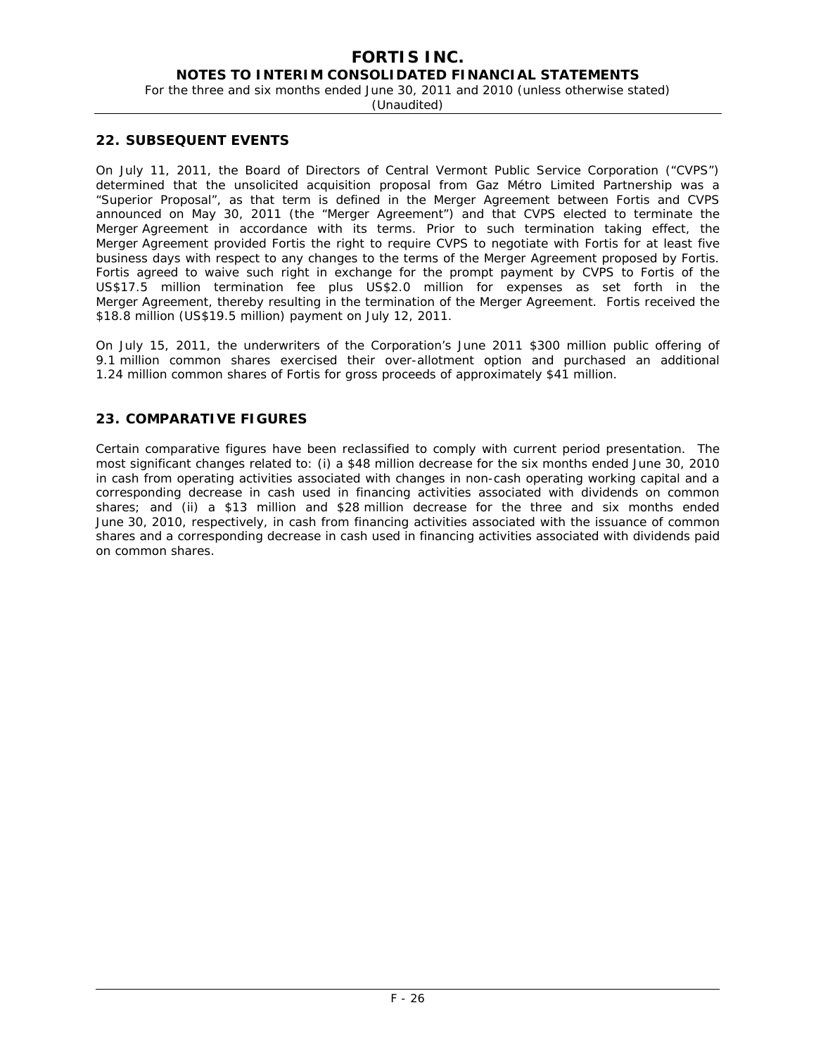## 22. SUBSEQUENT EVENTS

On July 11, 2011, the Board of Directors of Central Vermont Public Service Corporation ("CVPS") determined that the unsolicited acquisition proposal from Gaz Métro Limited Partnership was a "Superior Proposal", as that term is defined in the Merger Agreement between Fortis and CVPS announced on May 30, 2011 (the "Merger Agreement") and that CVPS elected to terminate the Merger Agreement in accordance with its terms. Prior to such termination taking effect, the Merger Agreement provided Fortis the right to require CVPS to negotiate with Fortis for at least five business days with respect to any changes to the terms of the Merger Agreement proposed by Fortis. Fortis agreed to waive such right in exchange for the prompt payment by CVPS to Fortis of the US$17.5 million termination fee plus US$2.0 million for expenses as set forth in the Merger Agreement, thereby resulting in the termination of the Merger Agreement. Fortis received the $18.8 million (US$19.5 million) payment on July 12, 2011.

On July 15, 2011, the underwriters of the Corporation's June 2011 $300 million public offering of 9.1 million common shares exercised their over-allotment option and purchased an additional 1.24 million common shares of Fortis for gross proceeds of approximately $41 million.

## 23. COMPARATIVE FIGURES

Certain comparative figures have been reclassified to comply with current period presentation. The most significant changes related to: (i) a $48 million decrease for the six months ended June 30, 2010 in cash from operating activities associated with changes in non-cash operating working capital and a corresponding decrease in cash used in financing activities associated with dividends on common shares; and (ii) a $13 million and $28 million decrease for the three and six months ended June 30, 2010, respectively, in cash from financing activities associated with the issuance of common shares and a corresponding decrease in cash used in financing activities associated with dividends paid on common shares.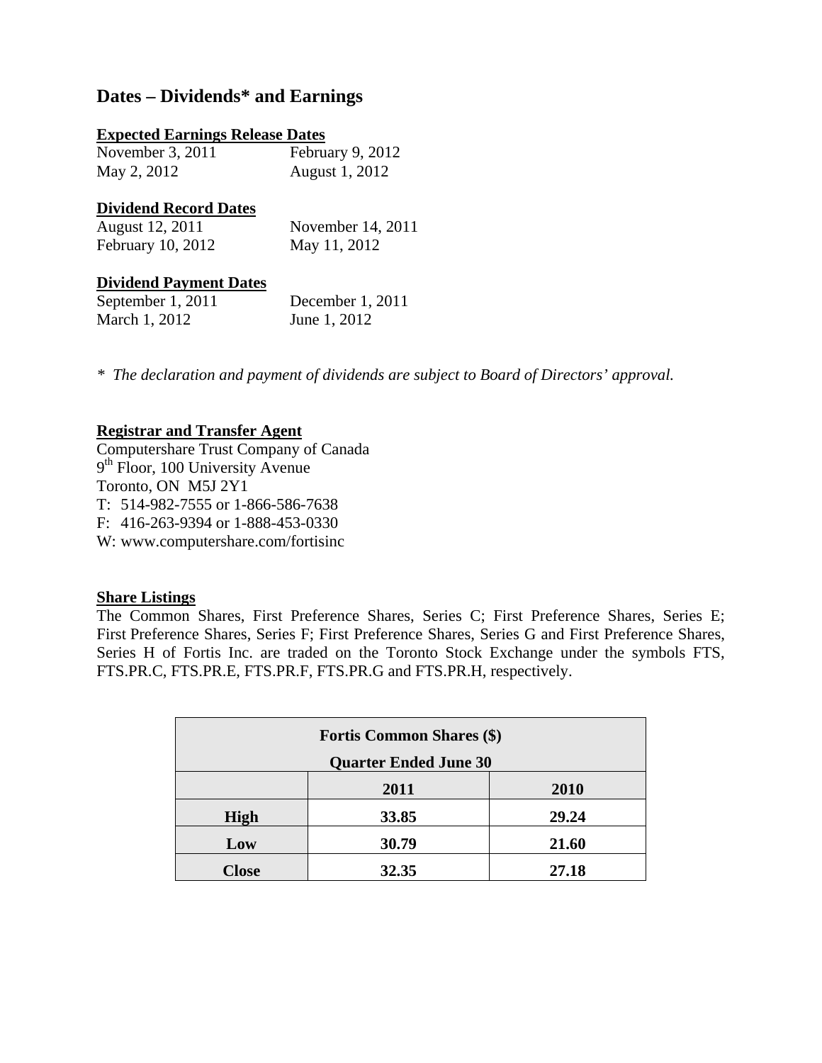## Dates – Dividends* and Earnings

**Expected Earnings Release Dates**

| | |
|---|---|
| November 3, 2011 | February 9, 2012 |
| May 2, 2012 | August 1, 2012 |

**Dividend Record Dates**

| | |
|---|---|
| August 12, 2011 | November 14, 2011 |
| February 10, 2012 | May 11, 2012 |

**Dividend Payment Dates**

| | |
|---|---|
| September 1, 2011 | December 1, 2011 |
| March 1, 2012 | June 1, 2012 |

*\* The declaration and payment of dividends are subject to Board of Directors' approval.*

**Registrar and Transfer Agent**

Computershare Trust Company of Canada
9th Floor, 100 University Avenue
Toronto, ON M5J 2Y1
T: 514-982-7555 or 1-866-586-7638
F: 416-263-9394 or 1-888-453-0330
W: www.computershare.com/fortisinc

**Share Listings**

The Common Shares, First Preference Shares, Series C; First Preference Shares, Series E; First Preference Shares, Series F; First Preference Shares, Series G and First Preference Shares, Series H of Fortis Inc. are traded on the Toronto Stock Exchange under the symbols FTS, FTS.PR.C, FTS.PR.E, FTS.PR.F, FTS.PR.G and FTS.PR.H, respectively.

| Fortis Common Shares ($) Quarter Ended June 30 | | |
|---|---|---|
| | **2011** | **2010** |
| **High** | **33.85** | **29.24** |
| **Low** | **30.79** | **21.60** |
| **Close** | **32.35** | **27.18** |